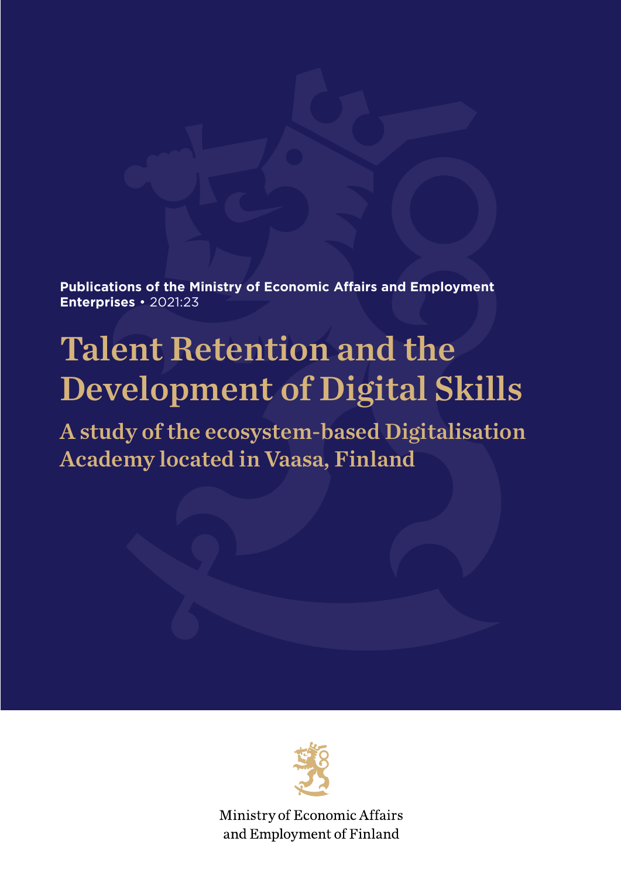**Publications of the Ministry of Economic Affairs and Employment**
**Enterprises** • 2021:23

# Talent Retention and the Development of Digital Skills

## A study of the ecosystem-based Digitalisation Academy located in Vaasa, Finland

Ministry of Economic Affairs
and Employment of Finland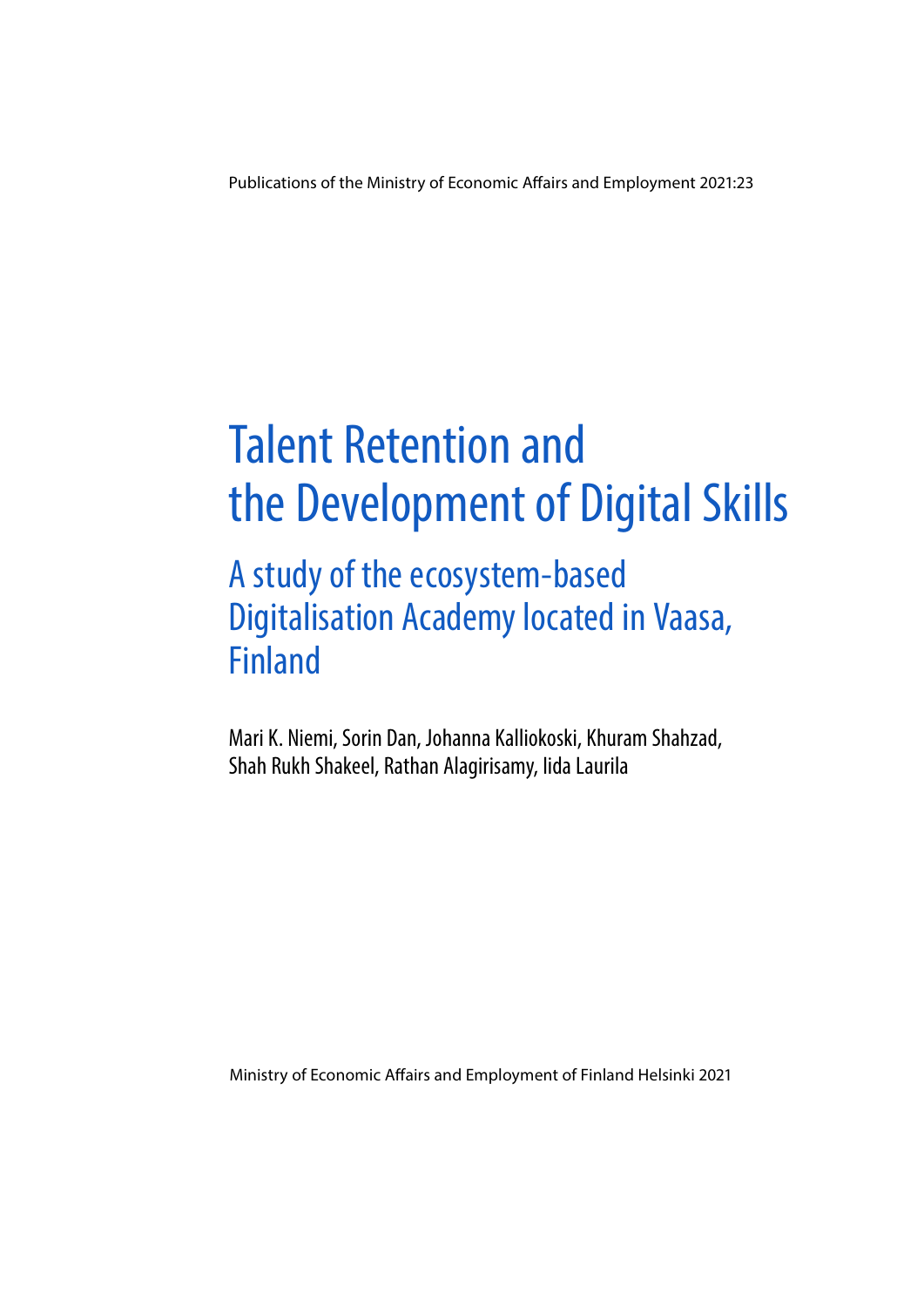Publications of the Ministry of Economic Affairs and Employment 2021:23

# Talent Retention and the Development of Digital Skills

## A study of the ecosystem-based Digitalisation Academy located in Vaasa, Finland

Mari K. Niemi, Sorin Dan, Johanna Kalliokoski, Khuram Shahzad, Shah Rukh Shakeel, Rathan Alagirisamy, Iida Laurila

Ministry of Economic Affairs and Employment of Finland Helsinki 2021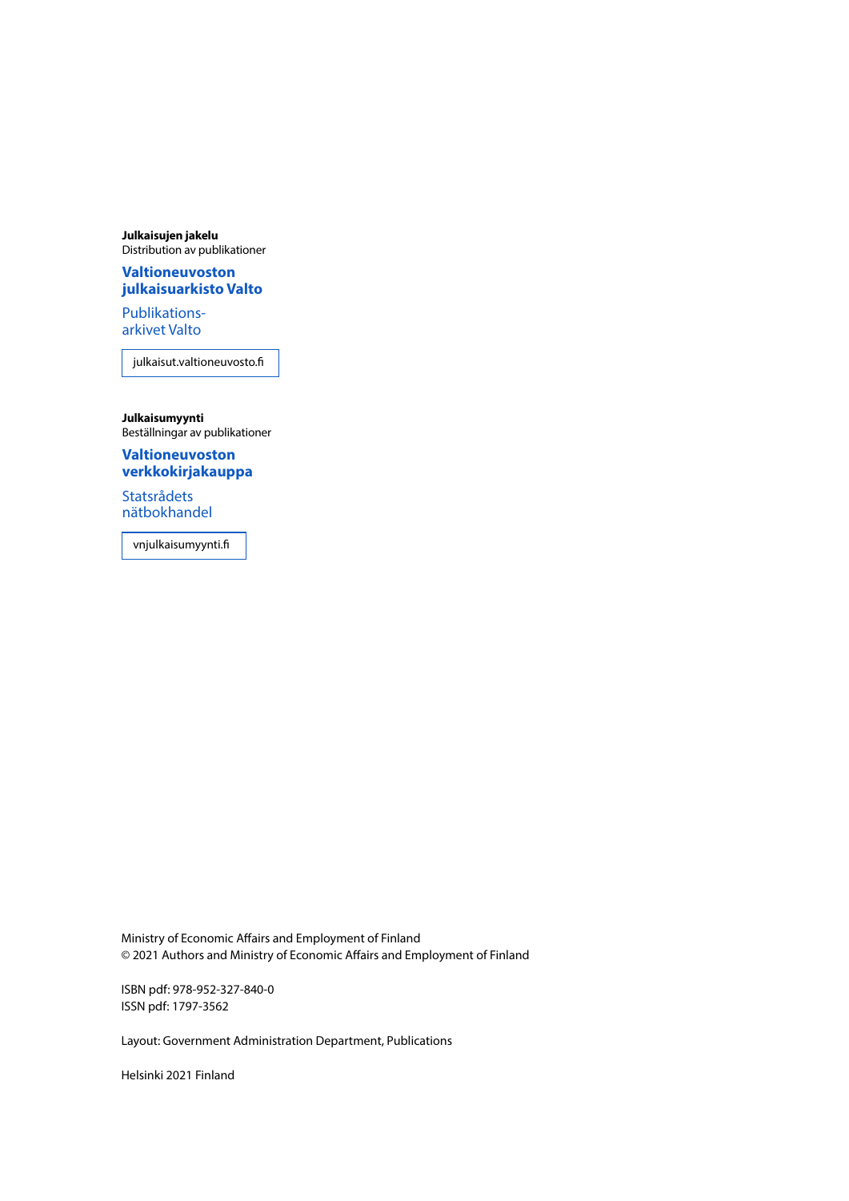**Julkaisujen jakelu**
Distribution av publikationer

**Valtioneuvoston julkaisuarkisto Valto**

Publikations-
arkivet Valto

julkaisut.valtioneuvosto.fi

**Julkaisumyynti**
Beställningar av publikationer

**Valtioneuvoston verkkokirjakauppa**

Statsrådets
nätbokhandel

vnjulkaisumyynti.fi

Ministry of Economic Affairs and Employment of Finland
© 2021 Authors and Ministry of Economic Affairs and Employment of Finland

ISBN pdf: 978-952-327-840-0
ISSN pdf: 1797-3562

Layout: Government Administration Department, Publications

Helsinki 2021 Finland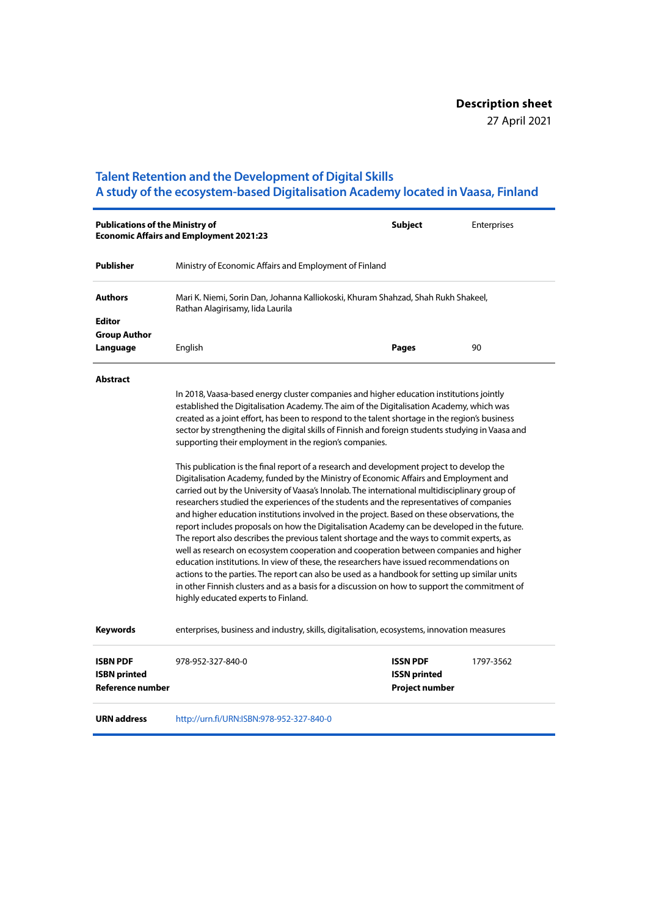**Description sheet**
27 April 2021

## Talent Retention and the Development of Digital Skills
## A study of the ecosystem-based Digitalisation Academy located in Vaasa, Finland

| | | | |
|---|---|---|---|
| **Publications of the Ministry of Economic Affairs and Employment 2021:23** | | **Subject** | Enterprises |
| **Publisher** | Ministry of Economic Affairs and Employment of Finland | | |
| **Authors** | Mari K. Niemi, Sorin Dan, Johanna Kalliokoski, Khuram Shahzad, Shah Rukh Shakeel, Rathan Alagirisamy, Iida Laurila | | |
| **Editor** | | | |
| **Group Author** | | | |
| **Language** | English | **Pages** | 90 |

**Abstract**

In 2018, Vaasa-based energy cluster companies and higher education institutions jointly established the Digitalisation Academy. The aim of the Digitalisation Academy, which was created as a joint effort, has been to respond to the talent shortage in the region's business sector by strengthening the digital skills of Finnish and foreign students studying in Vaasa and supporting their employment in the region's companies.

This publication is the final report of a research and development project to develop the Digitalisation Academy, funded by the Ministry of Economic Affairs and Employment and carried out by the University of Vaasa's Innolab. The international multidisciplinary group of researchers studied the experiences of the students and the representatives of companies and higher education institutions involved in the project. Based on these observations, the report includes proposals on how the Digitalisation Academy can be developed in the future. The report also describes the previous talent shortage and the ways to commit experts, as well as research on ecosystem cooperation and cooperation between companies and higher education institutions. In view of these, the researchers have issued recommendations on actions to the parties. The report can also be used as a handbook for setting up similar units in other Finnish clusters and as a basis for a discussion on how to support the commitment of highly educated experts to Finland.

| | | | |
|---|---|---|---|
| **Keywords** | enterprises, business and industry, skills, digitalisation, ecosystems, innovation measures | | |
| **ISBN PDF** | 978-952-327-840-0 | **ISSN PDF** | 1797-3562 |
| **ISBN printed** | | **ISSN printed** | |
| **Reference number** | | **Project number** | |
| **URN address** | http://urn.fi/URN:ISBN:978-952-327-840-0 | | |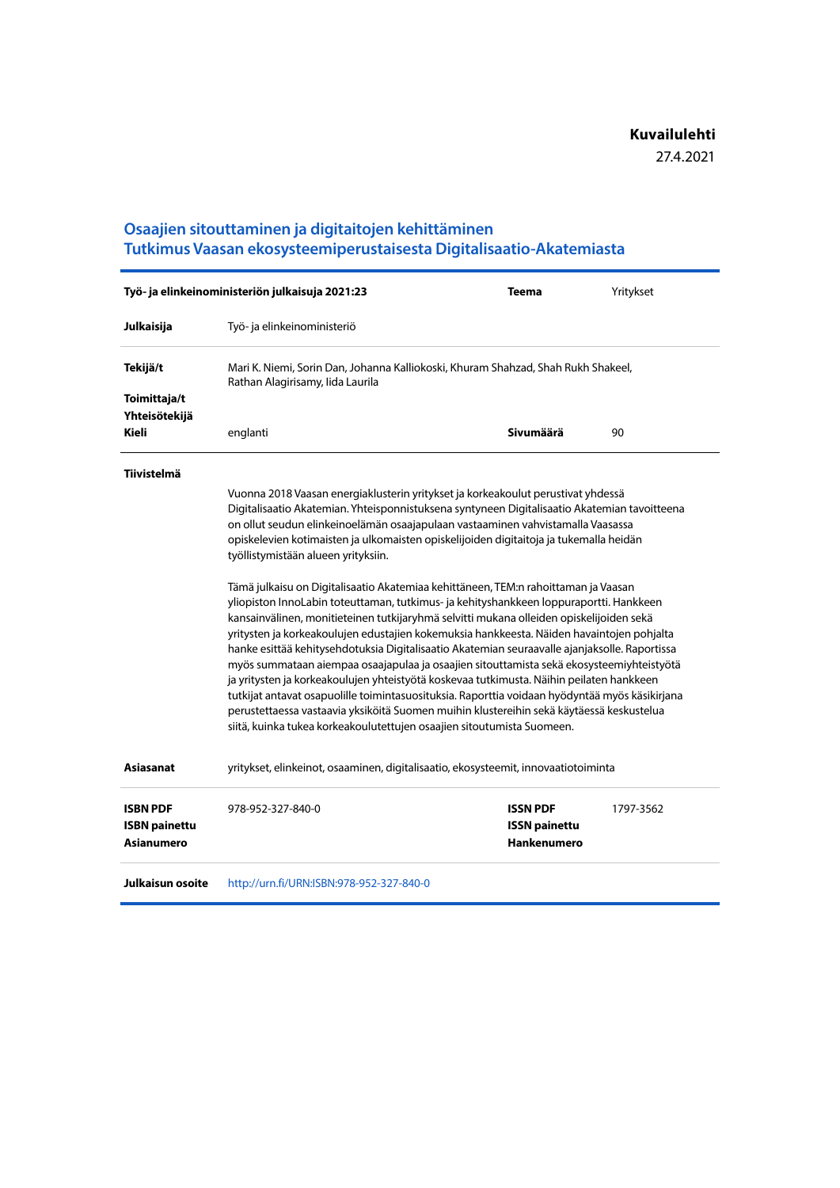**Kuvailulehti**

27.4.2021

## Osaajien sitouttaminen ja digitaitojen kehittäminen
## Tutkimus Vaasan ekosysteemiperustaisesta Digitalisaatio-Akatemiasta

| | | | |
|---|---|---|---|
| **Työ- ja elinkeinoministeriön julkaisuja 2021:23** | | **Teema** | Yritykset |
| **Julkaisija** | Työ- ja elinkeinoministeriö | | |
| **Tekijä/t** | Mari K. Niemi, Sorin Dan, Johanna Kalliokoski, Khuram Shahzad, Shah Rukh Shakeel, Rathan Alagirisamy, Iida Laurila | | |
| **Toimittaja/t** | | | |
| **Yhteisötekijä** | | | |
| **Kieli** | englanti | **Sivumäärä** | 90 |

**Tiivistelmä**

Vuonna 2018 Vaasan energiaklusterin yritykset ja korkeakoulut perustivat yhdessä Digitalisaatio Akatemian. Yhteisponnistuksena syntyneen Digitalisaatio Akatemian tavoitteena on ollut seudun elinkeinoelämän osaajapulaan vastaaminen vahvistamalla Vaasassa opiskelevien kotimaisten ja ulkomaisten opiskelijoiden digitaitoja ja tukemalla heidän työllistymistään alueen yrityksiin.

Tämä julkaisu on Digitalisaatio Akatemiaa kehittäneen, TEM:n rahoittaman ja Vaasan yliopiston InnoLabin toteuttaman, tutkimus- ja kehityshankkeen loppuraportti. Hankkeen kansainvälinen, monitieteinen tutkijaryhmä selvitti mukana olleiden opiskelijoiden sekä yritysten ja korkeakoulujen edustajien kokemuksia hankkeesta. Näiden havaintojen pohjalta hanke esittää kehitysehdotuksia Digitalisaatio Akatemian seuraavalle ajanjaksolle. Raportissa myös summataan aiempaa osaajapulaa ja osaajien sitouttamista sekä ekosysteemiyhteistyötä ja yritysten ja korkeakoulujen yhteistyötä koskevaa tutkimusta. Näihin peilaten hankkeen tutkijat antavat osapuolille toimintasuosituksia. Raporttia voidaan hyödyntää myös käsikirjana perustettaessa vastaavia yksiköitä Suomen muihin klustereihin sekä käytäessä keskustelua siitä, kuinka tukea korkeakoulutettujen osaajien sitoutumista Suomeen.

| | | | |
|---|---|---|---|
| **Asiasanat** | yritykset, elinkeinot, osaaminen, digitalisaatio, ekosysteemit, innovaatiotoiminta | | |
| **ISBN PDF** | 978-952-327-840-0 | **ISSN PDF** | 1797-3562 |
| **ISBN painettu** | | **ISSN painettu** | |
| **Asianumero** | | **Hankenumero** | |
| **Julkaisun osoite** | http://urn.fi/URN:ISBN:978-952-327-840-0 | | |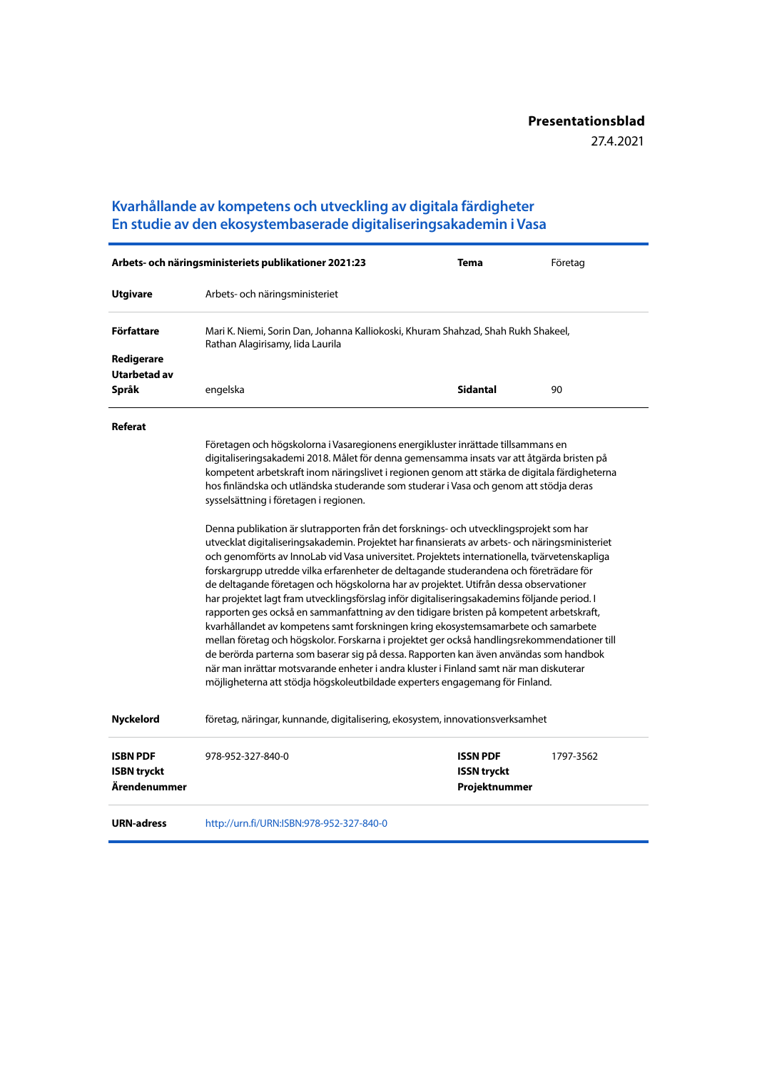**Presentationsblad**

27.4.2021

# Kvarhållande av kompetens och utveckling av digitala färdigheter
# En studie av den ekosystembaserade digitaliseringsakademin i Vasa

| | | | |
|---|---|---|---|
| **Arbets- och näringsministeriets publikationer 2021:23** | | **Tema** | Företag |
| **Utgivare** | Arbets- och näringsministeriet | | |
| **Författare** | Mari K. Niemi, Sorin Dan, Johanna Kalliokoski, Khuram Shahzad, Shah Rukh Shakeel, Rathan Alagirisamy, Iida Laurila | | |
| **Redigerare** | | | |
| **Utarbetad av** | | | |
| **Språk** | engelska | **Sidantal** | 90 |

**Referat**

Företagen och högskolorna i Vasaregionens energikluster inrättade tillsammans en digitaliseringsakademi 2018. Målet för denna gemensamma insats var att åtgärda bristen på kompetent arbetskraft inom näringslivet i regionen genom att stärka de digitala färdigheterna hos finländska och utländska studerande som studerar i Vasa och genom att stödja deras sysselsättning i företagen i regionen.

Denna publikation är slutrapporten från det forsknings- och utvecklingsprojekt som har utvecklat digitaliseringsakademin. Projektet har finansierats av arbets- och näringsministeriet och genomförts av InnoLab vid Vasa universitet. Projektets internationella, tvärvetenskapliga forskargrupp utredde vilka erfarenheter de deltagande studerandena och företrädare för de deltagande företagen och högskolorna har av projektet. Utifrån dessa observationer har projektet lagt fram utvecklingsförslag inför digitaliseringsakademins följande period. I rapporten ges också en sammanfattning av den tidigare bristen på kompetent arbetskraft, kvarhållandet av kompetens samt forskningen kring ekosystemsamarbete och samarbete mellan företag och högskolor. Forskarna i projektet ger också handlingsrekommendationer till de berörda parterna som baserar sig på dessa. Rapporten kan även användas som handbok när man inrättar motsvarande enheter i andra kluster i Finland samt när man diskuterar möjligheterna att stödja högskoleutbildade experters engagemang för Finland.

| | | | |
|---|---|---|---|
| **Nyckelord** | företag, näringar, kunnande, digitalisering, ekosystem, innovationsverksamhet | | |
| **ISBN PDF** | 978-952-327-840-0 | **ISSN PDF** | 1797-3562 |
| **ISBN tryckt** | | **ISSN tryckt** | |
| **Ärendenummer** | | **Projektnummer** | |
| **URN-adress** | http://urn.fi/URN:ISBN:978-952-327-840-0 | | |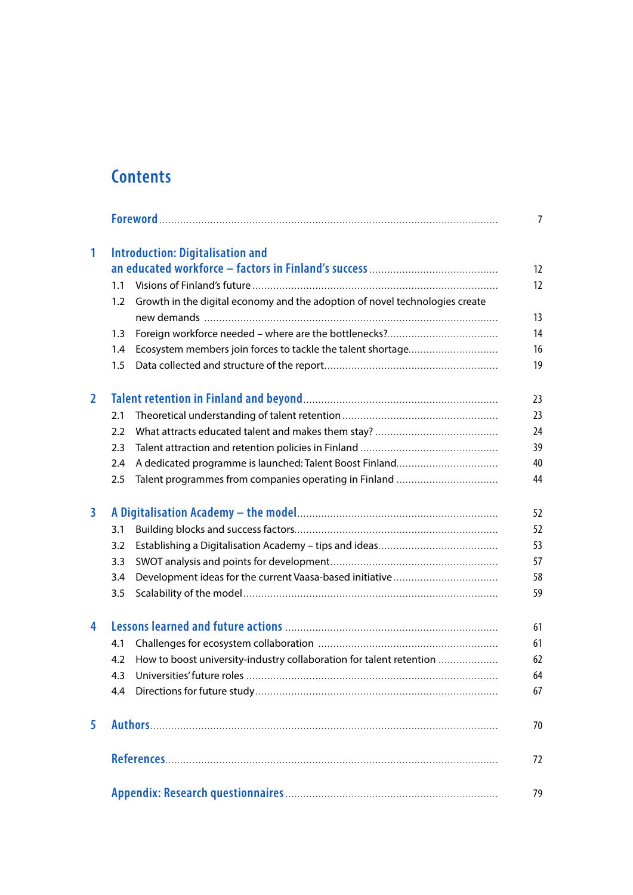# Contents

Foreword ........ 7

1 Introduction: Digitalisation and an educated workforce – factors in Finland's success ........ 12
- 1.1 Visions of Finland's future ........ 12
- 1.2 Growth in the digital economy and the adoption of novel technologies create new demands ........ 13
- 1.3 Foreign workforce needed – where are the bottlenecks? ........ 14
- 1.4 Ecosystem members join forces to tackle the talent shortage ........ 16
- 1.5 Data collected and structure of the report ........ 19

2 Talent retention in Finland and beyond ........ 23
- 2.1 Theoretical understanding of talent retention ........ 23
- 2.2 What attracts educated talent and makes them stay? ........ 24
- 2.3 Talent attraction and retention policies in Finland ........ 39
- 2.4 A dedicated programme is launched: Talent Boost Finland ........ 40
- 2.5 Talent programmes from companies operating in Finland ........ 44

3 A Digitalisation Academy – the model ........ 52
- 3.1 Building blocks and success factors ........ 52
- 3.2 Establishing a Digitalisation Academy – tips and ideas ........ 53
- 3.3 SWOT analysis and points for development ........ 57
- 3.4 Development ideas for the current Vaasa-based initiative ........ 58
- 3.5 Scalability of the model ........ 59

4 Lessons learned and future actions ........ 61
- 4.1 Challenges for ecosystem collaboration ........ 61
- 4.2 How to boost university-industry collaboration for talent retention ........ 62
- 4.3 Universities' future roles ........ 64
- 4.4 Directions for future study ........ 67

5 Authors ........ 70

References ........ 72

Appendix: Research questionnaires ........ 79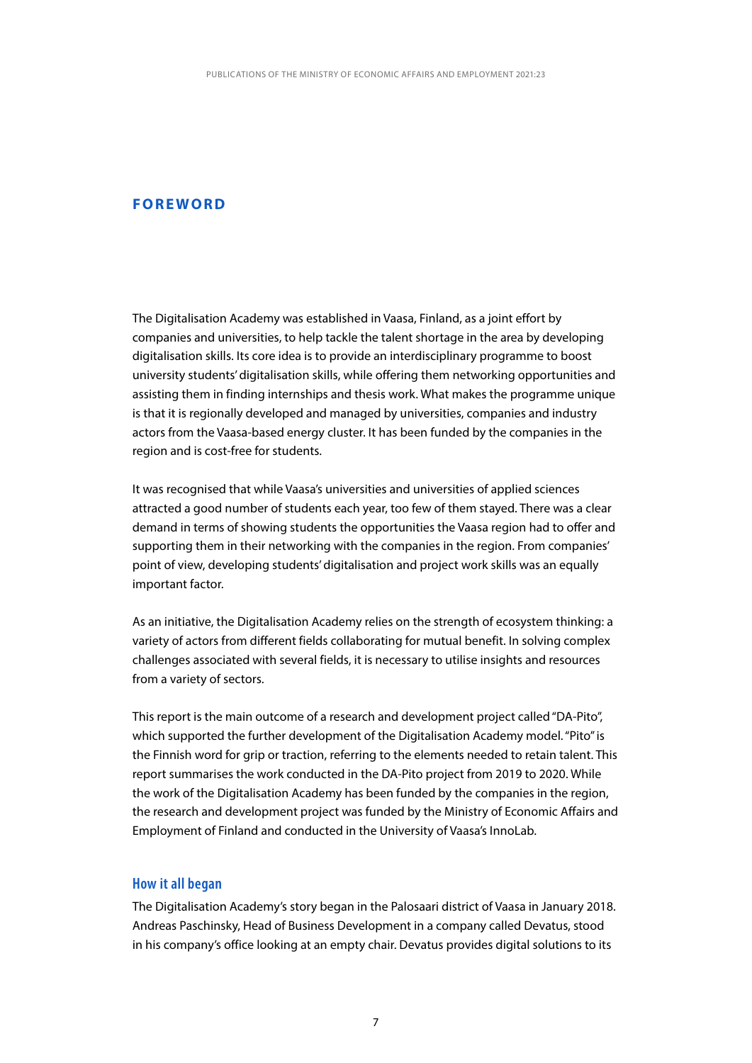## FOREWORD

The Digitalisation Academy was established in Vaasa, Finland, as a joint effort by companies and universities, to help tackle the talent shortage in the area by developing digitalisation skills. Its core idea is to provide an interdisciplinary programme to boost university students' digitalisation skills, while offering them networking opportunities and assisting them in finding internships and thesis work. What makes the programme unique is that it is regionally developed and managed by universities, companies and industry actors from the Vaasa-based energy cluster. It has been funded by the companies in the region and is cost-free for students.

It was recognised that while Vaasa's universities and universities of applied sciences attracted a good number of students each year, too few of them stayed. There was a clear demand in terms of showing students the opportunities the Vaasa region had to offer and supporting them in their networking with the companies in the region. From companies' point of view, developing students' digitalisation and project work skills was an equally important factor.

As an initiative, the Digitalisation Academy relies on the strength of ecosystem thinking: a variety of actors from different fields collaborating for mutual benefit. In solving complex challenges associated with several fields, it is necessary to utilise insights and resources from a variety of sectors.

This report is the main outcome of a research and development project called "DA-Pito", which supported the further development of the Digitalisation Academy model. "Pito" is the Finnish word for grip or traction, referring to the elements needed to retain talent. This report summarises the work conducted in the DA-Pito project from 2019 to 2020. While the work of the Digitalisation Academy has been funded by the companies in the region, the research and development project was funded by the Ministry of Economic Affairs and Employment of Finland and conducted in the University of Vaasa's InnoLab.

### How it all began

The Digitalisation Academy's story began in the Palosaari district of Vaasa in January 2018. Andreas Paschinsky, Head of Business Development in a company called Devatus, stood in his company's office looking at an empty chair. Devatus provides digital solutions to its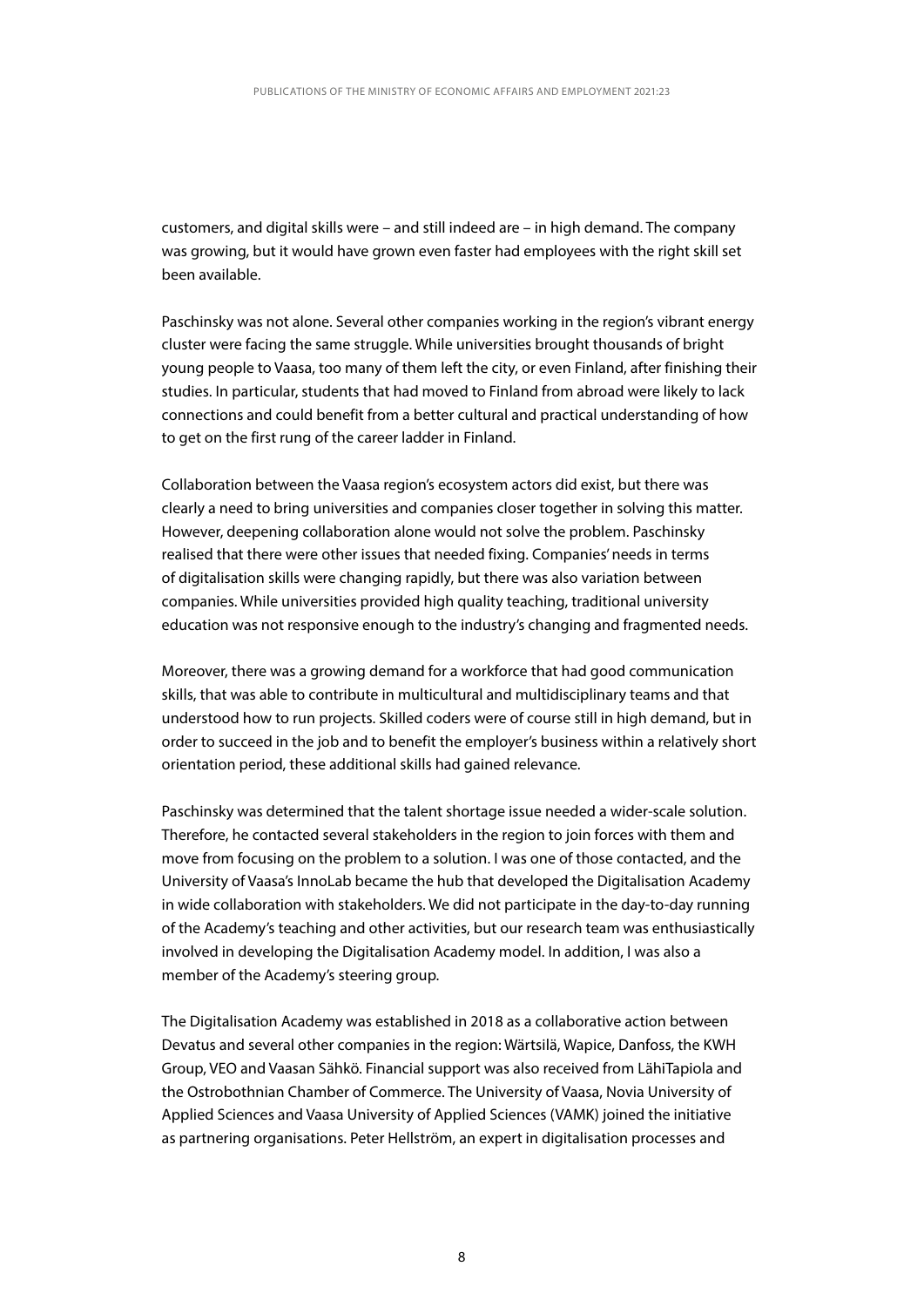customers, and digital skills were – and still indeed are – in high demand. The company was growing, but it would have grown even faster had employees with the right skill set been available.

Paschinsky was not alone. Several other companies working in the region's vibrant energy cluster were facing the same struggle. While universities brought thousands of bright young people to Vaasa, too many of them left the city, or even Finland, after finishing their studies. In particular, students that had moved to Finland from abroad were likely to lack connections and could benefit from a better cultural and practical understanding of how to get on the first rung of the career ladder in Finland.

Collaboration between the Vaasa region's ecosystem actors did exist, but there was clearly a need to bring universities and companies closer together in solving this matter. However, deepening collaboration alone would not solve the problem. Paschinsky realised that there were other issues that needed fixing. Companies' needs in terms of digitalisation skills were changing rapidly, but there was also variation between companies. While universities provided high quality teaching, traditional university education was not responsive enough to the industry's changing and fragmented needs.

Moreover, there was a growing demand for a workforce that had good communication skills, that was able to contribute in multicultural and multidisciplinary teams and that understood how to run projects. Skilled coders were of course still in high demand, but in order to succeed in the job and to benefit the employer's business within a relatively short orientation period, these additional skills had gained relevance.

Paschinsky was determined that the talent shortage issue needed a wider-scale solution. Therefore, he contacted several stakeholders in the region to join forces with them and move from focusing on the problem to a solution. I was one of those contacted, and the University of Vaasa's InnoLab became the hub that developed the Digitalisation Academy in wide collaboration with stakeholders. We did not participate in the day-to-day running of the Academy's teaching and other activities, but our research team was enthusiastically involved in developing the Digitalisation Academy model. In addition, I was also a member of the Academy's steering group.

The Digitalisation Academy was established in 2018 as a collaborative action between Devatus and several other companies in the region: Wärtsilä, Wapice, Danfoss, the KWH Group, VEO and Vaasan Sähkö. Financial support was also received from LähiTapiola and the Ostrobothnian Chamber of Commerce. The University of Vaasa, Novia University of Applied Sciences and Vaasa University of Applied Sciences (VAMK) joined the initiative as partnering organisations. Peter Hellström, an expert in digitalisation processes and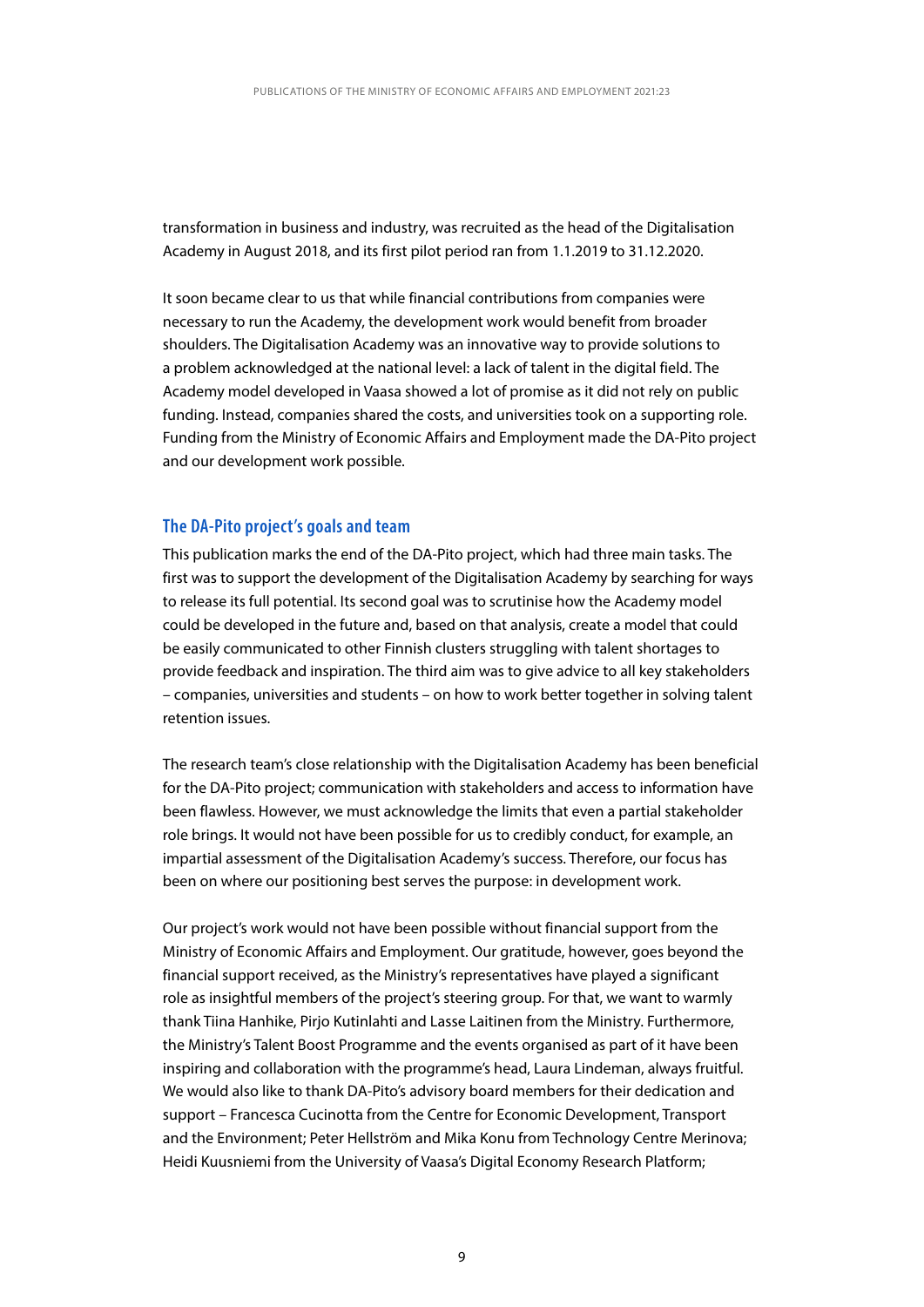transformation in business and industry, was recruited as the head of the Digitalisation Academy in August 2018, and its first pilot period ran from 1.1.2019 to 31.12.2020.

It soon became clear to us that while financial contributions from companies were necessary to run the Academy, the development work would benefit from broader shoulders. The Digitalisation Academy was an innovative way to provide solutions to a problem acknowledged at the national level: a lack of talent in the digital field. The Academy model developed in Vaasa showed a lot of promise as it did not rely on public funding. Instead, companies shared the costs, and universities took on a supporting role. Funding from the Ministry of Economic Affairs and Employment made the DA-Pito project and our development work possible.

### The DA-Pito project's goals and team

This publication marks the end of the DA-Pito project, which had three main tasks. The first was to support the development of the Digitalisation Academy by searching for ways to release its full potential. Its second goal was to scrutinise how the Academy model could be developed in the future and, based on that analysis, create a model that could be easily communicated to other Finnish clusters struggling with talent shortages to provide feedback and inspiration. The third aim was to give advice to all key stakeholders – companies, universities and students – on how to work better together in solving talent retention issues.

The research team's close relationship with the Digitalisation Academy has been beneficial for the DA-Pito project; communication with stakeholders and access to information have been flawless. However, we must acknowledge the limits that even a partial stakeholder role brings. It would not have been possible for us to credibly conduct, for example, an impartial assessment of the Digitalisation Academy's success. Therefore, our focus has been on where our positioning best serves the purpose: in development work.

Our project's work would not have been possible without financial support from the Ministry of Economic Affairs and Employment. Our gratitude, however, goes beyond the financial support received, as the Ministry's representatives have played a significant role as insightful members of the project's steering group. For that, we want to warmly thank Tiina Hanhike, Pirjo Kutinlahti and Lasse Laitinen from the Ministry. Furthermore, the Ministry's Talent Boost Programme and the events organised as part of it have been inspiring and collaboration with the programme's head, Laura Lindeman, always fruitful. We would also like to thank DA-Pito's advisory board members for their dedication and support – Francesca Cucinotta from the Centre for Economic Development, Transport and the Environment; Peter Hellström and Mika Konu from Technology Centre Merinova; Heidi Kuusniemi from the University of Vaasa's Digital Economy Research Platform;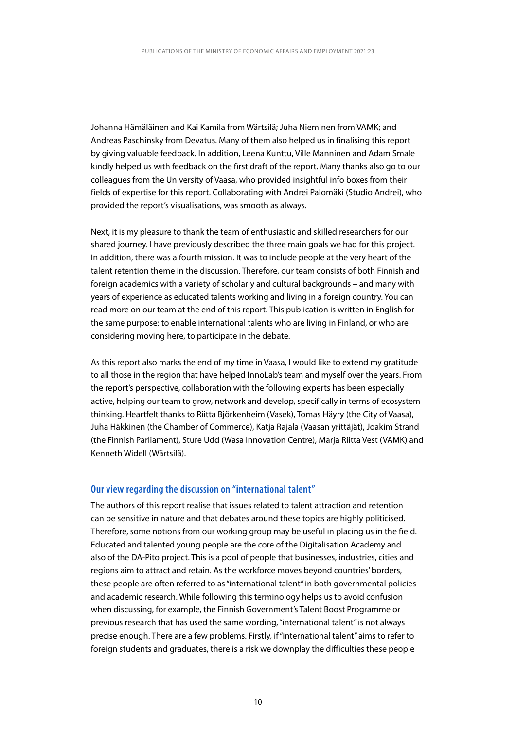Johanna Hämäläinen and Kai Kamila from Wärtsilä; Juha Nieminen from VAMK; and Andreas Paschinsky from Devatus. Many of them also helped us in finalising this report by giving valuable feedback. In addition, Leena Kunttu, Ville Manninen and Adam Smale kindly helped us with feedback on the first draft of the report. Many thanks also go to our colleagues from the University of Vaasa, who provided insightful info boxes from their fields of expertise for this report. Collaborating with Andrei Palomäki (Studio Andrei), who provided the report's visualisations, was smooth as always.

Next, it is my pleasure to thank the team of enthusiastic and skilled researchers for our shared journey. I have previously described the three main goals we had for this project. In addition, there was a fourth mission. It was to include people at the very heart of the talent retention theme in the discussion. Therefore, our team consists of both Finnish and foreign academics with a variety of scholarly and cultural backgrounds – and many with years of experience as educated talents working and living in a foreign country. You can read more on our team at the end of this report. This publication is written in English for the same purpose: to enable international talents who are living in Finland, or who are considering moving here, to participate in the debate.

As this report also marks the end of my time in Vaasa, I would like to extend my gratitude to all those in the region that have helped InnoLab's team and myself over the years. From the report's perspective, collaboration with the following experts has been especially active, helping our team to grow, network and develop, specifically in terms of ecosystem thinking. Heartfelt thanks to Riitta Björkenheim (Vasek), Tomas Häyry (the City of Vaasa), Juha Häkkinen (the Chamber of Commerce), Katja Rajala (Vaasan yrittäjät), Joakim Strand (the Finnish Parliament), Sture Udd (Wasa Innovation Centre), Marja Riitta Vest (VAMK) and Kenneth Widell (Wärtsilä).

### Our view regarding the discussion on "international talent"

The authors of this report realise that issues related to talent attraction and retention can be sensitive in nature and that debates around these topics are highly politicised. Therefore, some notions from our working group may be useful in placing us in the field. Educated and talented young people are the core of the Digitalisation Academy and also of the DA-Pito project. This is a pool of people that businesses, industries, cities and regions aim to attract and retain. As the workforce moves beyond countries' borders, these people are often referred to as "international talent" in both governmental policies and academic research. While following this terminology helps us to avoid confusion when discussing, for example, the Finnish Government's Talent Boost Programme or previous research that has used the same wording, "international talent" is not always precise enough. There are a few problems. Firstly, if "international talent" aims to refer to foreign students and graduates, there is a risk we downplay the difficulties these people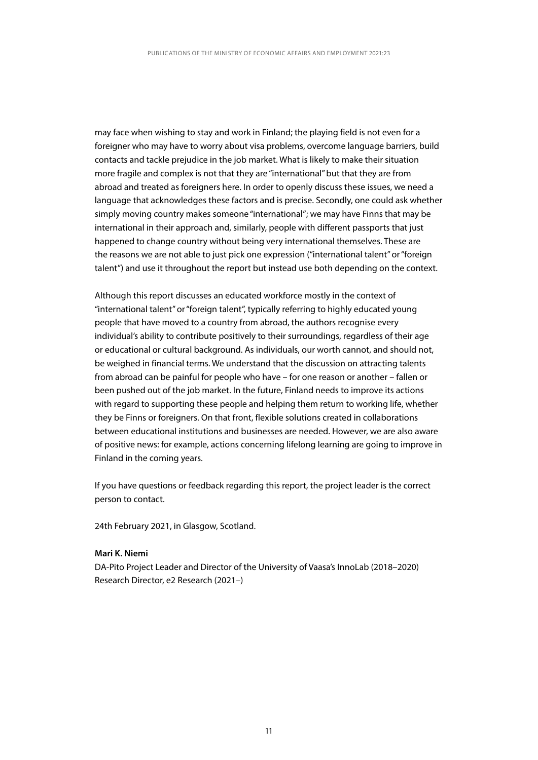may face when wishing to stay and work in Finland; the playing field is not even for a foreigner who may have to worry about visa problems, overcome language barriers, build contacts and tackle prejudice in the job market. What is likely to make their situation more fragile and complex is not that they are "international" but that they are from abroad and treated as foreigners here. In order to openly discuss these issues, we need a language that acknowledges these factors and is precise. Secondly, one could ask whether simply moving country makes someone "international"; we may have Finns that may be international in their approach and, similarly, people with different passports that just happened to change country without being very international themselves. These are the reasons we are not able to just pick one expression ("international talent" or "foreign talent") and use it throughout the report but instead use both depending on the context.

Although this report discusses an educated workforce mostly in the context of "international talent" or "foreign talent", typically referring to highly educated young people that have moved to a country from abroad, the authors recognise every individual's ability to contribute positively to their surroundings, regardless of their age or educational or cultural background. As individuals, our worth cannot, and should not, be weighed in financial terms. We understand that the discussion on attracting talents from abroad can be painful for people who have – for one reason or another – fallen or been pushed out of the job market. In the future, Finland needs to improve its actions with regard to supporting these people and helping them return to working life, whether they be Finns or foreigners. On that front, flexible solutions created in collaborations between educational institutions and businesses are needed. However, we are also aware of positive news: for example, actions concerning lifelong learning are going to improve in Finland in the coming years.

If you have questions or feedback regarding this report, the project leader is the correct person to contact.

24th February 2021, in Glasgow, Scotland.

**Mari K. Niemi**
DA-Pito Project Leader and Director of the University of Vaasa's InnoLab (2018–2020)
Research Director, e2 Research (2021–)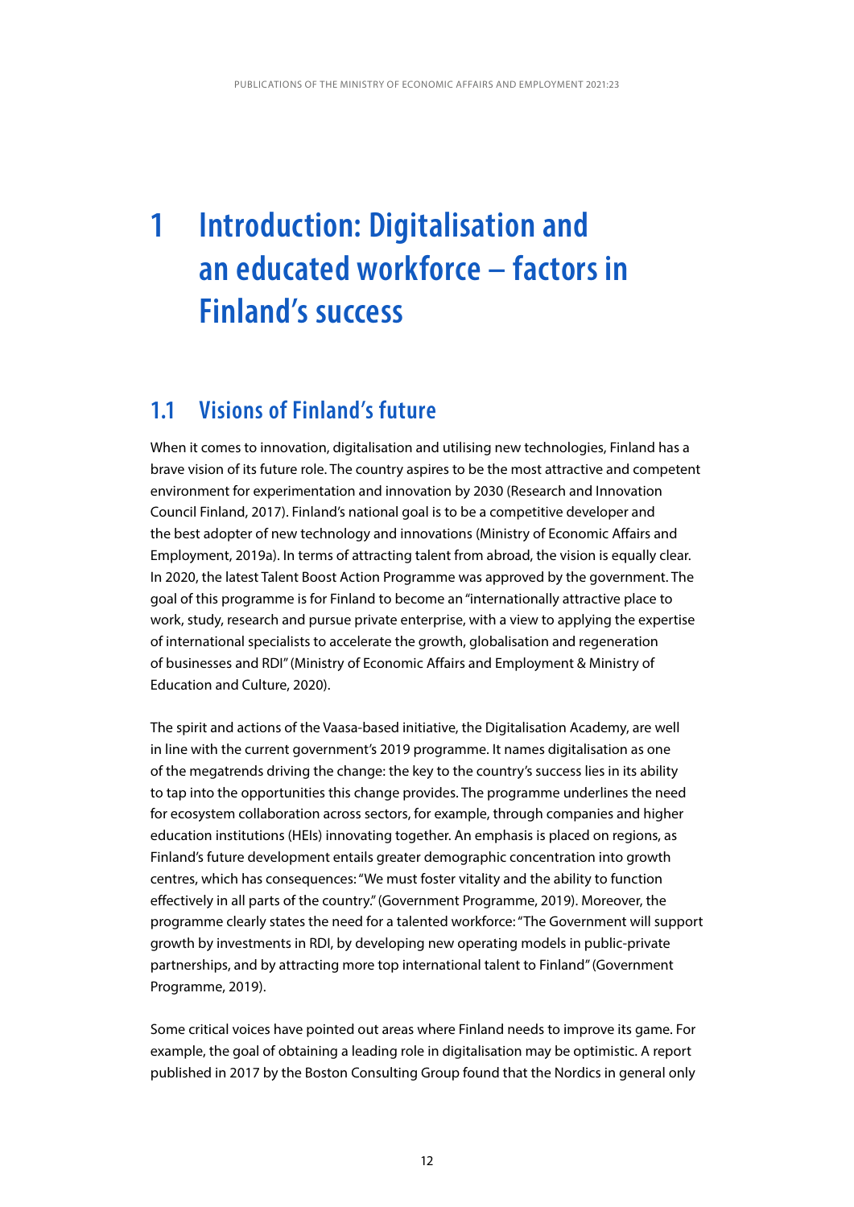# 1 Introduction: Digitalisation and an educated workforce – factors in Finland's success

## 1.1 Visions of Finland's future

When it comes to innovation, digitalisation and utilising new technologies, Finland has a brave vision of its future role. The country aspires to be the most attractive and competent environment for experimentation and innovation by 2030 (Research and Innovation Council Finland, 2017). Finland's national goal is to be a competitive developer and the best adopter of new technology and innovations (Ministry of Economic Affairs and Employment, 2019a). In terms of attracting talent from abroad, the vision is equally clear. In 2020, the latest Talent Boost Action Programme was approved by the government. The goal of this programme is for Finland to become an "internationally attractive place to work, study, research and pursue private enterprise, with a view to applying the expertise of international specialists to accelerate the growth, globalisation and regeneration of businesses and RDI" (Ministry of Economic Affairs and Employment & Ministry of Education and Culture, 2020).

The spirit and actions of the Vaasa-based initiative, the Digitalisation Academy, are well in line with the current government's 2019 programme. It names digitalisation as one of the megatrends driving the change: the key to the country's success lies in its ability to tap into the opportunities this change provides. The programme underlines the need for ecosystem collaboration across sectors, for example, through companies and higher education institutions (HEIs) innovating together. An emphasis is placed on regions, as Finland's future development entails greater demographic concentration into growth centres, which has consequences: "We must foster vitality and the ability to function effectively in all parts of the country." (Government Programme, 2019). Moreover, the programme clearly states the need for a talented workforce: "The Government will support growth by investments in RDI, by developing new operating models in public-private partnerships, and by attracting more top international talent to Finland" (Government Programme, 2019).

Some critical voices have pointed out areas where Finland needs to improve its game. For example, the goal of obtaining a leading role in digitalisation may be optimistic. A report published in 2017 by the Boston Consulting Group found that the Nordics in general only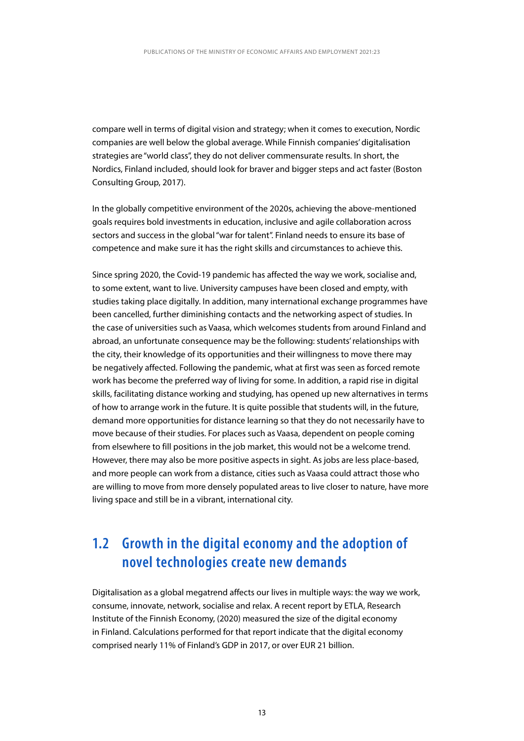compare well in terms of digital vision and strategy; when it comes to execution, Nordic companies are well below the global average. While Finnish companies' digitalisation strategies are "world class", they do not deliver commensurate results. In short, the Nordics, Finland included, should look for braver and bigger steps and act faster (Boston Consulting Group, 2017).

In the globally competitive environment of the 2020s, achieving the above-mentioned goals requires bold investments in education, inclusive and agile collaboration across sectors and success in the global "war for talent". Finland needs to ensure its base of competence and make sure it has the right skills and circumstances to achieve this.

Since spring 2020, the Covid-19 pandemic has affected the way we work, socialise and, to some extent, want to live. University campuses have been closed and empty, with studies taking place digitally. In addition, many international exchange programmes have been cancelled, further diminishing contacts and the networking aspect of studies. In the case of universities such as Vaasa, which welcomes students from around Finland and abroad, an unfortunate consequence may be the following: students' relationships with the city, their knowledge of its opportunities and their willingness to move there may be negatively affected. Following the pandemic, what at first was seen as forced remote work has become the preferred way of living for some. In addition, a rapid rise in digital skills, facilitating distance working and studying, has opened up new alternatives in terms of how to arrange work in the future. It is quite possible that students will, in the future, demand more opportunities for distance learning so that they do not necessarily have to move because of their studies. For places such as Vaasa, dependent on people coming from elsewhere to fill positions in the job market, this would not be a welcome trend. However, there may also be more positive aspects in sight. As jobs are less place-based, and more people can work from a distance, cities such as Vaasa could attract those who are willing to move from more densely populated areas to live closer to nature, have more living space and still be in a vibrant, international city.

## 1.2 Growth in the digital economy and the adoption of novel technologies create new demands

Digitalisation as a global megatrend affects our lives in multiple ways: the way we work, consume, innovate, network, socialise and relax. A recent report by ETLA, Research Institute of the Finnish Economy, (2020) measured the size of the digital economy in Finland. Calculations performed for that report indicate that the digital economy comprised nearly 11% of Finland's GDP in 2017, or over EUR 21 billion.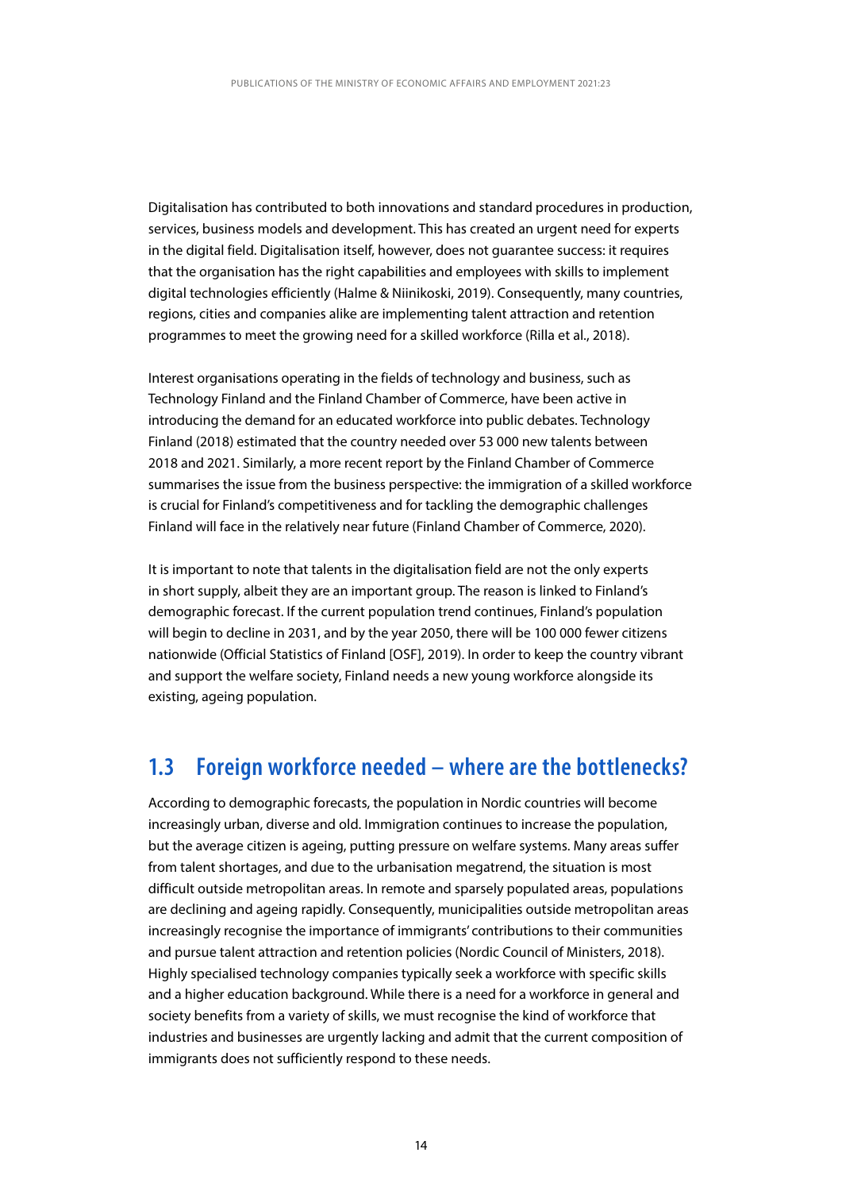Digitalisation has contributed to both innovations and standard procedures in production, services, business models and development. This has created an urgent need for experts in the digital field. Digitalisation itself, however, does not guarantee success: it requires that the organisation has the right capabilities and employees with skills to implement digital technologies efficiently (Halme & Niinikoski, 2019). Consequently, many countries, regions, cities and companies alike are implementing talent attraction and retention programmes to meet the growing need for a skilled workforce (Rilla et al., 2018).

Interest organisations operating in the fields of technology and business, such as Technology Finland and the Finland Chamber of Commerce, have been active in introducing the demand for an educated workforce into public debates. Technology Finland (2018) estimated that the country needed over 53 000 new talents between 2018 and 2021. Similarly, a more recent report by the Finland Chamber of Commerce summarises the issue from the business perspective: the immigration of a skilled workforce is crucial for Finland's competitiveness and for tackling the demographic challenges Finland will face in the relatively near future (Finland Chamber of Commerce, 2020).

It is important to note that talents in the digitalisation field are not the only experts in short supply, albeit they are an important group. The reason is linked to Finland's demographic forecast. If the current population trend continues, Finland's population will begin to decline in 2031, and by the year 2050, there will be 100 000 fewer citizens nationwide (Official Statistics of Finland [OSF], 2019). In order to keep the country vibrant and support the welfare society, Finland needs a new young workforce alongside its existing, ageing population.

## 1.3 Foreign workforce needed – where are the bottlenecks?

According to demographic forecasts, the population in Nordic countries will become increasingly urban, diverse and old. Immigration continues to increase the population, but the average citizen is ageing, putting pressure on welfare systems. Many areas suffer from talent shortages, and due to the urbanisation megatrend, the situation is most difficult outside metropolitan areas. In remote and sparsely populated areas, populations are declining and ageing rapidly. Consequently, municipalities outside metropolitan areas increasingly recognise the importance of immigrants' contributions to their communities and pursue talent attraction and retention policies (Nordic Council of Ministers, 2018). Highly specialised technology companies typically seek a workforce with specific skills and a higher education background. While there is a need for a workforce in general and society benefits from a variety of skills, we must recognise the kind of workforce that industries and businesses are urgently lacking and admit that the current composition of immigrants does not sufficiently respond to these needs.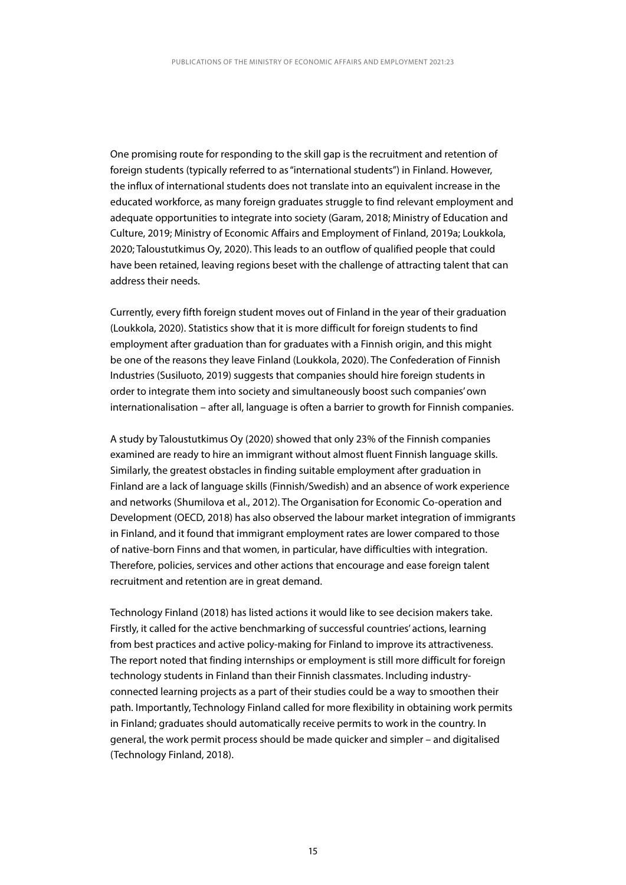One promising route for responding to the skill gap is the recruitment and retention of foreign students (typically referred to as "international students") in Finland. However, the influx of international students does not translate into an equivalent increase in the educated workforce, as many foreign graduates struggle to find relevant employment and adequate opportunities to integrate into society (Garam, 2018; Ministry of Education and Culture, 2019; Ministry of Economic Affairs and Employment of Finland, 2019a; Loukkola, 2020; Taloustutkimus Oy, 2020). This leads to an outflow of qualified people that could have been retained, leaving regions beset with the challenge of attracting talent that can address their needs.

Currently, every fifth foreign student moves out of Finland in the year of their graduation (Loukkola, 2020). Statistics show that it is more difficult for foreign students to find employment after graduation than for graduates with a Finnish origin, and this might be one of the reasons they leave Finland (Loukkola, 2020). The Confederation of Finnish Industries (Susiluoto, 2019) suggests that companies should hire foreign students in order to integrate them into society and simultaneously boost such companies' own internationalisation – after all, language is often a barrier to growth for Finnish companies.

A study by Taloustutkimus Oy (2020) showed that only 23% of the Finnish companies examined are ready to hire an immigrant without almost fluent Finnish language skills. Similarly, the greatest obstacles in finding suitable employment after graduation in Finland are a lack of language skills (Finnish/Swedish) and an absence of work experience and networks (Shumilova et al., 2012). The Organisation for Economic Co-operation and Development (OECD, 2018) has also observed the labour market integration of immigrants in Finland, and it found that immigrant employment rates are lower compared to those of native-born Finns and that women, in particular, have difficulties with integration. Therefore, policies, services and other actions that encourage and ease foreign talent recruitment and retention are in great demand.

Technology Finland (2018) has listed actions it would like to see decision makers take. Firstly, it called for the active benchmarking of successful countries' actions, learning from best practices and active policy-making for Finland to improve its attractiveness. The report noted that finding internships or employment is still more difficult for foreign technology students in Finland than their Finnish classmates. Including industry-connected learning projects as a part of their studies could be a way to smoothen their path. Importantly, Technology Finland called for more flexibility in obtaining work permits in Finland; graduates should automatically receive permits to work in the country. In general, the work permit process should be made quicker and simpler – and digitalised (Technology Finland, 2018).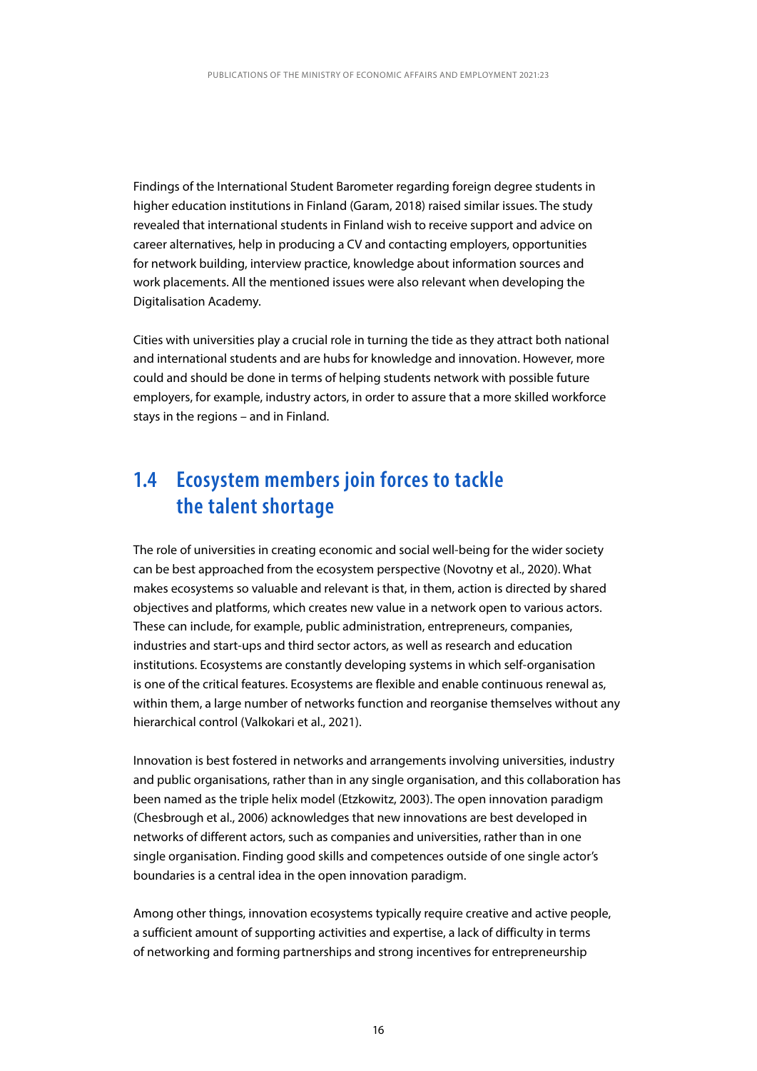Findings of the International Student Barometer regarding foreign degree students in higher education institutions in Finland (Garam, 2018) raised similar issues. The study revealed that international students in Finland wish to receive support and advice on career alternatives, help in producing a CV and contacting employers, opportunities for network building, interview practice, knowledge about information sources and work placements. All the mentioned issues were also relevant when developing the Digitalisation Academy.

Cities with universities play a crucial role in turning the tide as they attract both national and international students and are hubs for knowledge and innovation. However, more could and should be done in terms of helping students network with possible future employers, for example, industry actors, in order to assure that a more skilled workforce stays in the regions – and in Finland.

## 1.4 Ecosystem members join forces to tackle the talent shortage

The role of universities in creating economic and social well-being for the wider society can be best approached from the ecosystem perspective (Novotny et al., 2020). What makes ecosystems so valuable and relevant is that, in them, action is directed by shared objectives and platforms, which creates new value in a network open to various actors. These can include, for example, public administration, entrepreneurs, companies, industries and start-ups and third sector actors, as well as research and education institutions. Ecosystems are constantly developing systems in which self-organisation is one of the critical features. Ecosystems are flexible and enable continuous renewal as, within them, a large number of networks function and reorganise themselves without any hierarchical control (Valkokari et al., 2021).

Innovation is best fostered in networks and arrangements involving universities, industry and public organisations, rather than in any single organisation, and this collaboration has been named as the triple helix model (Etzkowitz, 2003). The open innovation paradigm (Chesbrough et al., 2006) acknowledges that new innovations are best developed in networks of different actors, such as companies and universities, rather than in one single organisation. Finding good skills and competences outside of one single actor's boundaries is a central idea in the open innovation paradigm.

Among other things, innovation ecosystems typically require creative and active people, a sufficient amount of supporting activities and expertise, a lack of difficulty in terms of networking and forming partnerships and strong incentives for entrepreneurship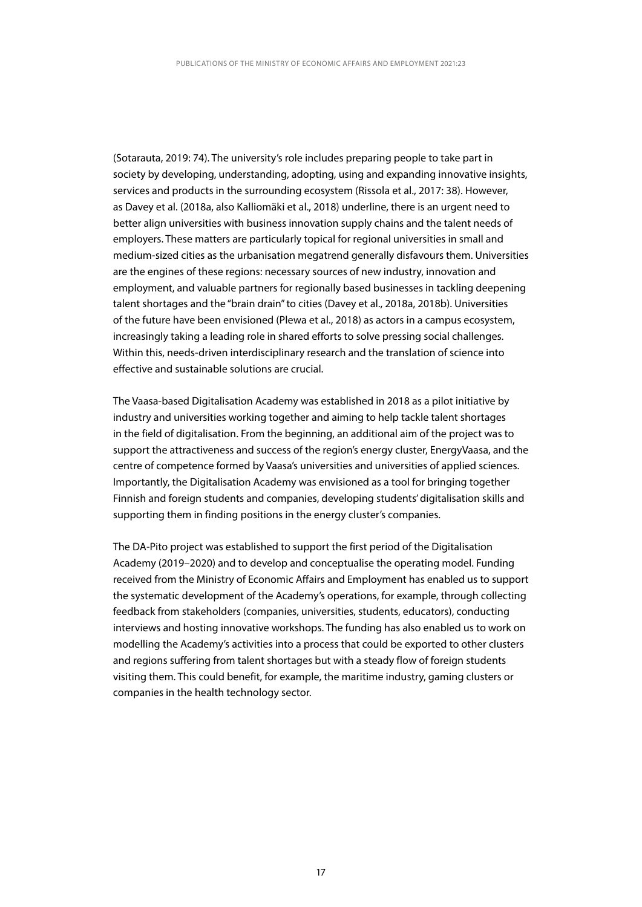(Sotarauta, 2019: 74). The university's role includes preparing people to take part in society by developing, understanding, adopting, using and expanding innovative insights, services and products in the surrounding ecosystem (Rissola et al., 2017: 38). However, as Davey et al. (2018a, also Kalliomäki et al., 2018) underline, there is an urgent need to better align universities with business innovation supply chains and the talent needs of employers. These matters are particularly topical for regional universities in small and medium-sized cities as the urbanisation megatrend generally disfavours them. Universities are the engines of these regions: necessary sources of new industry, innovation and employment, and valuable partners for regionally based businesses in tackling deepening talent shortages and the "brain drain" to cities (Davey et al., 2018a, 2018b). Universities of the future have been envisioned (Plewa et al., 2018) as actors in a campus ecosystem, increasingly taking a leading role in shared efforts to solve pressing social challenges. Within this, needs-driven interdisciplinary research and the translation of science into effective and sustainable solutions are crucial.

The Vaasa-based Digitalisation Academy was established in 2018 as a pilot initiative by industry and universities working together and aiming to help tackle talent shortages in the field of digitalisation. From the beginning, an additional aim of the project was to support the attractiveness and success of the region's energy cluster, EnergyVaasa, and the centre of competence formed by Vaasa's universities and universities of applied sciences. Importantly, the Digitalisation Academy was envisioned as a tool for bringing together Finnish and foreign students and companies, developing students' digitalisation skills and supporting them in finding positions in the energy cluster's companies.

The DA-Pito project was established to support the first period of the Digitalisation Academy (2019–2020) and to develop and conceptualise the operating model. Funding received from the Ministry of Economic Affairs and Employment has enabled us to support the systematic development of the Academy's operations, for example, through collecting feedback from stakeholders (companies, universities, students, educators), conducting interviews and hosting innovative workshops. The funding has also enabled us to work on modelling the Academy's activities into a process that could be exported to other clusters and regions suffering from talent shortages but with a steady flow of foreign students visiting them. This could benefit, for example, the maritime industry, gaming clusters or companies in the health technology sector.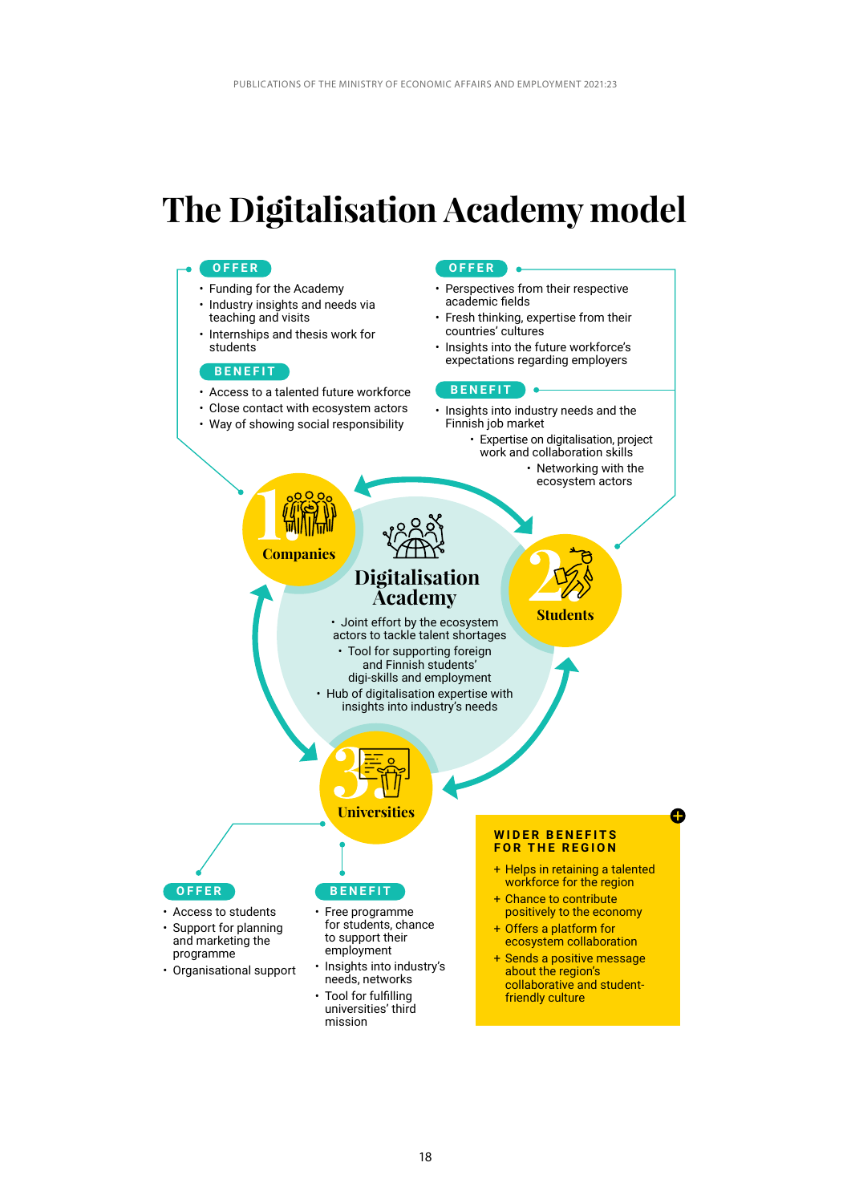# The Digitalisation Academy model

## 1. Companies

**OFFER**

- Funding for the Academy
- Industry insights and needs via teaching and visits
- Internships and thesis work for students

**BENEFIT**

- Access to a talented future workforce
- Close contact with ecosystem actors
- Way of showing social responsibility

## 2. Students

**OFFER**

- Perspectives from their respective academic fields
- Fresh thinking, expertise from their countries' cultures
- Insights into the future workforce's expectations regarding employers

**BENEFIT**

- Insights into industry needs and the Finnish job market
- Expertise on digitalisation, project work and collaboration skills
- Networking with the ecosystem actors

## Digitalisation Academy

- Joint effort by the ecosystem actors to tackle talent shortages
- Tool for supporting foreign and Finnish students' digi-skills and employment
- Hub of digitalisation expertise with insights into industry's needs

## 3. Universities

**OFFER**

- Access to students
- Support for planning and marketing the programme
- Organisational support

**BENEFIT**

- Free programme for students, chance to support their employment
- Insights into industry's needs, networks
- Tool for fulfilling universities' third mission

**WIDER BENEFITS FOR THE REGION**

- + Helps in retaining a talented workforce for the region
- + Chance to contribute positively to the economy
- + Offers a platform for ecosystem collaboration
- + Sends a positive message about the region's collaborative and student-friendly culture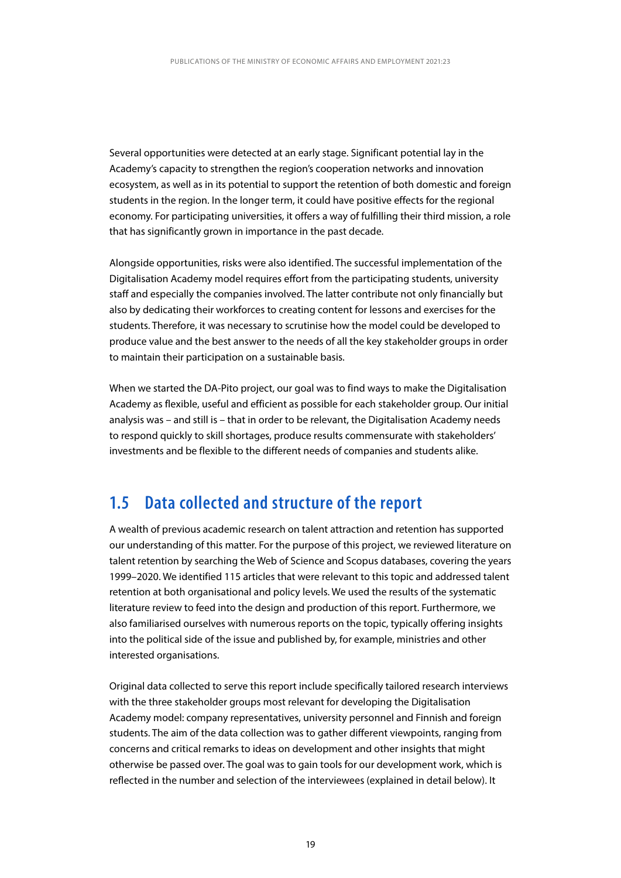Several opportunities were detected at an early stage. Significant potential lay in the Academy's capacity to strengthen the region's cooperation networks and innovation ecosystem, as well as in its potential to support the retention of both domestic and foreign students in the region. In the longer term, it could have positive effects for the regional economy. For participating universities, it offers a way of fulfilling their third mission, a role that has significantly grown in importance in the past decade.

Alongside opportunities, risks were also identified. The successful implementation of the Digitalisation Academy model requires effort from the participating students, university staff and especially the companies involved. The latter contribute not only financially but also by dedicating their workforces to creating content for lessons and exercises for the students. Therefore, it was necessary to scrutinise how the model could be developed to produce value and the best answer to the needs of all the key stakeholder groups in order to maintain their participation on a sustainable basis.

When we started the DA-Pito project, our goal was to find ways to make the Digitalisation Academy as flexible, useful and efficient as possible for each stakeholder group. Our initial analysis was – and still is – that in order to be relevant, the Digitalisation Academy needs to respond quickly to skill shortages, produce results commensurate with stakeholders' investments and be flexible to the different needs of companies and students alike.

## 1.5 Data collected and structure of the report

A wealth of previous academic research on talent attraction and retention has supported our understanding of this matter. For the purpose of this project, we reviewed literature on talent retention by searching the Web of Science and Scopus databases, covering the years 1999–2020. We identified 115 articles that were relevant to this topic and addressed talent retention at both organisational and policy levels. We used the results of the systematic literature review to feed into the design and production of this report. Furthermore, we also familiarised ourselves with numerous reports on the topic, typically offering insights into the political side of the issue and published by, for example, ministries and other interested organisations.

Original data collected to serve this report include specifically tailored research interviews with the three stakeholder groups most relevant for developing the Digitalisation Academy model: company representatives, university personnel and Finnish and foreign students. The aim of the data collection was to gather different viewpoints, ranging from concerns and critical remarks to ideas on development and other insights that might otherwise be passed over. The goal was to gain tools for our development work, which is reflected in the number and selection of the interviewees (explained in detail below). It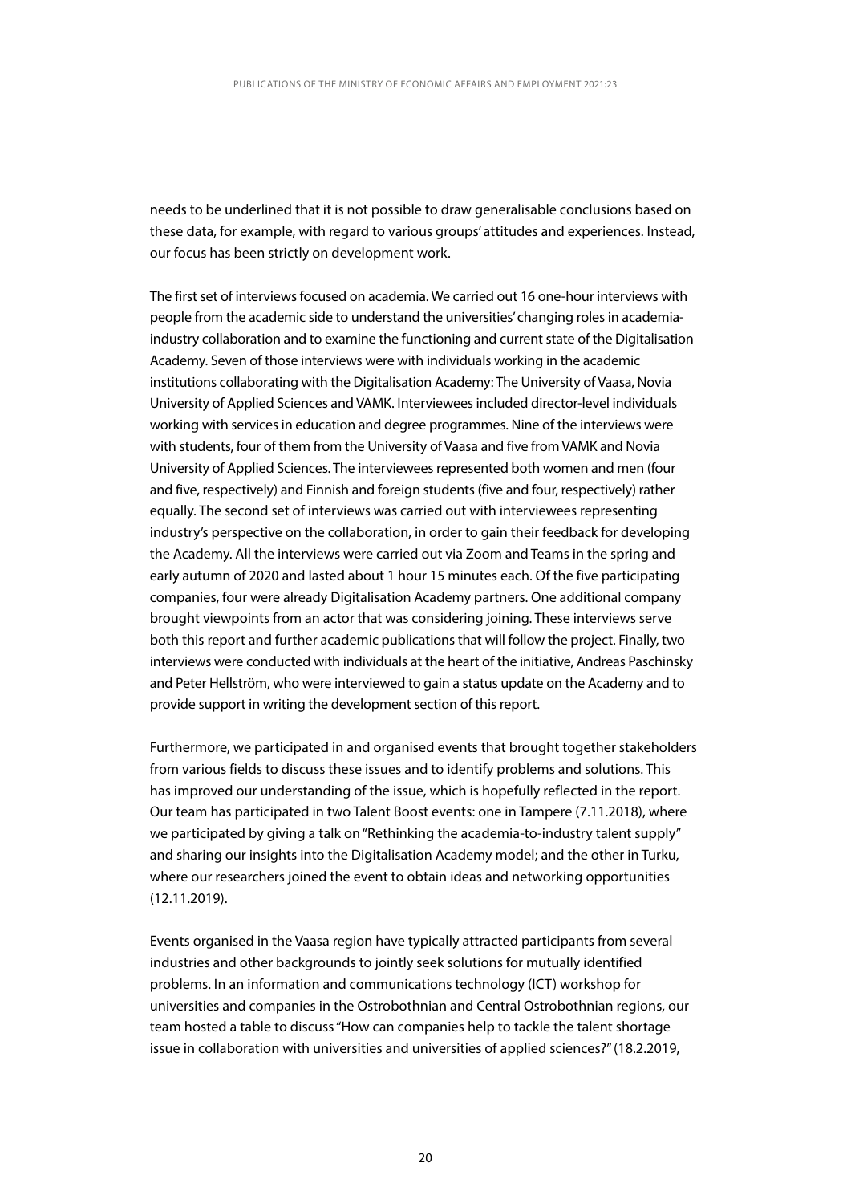needs to be underlined that it is not possible to draw generalisable conclusions based on these data, for example, with regard to various groups' attitudes and experiences. Instead, our focus has been strictly on development work.

The first set of interviews focused on academia. We carried out 16 one-hour interviews with people from the academic side to understand the universities' changing roles in academia-industry collaboration and to examine the functioning and current state of the Digitalisation Academy. Seven of those interviews were with individuals working in the academic institutions collaborating with the Digitalisation Academy: The University of Vaasa, Novia University of Applied Sciences and VAMK. Interviewees included director-level individuals working with services in education and degree programmes. Nine of the interviews were with students, four of them from the University of Vaasa and five from VAMK and Novia University of Applied Sciences. The interviewees represented both women and men (four and five, respectively) and Finnish and foreign students (five and four, respectively) rather equally. The second set of interviews was carried out with interviewees representing industry's perspective on the collaboration, in order to gain their feedback for developing the Academy. All the interviews were carried out via Zoom and Teams in the spring and early autumn of 2020 and lasted about 1 hour 15 minutes each. Of the five participating companies, four were already Digitalisation Academy partners. One additional company brought viewpoints from an actor that was considering joining. These interviews serve both this report and further academic publications that will follow the project. Finally, two interviews were conducted with individuals at the heart of the initiative, Andreas Paschinsky and Peter Hellström, who were interviewed to gain a status update on the Academy and to provide support in writing the development section of this report.

Furthermore, we participated in and organised events that brought together stakeholders from various fields to discuss these issues and to identify problems and solutions. This has improved our understanding of the issue, which is hopefully reflected in the report. Our team has participated in two Talent Boost events: one in Tampere (7.11.2018), where we participated by giving a talk on "Rethinking the academia-to-industry talent supply" and sharing our insights into the Digitalisation Academy model; and the other in Turku, where our researchers joined the event to obtain ideas and networking opportunities (12.11.2019).

Events organised in the Vaasa region have typically attracted participants from several industries and other backgrounds to jointly seek solutions for mutually identified problems. In an information and communications technology (ICT) workshop for universities and companies in the Ostrobothnian and Central Ostrobothnian regions, our team hosted a table to discuss "How can companies help to tackle the talent shortage issue in collaboration with universities and universities of applied sciences?" (18.2.2019,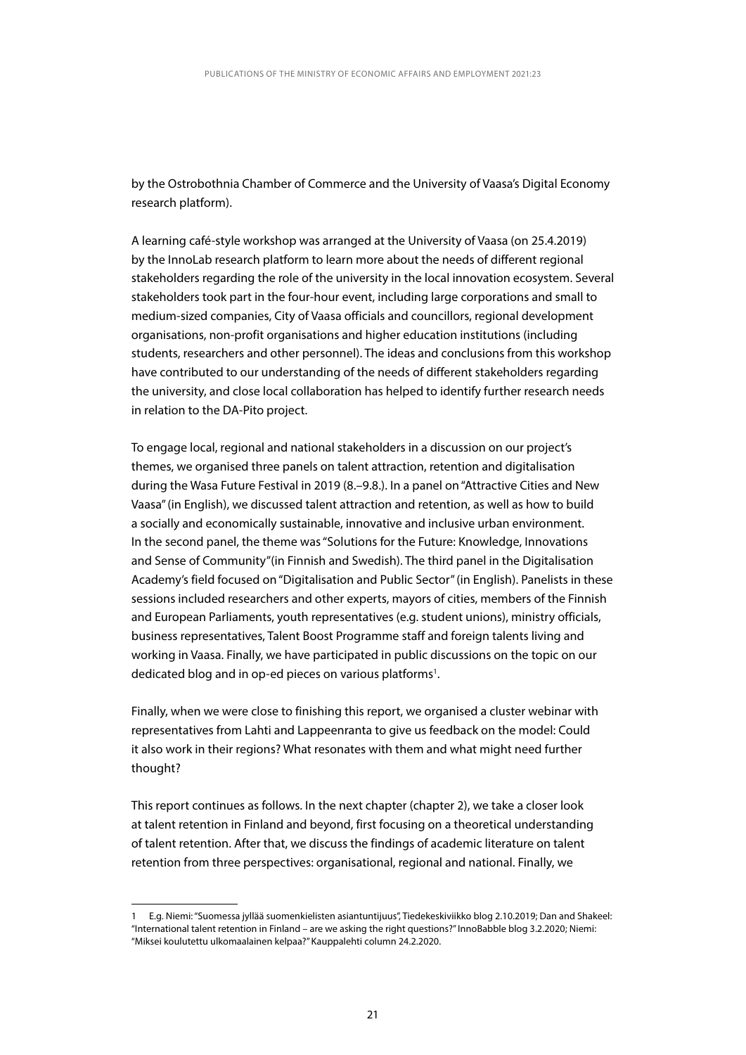by the Ostrobothnia Chamber of Commerce and the University of Vaasa's Digital Economy research platform).

A learning café-style workshop was arranged at the University of Vaasa (on 25.4.2019) by the InnoLab research platform to learn more about the needs of different regional stakeholders regarding the role of the university in the local innovation ecosystem. Several stakeholders took part in the four-hour event, including large corporations and small to medium-sized companies, City of Vaasa officials and councillors, regional development organisations, non-profit organisations and higher education institutions (including students, researchers and other personnel). The ideas and conclusions from this workshop have contributed to our understanding of the needs of different stakeholders regarding the university, and close local collaboration has helped to identify further research needs in relation to the DA-Pito project.

To engage local, regional and national stakeholders in a discussion on our project's themes, we organised three panels on talent attraction, retention and digitalisation during the Wasa Future Festival in 2019 (8.–9.8.). In a panel on "Attractive Cities and New Vaasa" (in English), we discussed talent attraction and retention, as well as how to build a socially and economically sustainable, innovative and inclusive urban environment. In the second panel, the theme was "Solutions for the Future: Knowledge, Innovations and Sense of Community"(in Finnish and Swedish). The third panel in the Digitalisation Academy's field focused on "Digitalisation and Public Sector" (in English). Panelists in these sessions included researchers and other experts, mayors of cities, members of the Finnish and European Parliaments, youth representatives (e.g. student unions), ministry officials, business representatives, Talent Boost Programme staff and foreign talents living and working in Vaasa. Finally, we have participated in public discussions on the topic on our dedicated blog and in op-ed pieces on various platforms[1].

Finally, when we were close to finishing this report, we organised a cluster webinar with representatives from Lahti and Lappeenranta to give us feedback on the model: Could it also work in their regions? What resonates with them and what might need further thought?

This report continues as follows. In the next chapter (chapter 2), we take a closer look at talent retention in Finland and beyond, first focusing on a theoretical understanding of talent retention. After that, we discuss the findings of academic literature on talent retention from three perspectives: organisational, regional and national. Finally, we

---

1 E.g. Niemi: "Suomessa jyllää suomenkielisten asiantuntijuus", Tiedekeskiviikko blog 2.10.2019; Dan and Shakeel: "International talent retention in Finland – are we asking the right questions?" InnoBabble blog 3.2.2020; Niemi: "Miksei koulutettu ulkomaalainen kelpaa?" Kauppalehti column 24.2.2020.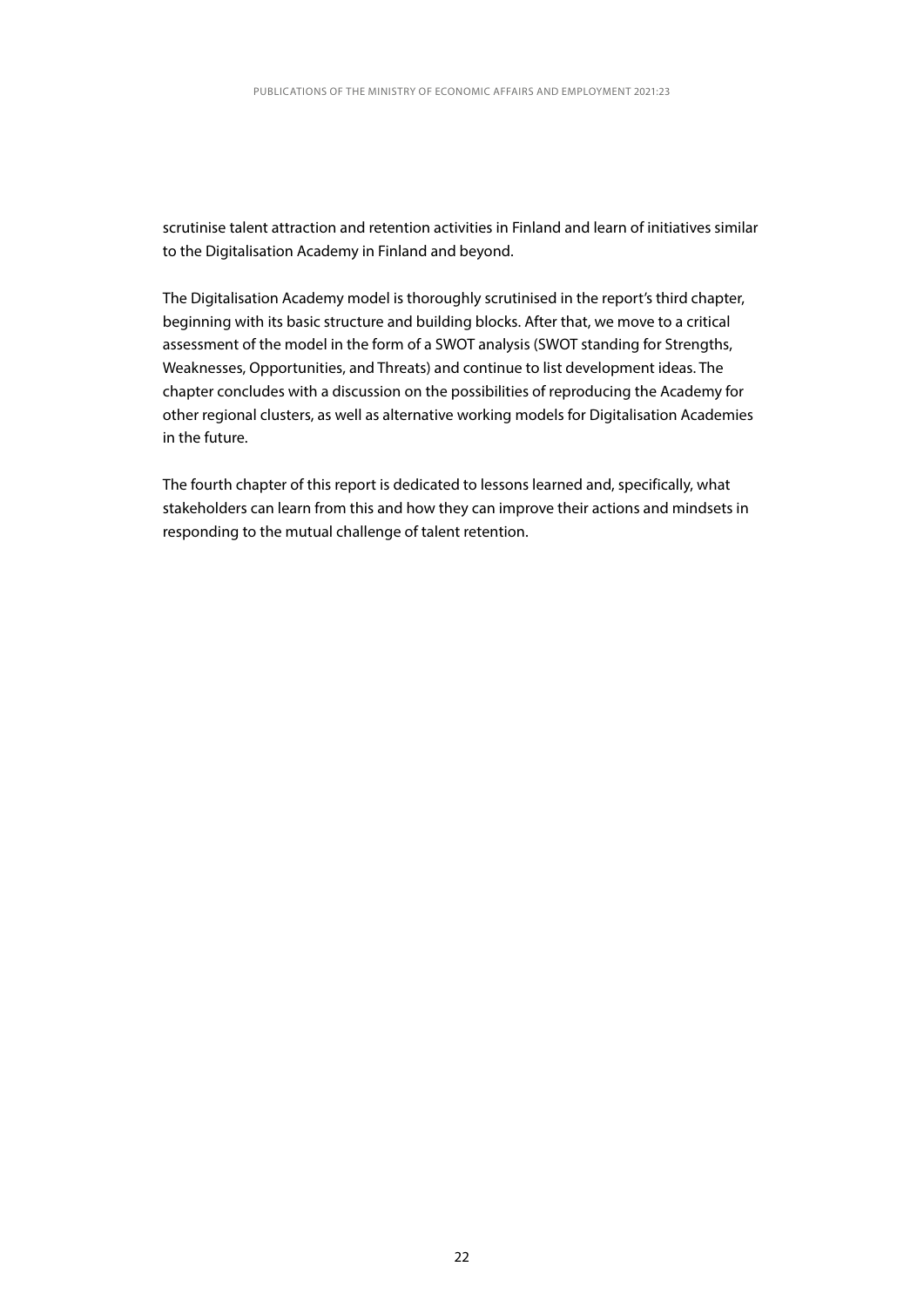scrutinise talent attraction and retention activities in Finland and learn of initiatives similar to the Digitalisation Academy in Finland and beyond.

The Digitalisation Academy model is thoroughly scrutinised in the report's third chapter, beginning with its basic structure and building blocks. After that, we move to a critical assessment of the model in the form of a SWOT analysis (SWOT standing for Strengths, Weaknesses, Opportunities, and Threats) and continue to list development ideas. The chapter concludes with a discussion on the possibilities of reproducing the Academy for other regional clusters, as well as alternative working models for Digitalisation Academies in the future.

The fourth chapter of this report is dedicated to lessons learned and, specifically, what stakeholders can learn from this and how they can improve their actions and mindsets in responding to the mutual challenge of talent retention.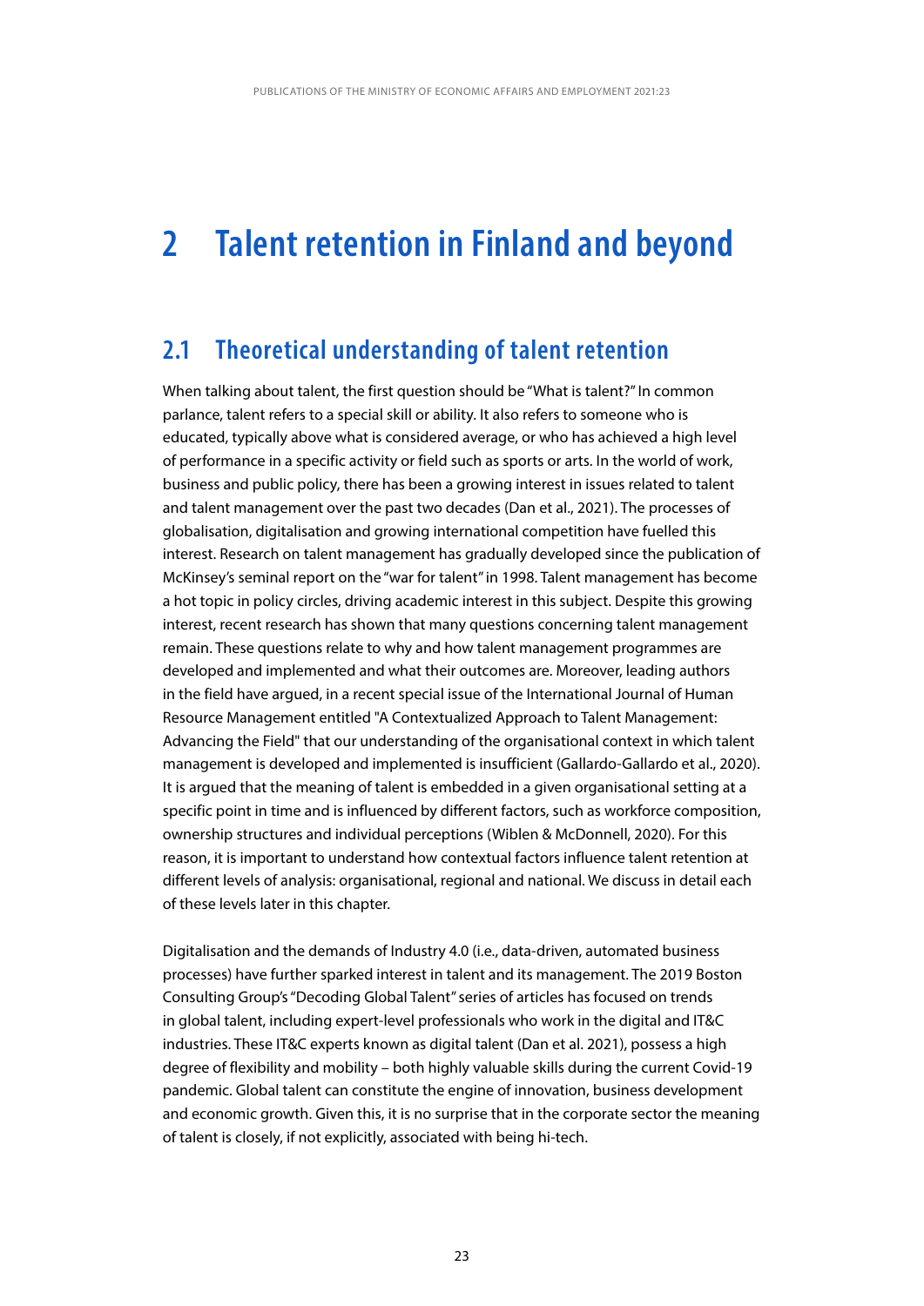# 2 Talent retention in Finland and beyond

## 2.1 Theoretical understanding of talent retention

When talking about talent, the first question should be "What is talent?" In common parlance, talent refers to a special skill or ability. It also refers to someone who is educated, typically above what is considered average, or who has achieved a high level of performance in a specific activity or field such as sports or arts. In the world of work, business and public policy, there has been a growing interest in issues related to talent and talent management over the past two decades (Dan et al., 2021). The processes of globalisation, digitalisation and growing international competition have fuelled this interest. Research on talent management has gradually developed since the publication of McKinsey's seminal report on the "war for talent" in 1998. Talent management has become a hot topic in policy circles, driving academic interest in this subject. Despite this growing interest, recent research has shown that many questions concerning talent management remain. These questions relate to why and how talent management programmes are developed and implemented and what their outcomes are. Moreover, leading authors in the field have argued, in a recent special issue of the International Journal of Human Resource Management entitled "A Contextualized Approach to Talent Management: Advancing the Field" that our understanding of the organisational context in which talent management is developed and implemented is insufficient (Gallardo-Gallardo et al., 2020). It is argued that the meaning of talent is embedded in a given organisational setting at a specific point in time and is influenced by different factors, such as workforce composition, ownership structures and individual perceptions (Wiblen & McDonnell, 2020). For this reason, it is important to understand how contextual factors influence talent retention at different levels of analysis: organisational, regional and national. We discuss in detail each of these levels later in this chapter.

Digitalisation and the demands of Industry 4.0 (i.e., data-driven, automated business processes) have further sparked interest in talent and its management. The 2019 Boston Consulting Group's "Decoding Global Talent" series of articles has focused on trends in global talent, including expert-level professionals who work in the digital and IT&C industries. These IT&C experts known as digital talent (Dan et al. 2021), possess a high degree of flexibility and mobility – both highly valuable skills during the current Covid-19 pandemic. Global talent can constitute the engine of innovation, business development and economic growth. Given this, it is no surprise that in the corporate sector the meaning of talent is closely, if not explicitly, associated with being hi-tech.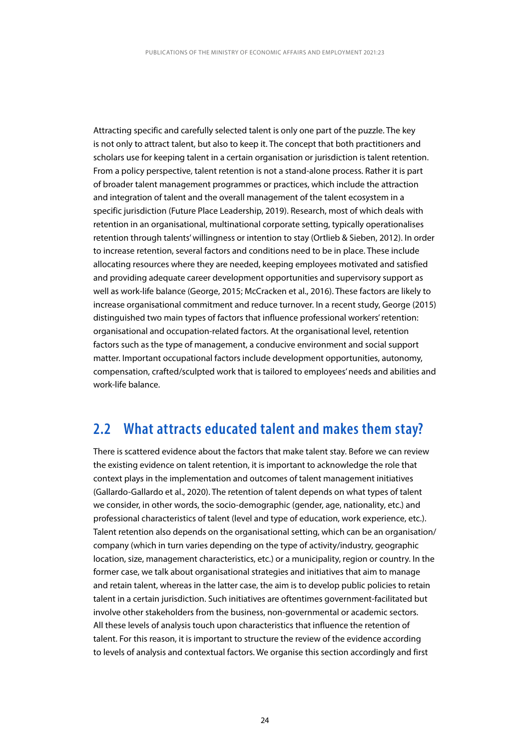Attracting specific and carefully selected talent is only one part of the puzzle. The key is not only to attract talent, but also to keep it. The concept that both practitioners and scholars use for keeping talent in a certain organisation or jurisdiction is talent retention. From a policy perspective, talent retention is not a stand-alone process. Rather it is part of broader talent management programmes or practices, which include the attraction and integration of talent and the overall management of the talent ecosystem in a specific jurisdiction (Future Place Leadership, 2019). Research, most of which deals with retention in an organisational, multinational corporate setting, typically operationalises retention through talents' willingness or intention to stay (Ortlieb & Sieben, 2012). In order to increase retention, several factors and conditions need to be in place. These include allocating resources where they are needed, keeping employees motivated and satisfied and providing adequate career development opportunities and supervisory support as well as work-life balance (George, 2015; McCracken et al., 2016). These factors are likely to increase organisational commitment and reduce turnover. In a recent study, George (2015) distinguished two main types of factors that influence professional workers' retention: organisational and occupation-related factors. At the organisational level, retention factors such as the type of management, a conducive environment and social support matter. Important occupational factors include development opportunities, autonomy, compensation, crafted/sculpted work that is tailored to employees' needs and abilities and work-life balance.

## 2.2 What attracts educated talent and makes them stay?

There is scattered evidence about the factors that make talent stay. Before we can review the existing evidence on talent retention, it is important to acknowledge the role that context plays in the implementation and outcomes of talent management initiatives (Gallardo-Gallardo et al., 2020). The retention of talent depends on what types of talent we consider, in other words, the socio-demographic (gender, age, nationality, etc.) and professional characteristics of talent (level and type of education, work experience, etc.). Talent retention also depends on the organisational setting, which can be an organisation/company (which in turn varies depending on the type of activity/industry, geographic location, size, management characteristics, etc.) or a municipality, region or country. In the former case, we talk about organisational strategies and initiatives that aim to manage and retain talent, whereas in the latter case, the aim is to develop public policies to retain talent in a certain jurisdiction. Such initiatives are oftentimes government-facilitated but involve other stakeholders from the business, non-governmental or academic sectors. All these levels of analysis touch upon characteristics that influence the retention of talent. For this reason, it is important to structure the review of the evidence according to levels of analysis and contextual factors. We organise this section accordingly and first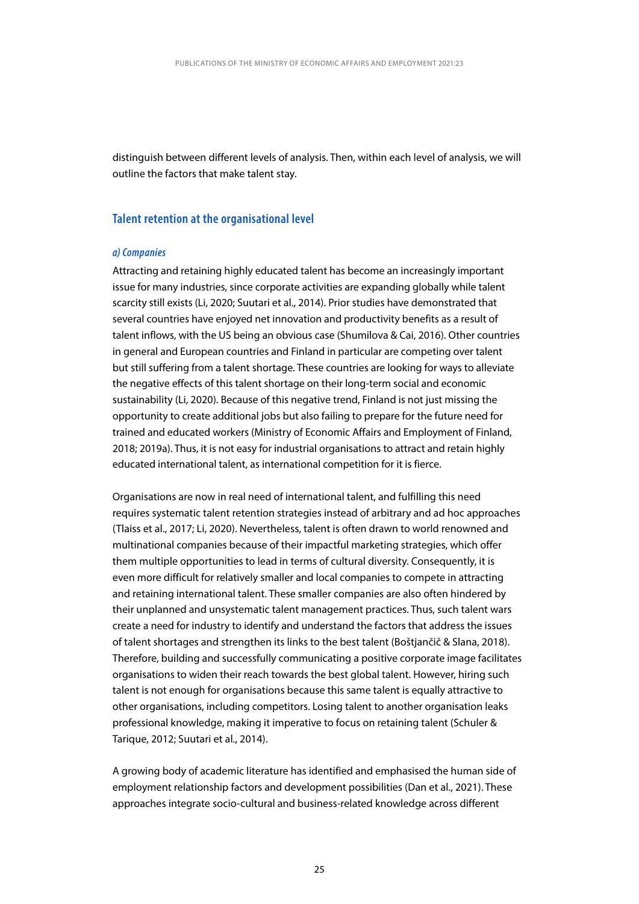distinguish between different levels of analysis. Then, within each level of analysis, we will outline the factors that make talent stay.

### Talent retention at the organisational level

#### *a) Companies*

Attracting and retaining highly educated talent has become an increasingly important issue for many industries, since corporate activities are expanding globally while talent scarcity still exists (Li, 2020; Suutari et al., 2014). Prior studies have demonstrated that several countries have enjoyed net innovation and productivity benefits as a result of talent inflows, with the US being an obvious case (Shumilova & Cai, 2016). Other countries in general and European countries and Finland in particular are competing over talent but still suffering from a talent shortage. These countries are looking for ways to alleviate the negative effects of this talent shortage on their long-term social and economic sustainability (Li, 2020). Because of this negative trend, Finland is not just missing the opportunity to create additional jobs but also failing to prepare for the future need for trained and educated workers (Ministry of Economic Affairs and Employment of Finland, 2018; 2019a). Thus, it is not easy for industrial organisations to attract and retain highly educated international talent, as international competition for it is fierce.

Organisations are now in real need of international talent, and fulfilling this need requires systematic talent retention strategies instead of arbitrary and ad hoc approaches (Tlaiss et al., 2017; Li, 2020). Nevertheless, talent is often drawn to world renowned and multinational companies because of their impactful marketing strategies, which offer them multiple opportunities to lead in terms of cultural diversity. Consequently, it is even more difficult for relatively smaller and local companies to compete in attracting and retaining international talent. These smaller companies are also often hindered by their unplanned and unsystematic talent management practices. Thus, such talent wars create a need for industry to identify and understand the factors that address the issues of talent shortages and strengthen its links to the best talent (Boštjančič & Slana, 2018). Therefore, building and successfully communicating a positive corporate image facilitates organisations to widen their reach towards the best global talent. However, hiring such talent is not enough for organisations because this same talent is equally attractive to other organisations, including competitors. Losing talent to another organisation leaks professional knowledge, making it imperative to focus on retaining talent (Schuler & Tarique, 2012; Suutari et al., 2014).

A growing body of academic literature has identified and emphasised the human side of employment relationship factors and development possibilities (Dan et al., 2021). These approaches integrate socio-cultural and business-related knowledge across different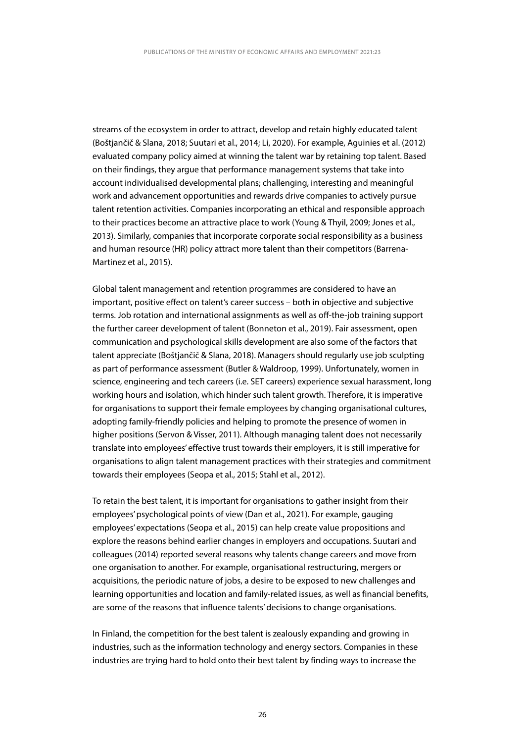streams of the ecosystem in order to attract, develop and retain highly educated talent (Boštjančič & Slana, 2018; Suutari et al., 2014; Li, 2020). For example, Aguinies et al. (2012) evaluated company policy aimed at winning the talent war by retaining top talent. Based on their findings, they argue that performance management systems that take into account individualised developmental plans; challenging, interesting and meaningful work and advancement opportunities and rewards drive companies to actively pursue talent retention activities. Companies incorporating an ethical and responsible approach to their practices become an attractive place to work (Young & Thyil, 2009; Jones et al., 2013). Similarly, companies that incorporate corporate social responsibility as a business and human resource (HR) policy attract more talent than their competitors (Barrena-Martinez et al., 2015).

Global talent management and retention programmes are considered to have an important, positive effect on talent's career success – both in objective and subjective terms. Job rotation and international assignments as well as off-the-job training support the further career development of talent (Bonneton et al., 2019). Fair assessment, open communication and psychological skills development are also some of the factors that talent appreciate (Boštjančič & Slana, 2018). Managers should regularly use job sculpting as part of performance assessment (Butler & Waldroop, 1999). Unfortunately, women in science, engineering and tech careers (i.e. SET careers) experience sexual harassment, long working hours and isolation, which hinder such talent growth. Therefore, it is imperative for organisations to support their female employees by changing organisational cultures, adopting family-friendly policies and helping to promote the presence of women in higher positions (Servon & Visser, 2011). Although managing talent does not necessarily translate into employees' effective trust towards their employers, it is still imperative for organisations to align talent management practices with their strategies and commitment towards their employees (Seopa et al., 2015; Stahl et al., 2012).

To retain the best talent, it is important for organisations to gather insight from their employees' psychological points of view (Dan et al., 2021). For example, gauging employees' expectations (Seopa et al., 2015) can help create value propositions and explore the reasons behind earlier changes in employers and occupations. Suutari and colleagues (2014) reported several reasons why talents change careers and move from one organisation to another. For example, organisational restructuring, mergers or acquisitions, the periodic nature of jobs, a desire to be exposed to new challenges and learning opportunities and location and family-related issues, as well as financial benefits, are some of the reasons that influence talents' decisions to change organisations.

In Finland, the competition for the best talent is zealously expanding and growing in industries, such as the information technology and energy sectors. Companies in these industries are trying hard to hold onto their best talent by finding ways to increase the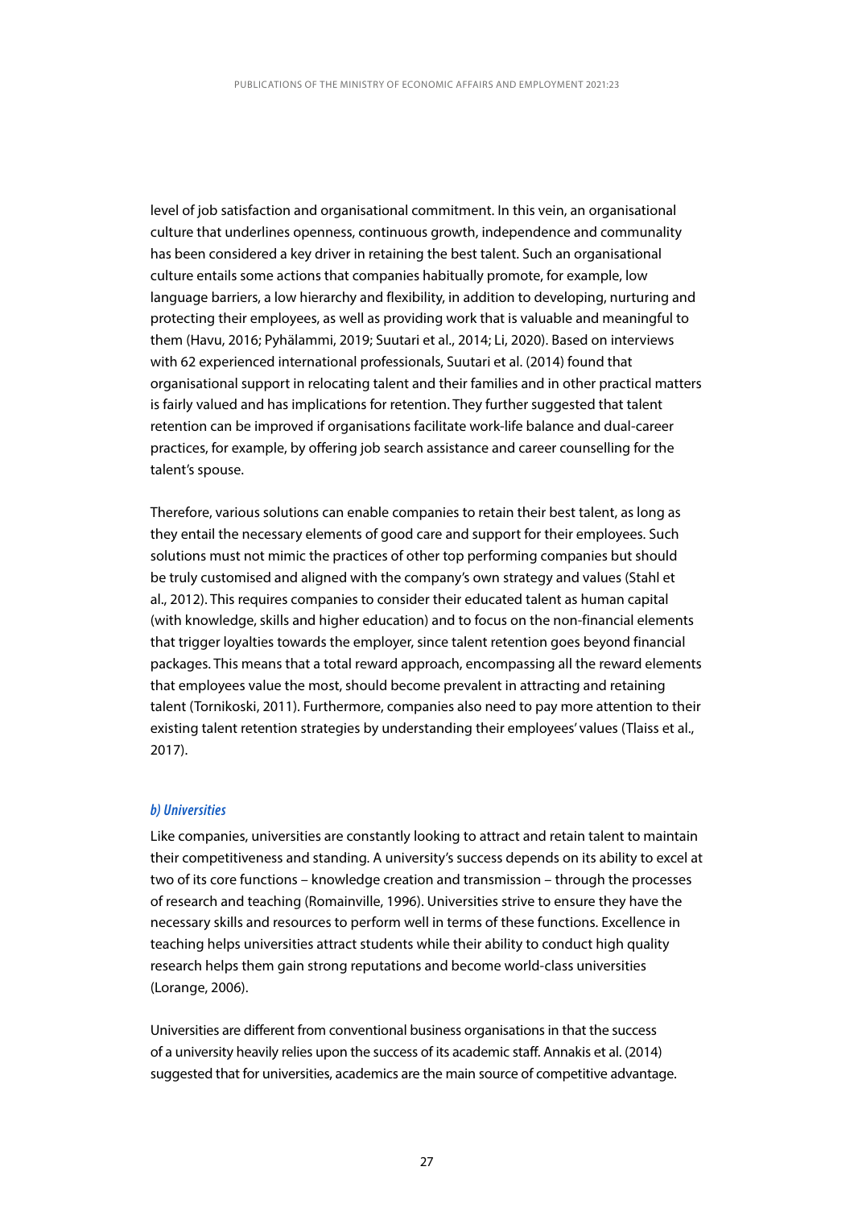level of job satisfaction and organisational commitment. In this vein, an organisational culture that underlines openness, continuous growth, independence and communality has been considered a key driver in retaining the best talent. Such an organisational culture entails some actions that companies habitually promote, for example, low language barriers, a low hierarchy and flexibility, in addition to developing, nurturing and protecting their employees, as well as providing work that is valuable and meaningful to them (Havu, 2016; Pyhälammi, 2019; Suutari et al., 2014; Li, 2020). Based on interviews with 62 experienced international professionals, Suutari et al. (2014) found that organisational support in relocating talent and their families and in other practical matters is fairly valued and has implications for retention. They further suggested that talent retention can be improved if organisations facilitate work-life balance and dual-career practices, for example, by offering job search assistance and career counselling for the talent's spouse.

Therefore, various solutions can enable companies to retain their best talent, as long as they entail the necessary elements of good care and support for their employees. Such solutions must not mimic the practices of other top performing companies but should be truly customised and aligned with the company's own strategy and values (Stahl et al., 2012). This requires companies to consider their educated talent as human capital (with knowledge, skills and higher education) and to focus on the non-financial elements that trigger loyalties towards the employer, since talent retention goes beyond financial packages. This means that a total reward approach, encompassing all the reward elements that employees value the most, should become prevalent in attracting and retaining talent (Tornikoski, 2011). Furthermore, companies also need to pay more attention to their existing talent retention strategies by understanding their employees' values (Tlaiss et al., 2017).

***b) Universities***

Like companies, universities are constantly looking to attract and retain talent to maintain their competitiveness and standing. A university's success depends on its ability to excel at two of its core functions – knowledge creation and transmission – through the processes of research and teaching (Romainville, 1996). Universities strive to ensure they have the necessary skills and resources to perform well in terms of these functions. Excellence in teaching helps universities attract students while their ability to conduct high quality research helps them gain strong reputations and become world-class universities (Lorange, 2006).

Universities are different from conventional business organisations in that the success of a university heavily relies upon the success of its academic staff. Annakis et al. (2014) suggested that for universities, academics are the main source of competitive advantage.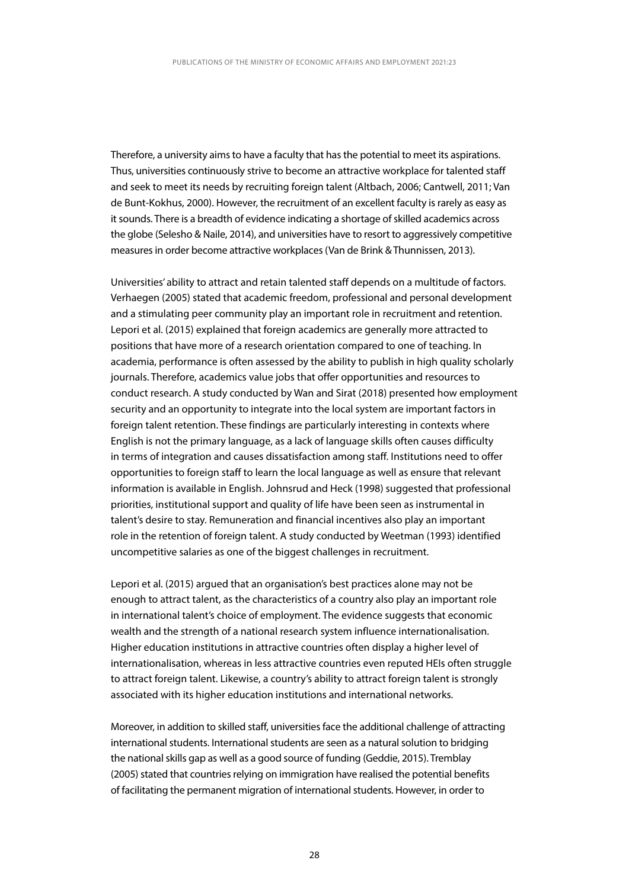Therefore, a university aims to have a faculty that has the potential to meet its aspirations. Thus, universities continuously strive to become an attractive workplace for talented staff and seek to meet its needs by recruiting foreign talent (Altbach, 2006; Cantwell, 2011; Van de Bunt-Kokhus, 2000). However, the recruitment of an excellent faculty is rarely as easy as it sounds. There is a breadth of evidence indicating a shortage of skilled academics across the globe (Selesho & Naile, 2014), and universities have to resort to aggressively competitive measures in order become attractive workplaces (Van de Brink & Thunnissen, 2013).

Universities' ability to attract and retain talented staff depends on a multitude of factors. Verhaegen (2005) stated that academic freedom, professional and personal development and a stimulating peer community play an important role in recruitment and retention. Lepori et al. (2015) explained that foreign academics are generally more attracted to positions that have more of a research orientation compared to one of teaching. In academia, performance is often assessed by the ability to publish in high quality scholarly journals. Therefore, academics value jobs that offer opportunities and resources to conduct research. A study conducted by Wan and Sirat (2018) presented how employment security and an opportunity to integrate into the local system are important factors in foreign talent retention. These findings are particularly interesting in contexts where English is not the primary language, as a lack of language skills often causes difficulty in terms of integration and causes dissatisfaction among staff. Institutions need to offer opportunities to foreign staff to learn the local language as well as ensure that relevant information is available in English. Johnsrud and Heck (1998) suggested that professional priorities, institutional support and quality of life have been seen as instrumental in talent's desire to stay. Remuneration and financial incentives also play an important role in the retention of foreign talent. A study conducted by Weetman (1993) identified uncompetitive salaries as one of the biggest challenges in recruitment.

Lepori et al. (2015) argued that an organisation's best practices alone may not be enough to attract talent, as the characteristics of a country also play an important role in international talent's choice of employment. The evidence suggests that economic wealth and the strength of a national research system influence internationalisation. Higher education institutions in attractive countries often display a higher level of internationalisation, whereas in less attractive countries even reputed HEIs often struggle to attract foreign talent. Likewise, a country's ability to attract foreign talent is strongly associated with its higher education institutions and international networks.

Moreover, in addition to skilled staff, universities face the additional challenge of attracting international students. International students are seen as a natural solution to bridging the national skills gap as well as a good source of funding (Geddie, 2015). Tremblay (2005) stated that countries relying on immigration have realised the potential benefits of facilitating the permanent migration of international students. However, in order to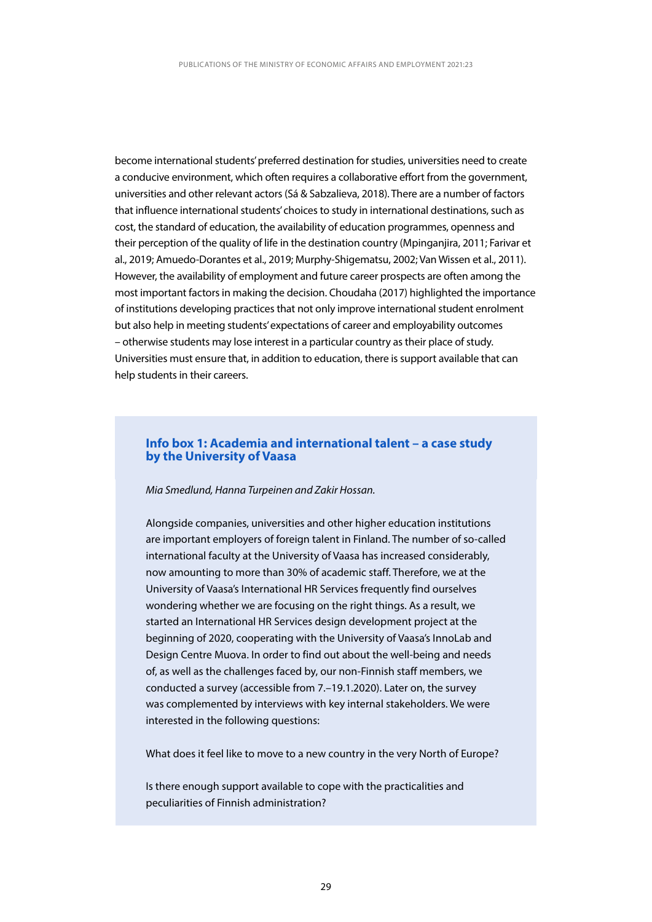become international students' preferred destination for studies, universities need to create a conducive environment, which often requires a collaborative effort from the government, universities and other relevant actors (Sá & Sabzalieva, 2018). There are a number of factors that influence international students' choices to study in international destinations, such as cost, the standard of education, the availability of education programmes, openness and their perception of the quality of life in the destination country (Mpinganjira, 2011; Farivar et al., 2019; Amuedo-Dorantes et al., 2019; Murphy-Shigematsu, 2002; Van Wissen et al., 2011). However, the availability of employment and future career prospects are often among the most important factors in making the decision. Choudaha (2017) highlighted the importance of institutions developing practices that not only improve international student enrolment but also help in meeting students' expectations of career and employability outcomes – otherwise students may lose interest in a particular country as their place of study. Universities must ensure that, in addition to education, there is support available that can help students in their careers.

### Info box 1: Academia and international talent – a case study by the University of Vaasa

*Mia Smedlund, Hanna Turpeinen and Zakir Hossan.*

Alongside companies, universities and other higher education institutions are important employers of foreign talent in Finland. The number of so-called international faculty at the University of Vaasa has increased considerably, now amounting to more than 30% of academic staff. Therefore, we at the University of Vaasa's International HR Services frequently find ourselves wondering whether we are focusing on the right things. As a result, we started an International HR Services design development project at the beginning of 2020, cooperating with the University of Vaasa's InnoLab and Design Centre Muova. In order to find out about the well-being and needs of, as well as the challenges faced by, our non-Finnish staff members, we conducted a survey (accessible from 7.–19.1.2020). Later on, the survey was complemented by interviews with key internal stakeholders. We were interested in the following questions:

What does it feel like to move to a new country in the very North of Europe?

Is there enough support available to cope with the practicalities and peculiarities of Finnish administration?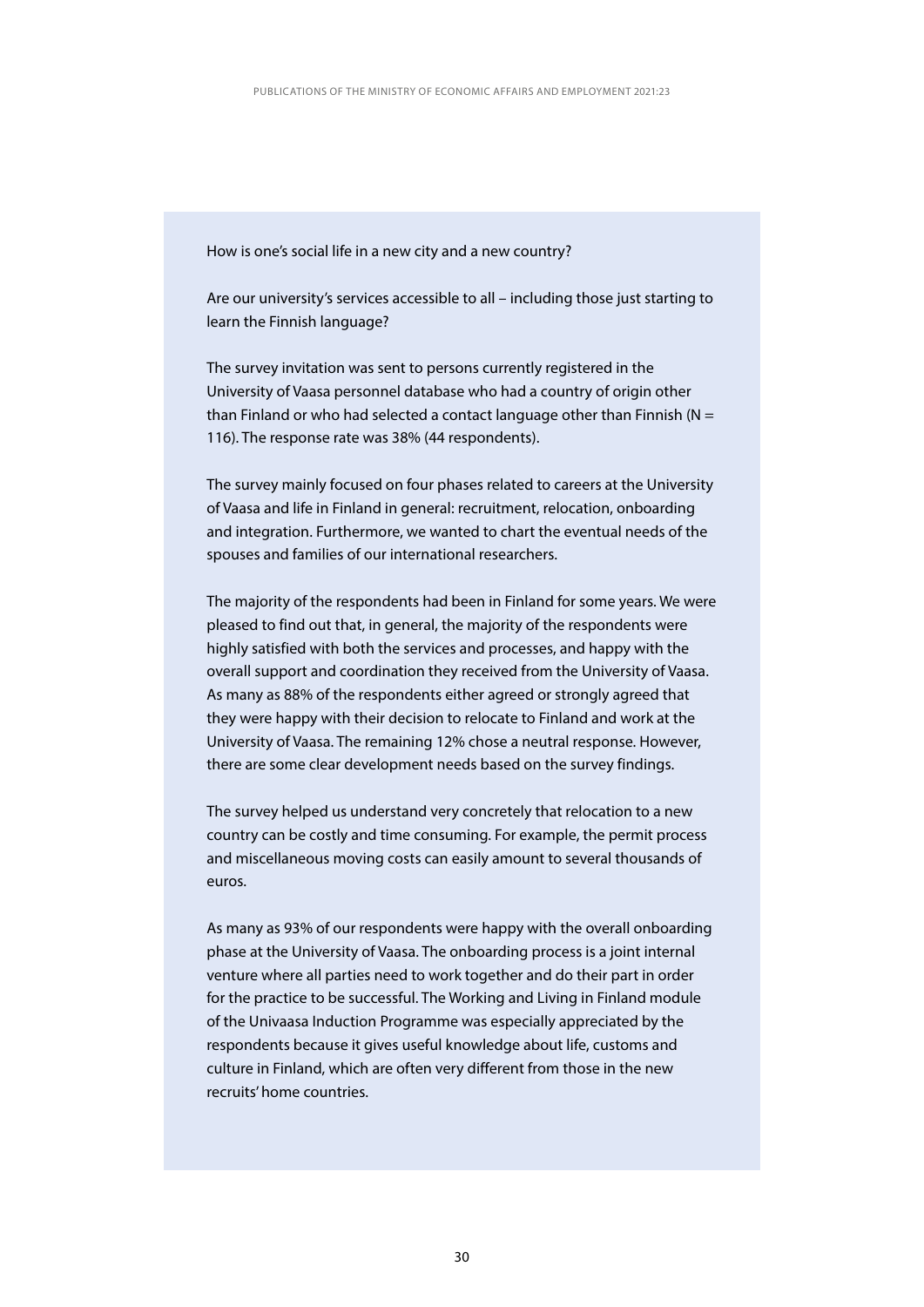How is one's social life in a new city and a new country?

Are our university's services accessible to all – including those just starting to learn the Finnish language?

The survey invitation was sent to persons currently registered in the University of Vaasa personnel database who had a country of origin other than Finland or who had selected a contact language other than Finnish (N = 116). The response rate was 38% (44 respondents).

The survey mainly focused on four phases related to careers at the University of Vaasa and life in Finland in general: recruitment, relocation, onboarding and integration. Furthermore, we wanted to chart the eventual needs of the spouses and families of our international researchers.

The majority of the respondents had been in Finland for some years. We were pleased to find out that, in general, the majority of the respondents were highly satisfied with both the services and processes, and happy with the overall support and coordination they received from the University of Vaasa. As many as 88% of the respondents either agreed or strongly agreed that they were happy with their decision to relocate to Finland and work at the University of Vaasa. The remaining 12% chose a neutral response. However, there are some clear development needs based on the survey findings.

The survey helped us understand very concretely that relocation to a new country can be costly and time consuming. For example, the permit process and miscellaneous moving costs can easily amount to several thousands of euros.

As many as 93% of our respondents were happy with the overall onboarding phase at the University of Vaasa. The onboarding process is a joint internal venture where all parties need to work together and do their part in order for the practice to be successful. The Working and Living in Finland module of the Univaasa Induction Programme was especially appreciated by the respondents because it gives useful knowledge about life, customs and culture in Finland, which are often very different from those in the new recruits' home countries.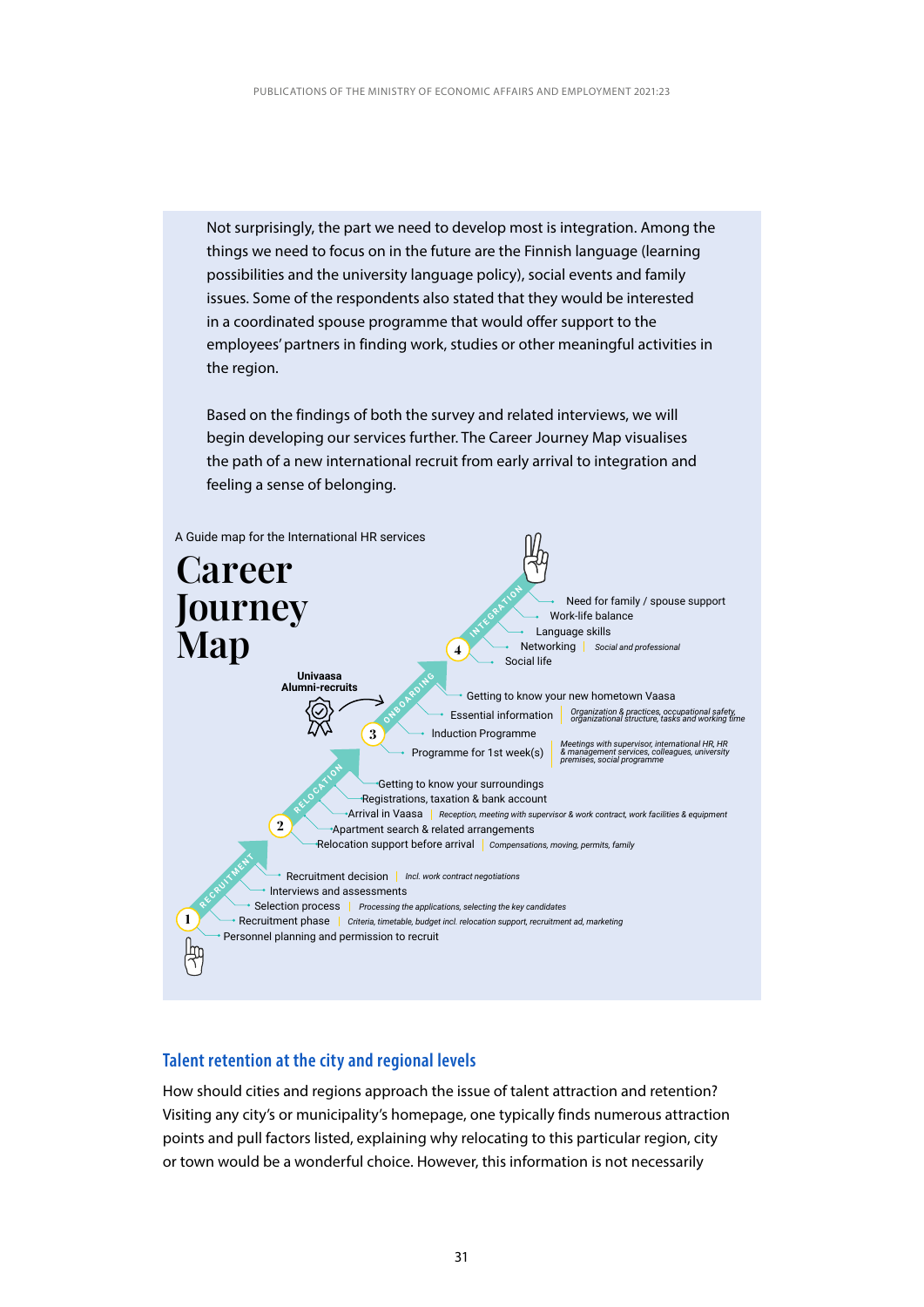Not surprisingly, the part we need to develop most is integration. Among the things we need to focus on in the future are the Finnish language (learning possibilities and the university language policy), social events and family issues. Some of the respondents also stated that they would be interested in a coordinated spouse programme that would offer support to the employees' partners in finding work, studies or other meaningful activities in the region.

Based on the findings of both the survey and related interviews, we will begin developing our services further. The Career Journey Map visualises the path of a new international recruit from early arrival to integration and feeling a sense of belonging.

A Guide map for the International HR services

**Career Journey Map**

**Univaasa Alumni-recruits**

4 INTEGRATION
- Need for family / spouse support
- Work-life balance
- Language skills
- Networking | *Social and professional*
- Social life

3 ONBOARDING
- Getting to know your new hometown Vaasa
- Essential information | *Organization & practices, occupational safety, organizational structure, tasks and working time*
- Induction Programme
- Programme for 1st week(s) | *Meetings with supervisor, international HR, HR & management services, colleagues, university premises, social programme*

2 RELOCATION
- Getting to know your surroundings
- Registrations, taxation & bank account
- Arrival in Vaasa | *Reception, meeting with supervisor & work contract, work facilities & equipment*
- Apartment search & related arrangements
- Relocation support before arrival | *Compensations, moving, permits, family*

1 RECRUITMENT
- Recruitment decision | *Incl. work contract negotiations*
- Interviews and assessments
- Selection process | *Processing the applications, selecting the key candidates*
- Recruitment phase | *Criteria, timetable, budget incl. relocation support, recruitment ad, marketing*
- Personnel planning and permission to recruit

## Talent retention at the city and regional levels

How should cities and regions approach the issue of talent attraction and retention? Visiting any city's or municipality's homepage, one typically finds numerous attraction points and pull factors listed, explaining why relocating to this particular region, city or town would be a wonderful choice. However, this information is not necessarily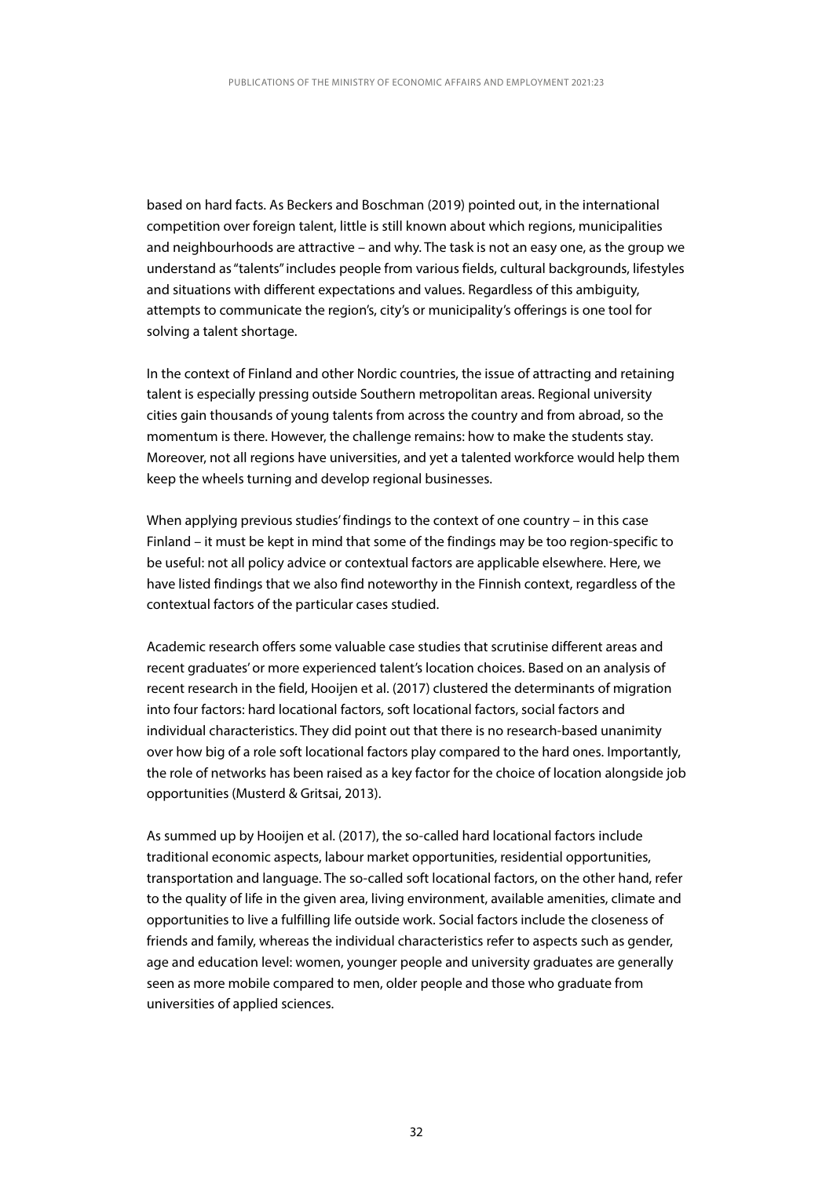based on hard facts. As Beckers and Boschman (2019) pointed out, in the international competition over foreign talent, little is still known about which regions, municipalities and neighbourhoods are attractive – and why. The task is not an easy one, as the group we understand as "talents" includes people from various fields, cultural backgrounds, lifestyles and situations with different expectations and values. Regardless of this ambiguity, attempts to communicate the region's, city's or municipality's offerings is one tool for solving a talent shortage.

In the context of Finland and other Nordic countries, the issue of attracting and retaining talent is especially pressing outside Southern metropolitan areas. Regional university cities gain thousands of young talents from across the country and from abroad, so the momentum is there. However, the challenge remains: how to make the students stay. Moreover, not all regions have universities, and yet a talented workforce would help them keep the wheels turning and develop regional businesses.

When applying previous studies' findings to the context of one country – in this case Finland – it must be kept in mind that some of the findings may be too region-specific to be useful: not all policy advice or contextual factors are applicable elsewhere. Here, we have listed findings that we also find noteworthy in the Finnish context, regardless of the contextual factors of the particular cases studied.

Academic research offers some valuable case studies that scrutinise different areas and recent graduates' or more experienced talent's location choices. Based on an analysis of recent research in the field, Hooijen et al. (2017) clustered the determinants of migration into four factors: hard locational factors, soft locational factors, social factors and individual characteristics. They did point out that there is no research-based unanimity over how big of a role soft locational factors play compared to the hard ones. Importantly, the role of networks has been raised as a key factor for the choice of location alongside job opportunities (Musterd & Gritsai, 2013).

As summed up by Hooijen et al. (2017), the so-called hard locational factors include traditional economic aspects, labour market opportunities, residential opportunities, transportation and language. The so-called soft locational factors, on the other hand, refer to the quality of life in the given area, living environment, available amenities, climate and opportunities to live a fulfilling life outside work. Social factors include the closeness of friends and family, whereas the individual characteristics refer to aspects such as gender, age and education level: women, younger people and university graduates are generally seen as more mobile compared to men, older people and those who graduate from universities of applied sciences.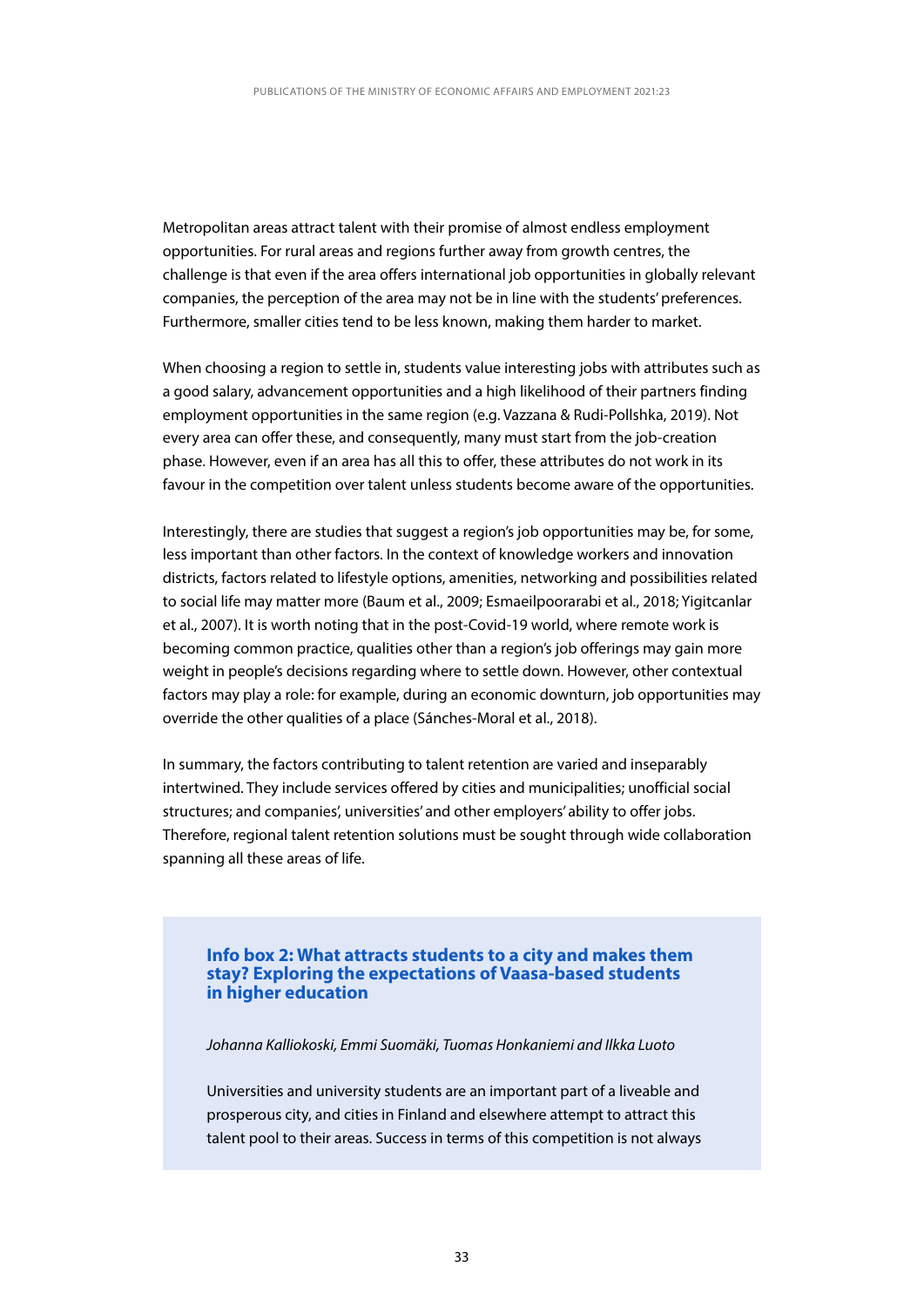Metropolitan areas attract talent with their promise of almost endless employment opportunities. For rural areas and regions further away from growth centres, the challenge is that even if the area offers international job opportunities in globally relevant companies, the perception of the area may not be in line with the students' preferences. Furthermore, smaller cities tend to be less known, making them harder to market.

When choosing a region to settle in, students value interesting jobs with attributes such as a good salary, advancement opportunities and a high likelihood of their partners finding employment opportunities in the same region (e.g. Vazzana & Rudi-Pollshka, 2019). Not every area can offer these, and consequently, many must start from the job-creation phase. However, even if an area has all this to offer, these attributes do not work in its favour in the competition over talent unless students become aware of the opportunities.

Interestingly, there are studies that suggest a region's job opportunities may be, for some, less important than other factors. In the context of knowledge workers and innovation districts, factors related to lifestyle options, amenities, networking and possibilities related to social life may matter more (Baum et al., 2009; Esmaeilpoorarabi et al., 2018; Yigitcanlar et al., 2007). It is worth noting that in the post-Covid-19 world, where remote work is becoming common practice, qualities other than a region's job offerings may gain more weight in people's decisions regarding where to settle down. However, other contextual factors may play a role: for example, during an economic downturn, job opportunities may override the other qualities of a place (Sánches-Moral et al., 2018).

In summary, the factors contributing to talent retention are varied and inseparably intertwined. They include services offered by cities and municipalities; unofficial social structures; and companies', universities' and other employers' ability to offer jobs. Therefore, regional talent retention solutions must be sought through wide collaboration spanning all these areas of life.

### Info box 2: What attracts students to a city and makes them stay? Exploring the expectations of Vaasa-based students in higher education

*Johanna Kalliokoski, Emmi Suomäki, Tuomas Honkaniemi and Ilkka Luoto*

Universities and university students are an important part of a liveable and prosperous city, and cities in Finland and elsewhere attempt to attract this talent pool to their areas. Success in terms of this competition is not always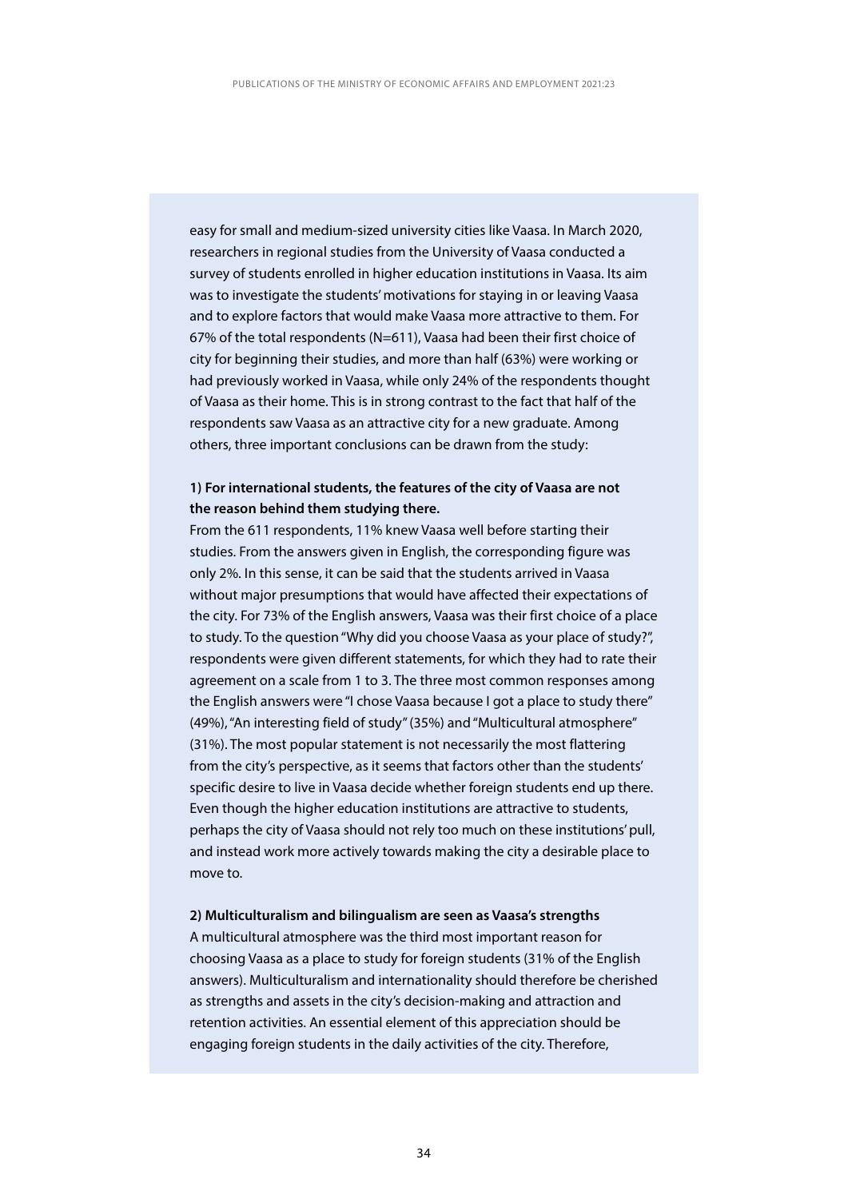easy for small and medium-sized university cities like Vaasa. In March 2020, researchers in regional studies from the University of Vaasa conducted a survey of students enrolled in higher education institutions in Vaasa. Its aim was to investigate the students' motivations for staying in or leaving Vaasa and to explore factors that would make Vaasa more attractive to them. For 67% of the total respondents (N=611), Vaasa had been their first choice of city for beginning their studies, and more than half (63%) were working or had previously worked in Vaasa, while only 24% of the respondents thought of Vaasa as their home. This is in strong contrast to the fact that half of the respondents saw Vaasa as an attractive city for a new graduate. Among others, three important conclusions can be drawn from the study:

**1) For international students, the features of the city of Vaasa are not the reason behind them studying there.**

From the 611 respondents, 11% knew Vaasa well before starting their studies. From the answers given in English, the corresponding figure was only 2%. In this sense, it can be said that the students arrived in Vaasa without major presumptions that would have affected their expectations of the city. For 73% of the English answers, Vaasa was their first choice of a place to study. To the question "Why did you choose Vaasa as your place of study?", respondents were given different statements, for which they had to rate their agreement on a scale from 1 to 3. The three most common responses among the English answers were "I chose Vaasa because I got a place to study there" (49%), "An interesting field of study" (35%) and "Multicultural atmosphere" (31%). The most popular statement is not necessarily the most flattering from the city's perspective, as it seems that factors other than the students' specific desire to live in Vaasa decide whether foreign students end up there. Even though the higher education institutions are attractive to students, perhaps the city of Vaasa should not rely too much on these institutions' pull, and instead work more actively towards making the city a desirable place to move to.

**2) Multiculturalism and bilingualism are seen as Vaasa's strengths**

A multicultural atmosphere was the third most important reason for choosing Vaasa as a place to study for foreign students (31% of the English answers). Multiculturalism and internationality should therefore be cherished as strengths and assets in the city's decision-making and attraction and retention activities. An essential element of this appreciation should be engaging foreign students in the daily activities of the city. Therefore,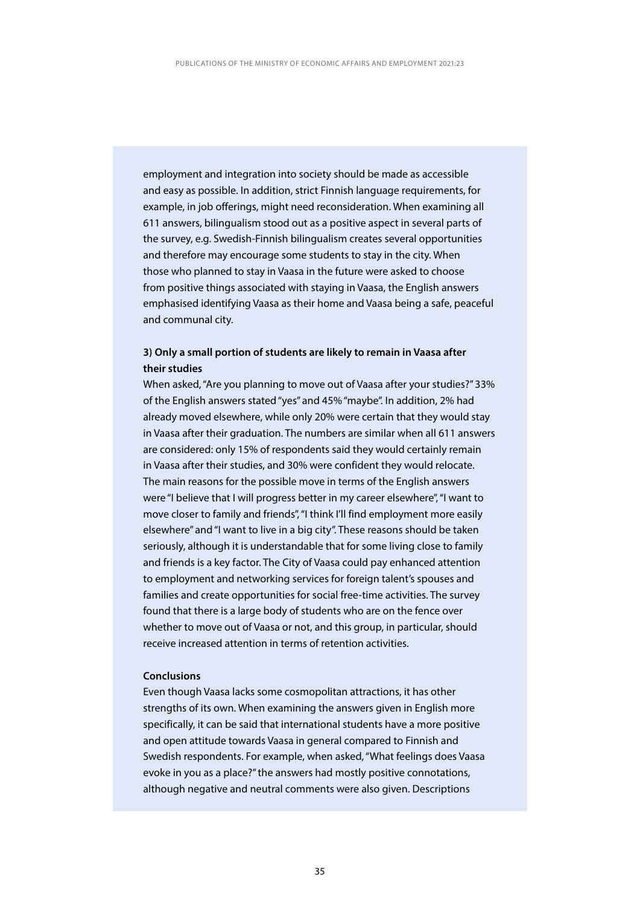employment and integration into society should be made as accessible and easy as possible. In addition, strict Finnish language requirements, for example, in job offerings, might need reconsideration. When examining all 611 answers, bilingualism stood out as a positive aspect in several parts of the survey, e.g. Swedish-Finnish bilingualism creates several opportunities and therefore may encourage some students to stay in the city. When those who planned to stay in Vaasa in the future were asked to choose from positive things associated with staying in Vaasa, the English answers emphasised identifying Vaasa as their home and Vaasa being a safe, peaceful and communal city.

**3) Only a small portion of students are likely to remain in Vaasa after their studies**

When asked, "Are you planning to move out of Vaasa after your studies?" 33% of the English answers stated "yes" and 45% "maybe". In addition, 2% had already moved elsewhere, while only 20% were certain that they would stay in Vaasa after their graduation. The numbers are similar when all 611 answers are considered: only 15% of respondents said they would certainly remain in Vaasa after their studies, and 30% were confident they would relocate. The main reasons for the possible move in terms of the English answers were "I believe that I will progress better in my career elsewhere", "I want to move closer to family and friends", "I think I'll find employment more easily elsewhere" and "I want to live in a big city". These reasons should be taken seriously, although it is understandable that for some living close to family and friends is a key factor. The City of Vaasa could pay enhanced attention to employment and networking services for foreign talent's spouses and families and create opportunities for social free-time activities. The survey found that there is a large body of students who are on the fence over whether to move out of Vaasa or not, and this group, in particular, should receive increased attention in terms of retention activities.

**Conclusions**

Even though Vaasa lacks some cosmopolitan attractions, it has other strengths of its own. When examining the answers given in English more specifically, it can be said that international students have a more positive and open attitude towards Vaasa in general compared to Finnish and Swedish respondents. For example, when asked, "What feelings does Vaasa evoke in you as a place?" the answers had mostly positive connotations, although negative and neutral comments were also given. Descriptions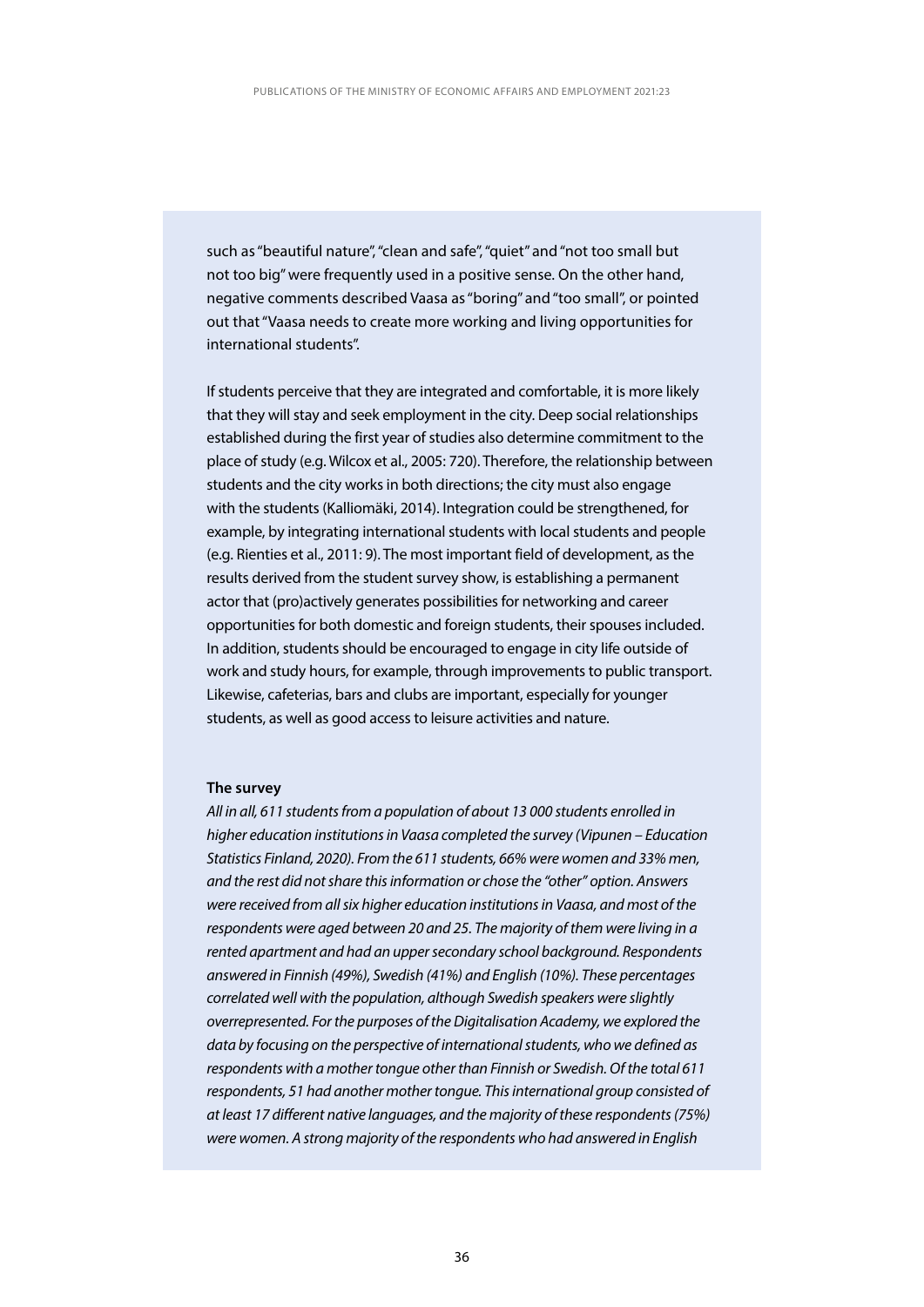such as "beautiful nature", "clean and safe", "quiet" and "not too small but not too big" were frequently used in a positive sense. On the other hand, negative comments described Vaasa as "boring" and "too small", or pointed out that "Vaasa needs to create more working and living opportunities for international students".

If students perceive that they are integrated and comfortable, it is more likely that they will stay and seek employment in the city. Deep social relationships established during the first year of studies also determine commitment to the place of study (e.g. Wilcox et al., 2005: 720). Therefore, the relationship between students and the city works in both directions; the city must also engage with the students (Kalliomäki, 2014). Integration could be strengthened, for example, by integrating international students with local students and people (e.g. Rienties et al., 2011: 9). The most important field of development, as the results derived from the student survey show, is establishing a permanent actor that (pro)actively generates possibilities for networking and career opportunities for both domestic and foreign students, their spouses included. In addition, students should be encouraged to engage in city life outside of work and study hours, for example, through improvements to public transport. Likewise, cafeterias, bars and clubs are important, especially for younger students, as well as good access to leisure activities and nature.

**The survey**

*All in all, 611 students from a population of about 13 000 students enrolled in higher education institutions in Vaasa completed the survey (Vipunen – Education Statistics Finland, 2020). From the 611 students, 66% were women and 33% men, and the rest did not share this information or chose the "other" option. Answers were received from all six higher education institutions in Vaasa, and most of the respondents were aged between 20 and 25. The majority of them were living in a rented apartment and had an upper secondary school background. Respondents answered in Finnish (49%), Swedish (41%) and English (10%). These percentages correlated well with the population, although Swedish speakers were slightly overrepresented. For the purposes of the Digitalisation Academy, we explored the data by focusing on the perspective of international students, who we defined as respondents with a mother tongue other than Finnish or Swedish. Of the total 611 respondents, 51 had another mother tongue. This international group consisted of at least 17 different native languages, and the majority of these respondents (75%) were women. A strong majority of the respondents who had answered in English*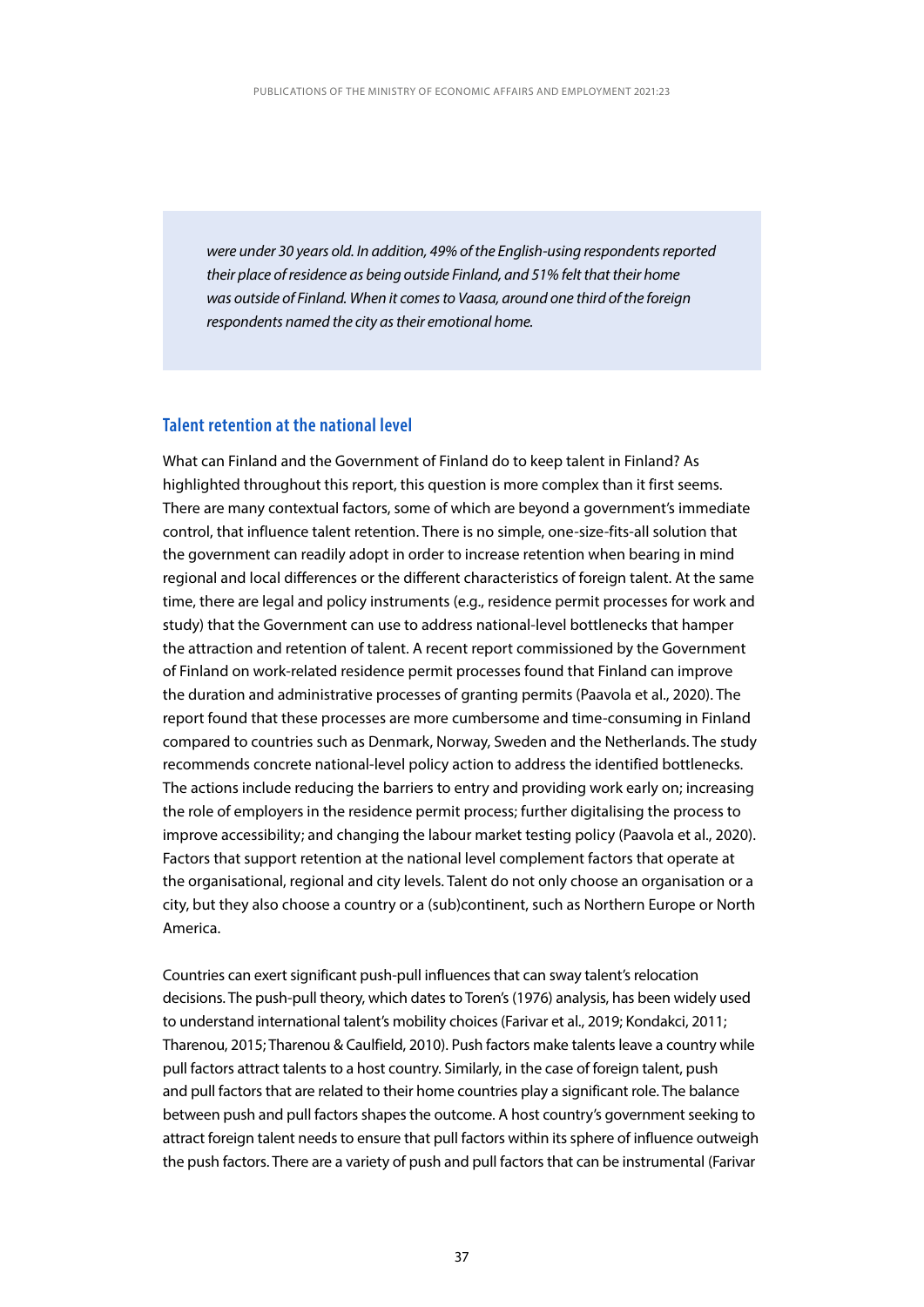*were under 30 years old. In addition, 49% of the English-using respondents reported their place of residence as being outside Finland, and 51% felt that their home was outside of Finland. When it comes to Vaasa, around one third of the foreign respondents named the city as their emotional home.*

## Talent retention at the national level

What can Finland and the Government of Finland do to keep talent in Finland? As highlighted throughout this report, this question is more complex than it first seems. There are many contextual factors, some of which are beyond a government's immediate control, that influence talent retention. There is no simple, one-size-fits-all solution that the government can readily adopt in order to increase retention when bearing in mind regional and local differences or the different characteristics of foreign talent. At the same time, there are legal and policy instruments (e.g., residence permit processes for work and study) that the Government can use to address national-level bottlenecks that hamper the attraction and retention of talent. A recent report commissioned by the Government of Finland on work-related residence permit processes found that Finland can improve the duration and administrative processes of granting permits (Paavola et al., 2020). The report found that these processes are more cumbersome and time-consuming in Finland compared to countries such as Denmark, Norway, Sweden and the Netherlands. The study recommends concrete national-level policy action to address the identified bottlenecks. The actions include reducing the barriers to entry and providing work early on; increasing the role of employers in the residence permit process; further digitalising the process to improve accessibility; and changing the labour market testing policy (Paavola et al., 2020). Factors that support retention at the national level complement factors that operate at the organisational, regional and city levels. Talent do not only choose an organisation or a city, but they also choose a country or a (sub)continent, such as Northern Europe or North America.

Countries can exert significant push-pull influences that can sway talent's relocation decisions. The push-pull theory, which dates to Toren's (1976) analysis, has been widely used to understand international talent's mobility choices (Farivar et al., 2019; Kondakci, 2011; Tharenou, 2015; Tharenou & Caulfield, 2010). Push factors make talents leave a country while pull factors attract talents to a host country. Similarly, in the case of foreign talent, push and pull factors that are related to their home countries play a significant role. The balance between push and pull factors shapes the outcome. A host country's government seeking to attract foreign talent needs to ensure that pull factors within its sphere of influence outweigh the push factors. There are a variety of push and pull factors that can be instrumental (Farivar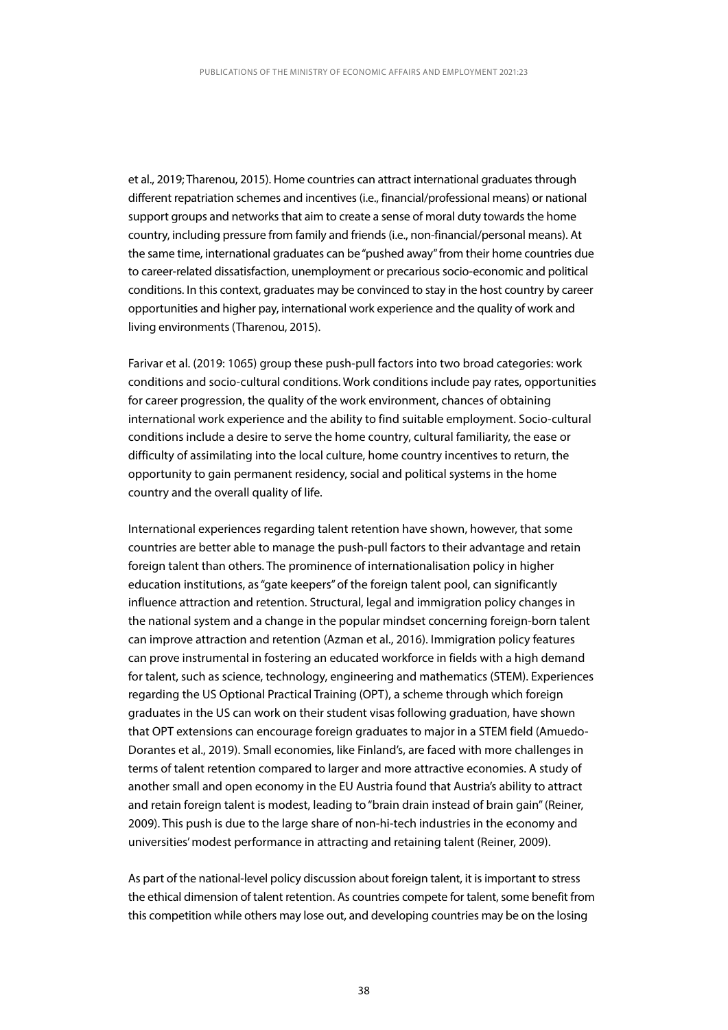et al., 2019; Tharenou, 2015). Home countries can attract international graduates through different repatriation schemes and incentives (i.e., financial/professional means) or national support groups and networks that aim to create a sense of moral duty towards the home country, including pressure from family and friends (i.e., non-financial/personal means). At the same time, international graduates can be "pushed away" from their home countries due to career-related dissatisfaction, unemployment or precarious socio-economic and political conditions. In this context, graduates may be convinced to stay in the host country by career opportunities and higher pay, international work experience and the quality of work and living environments (Tharenou, 2015).

Farivar et al. (2019: 1065) group these push-pull factors into two broad categories: work conditions and socio-cultural conditions. Work conditions include pay rates, opportunities for career progression, the quality of the work environment, chances of obtaining international work experience and the ability to find suitable employment. Socio-cultural conditions include a desire to serve the home country, cultural familiarity, the ease or difficulty of assimilating into the local culture, home country incentives to return, the opportunity to gain permanent residency, social and political systems in the home country and the overall quality of life.

International experiences regarding talent retention have shown, however, that some countries are better able to manage the push-pull factors to their advantage and retain foreign talent than others. The prominence of internationalisation policy in higher education institutions, as "gate keepers" of the foreign talent pool, can significantly influence attraction and retention. Structural, legal and immigration policy changes in the national system and a change in the popular mindset concerning foreign-born talent can improve attraction and retention (Azman et al., 2016). Immigration policy features can prove instrumental in fostering an educated workforce in fields with a high demand for talent, such as science, technology, engineering and mathematics (STEM). Experiences regarding the US Optional Practical Training (OPT), a scheme through which foreign graduates in the US can work on their student visas following graduation, have shown that OPT extensions can encourage foreign graduates to major in a STEM field (Amuedo-Dorantes et al., 2019). Small economies, like Finland's, are faced with more challenges in terms of talent retention compared to larger and more attractive economies. A study of another small and open economy in the EU Austria found that Austria's ability to attract and retain foreign talent is modest, leading to "brain drain instead of brain gain" (Reiner, 2009). This push is due to the large share of non-hi-tech industries in the economy and universities' modest performance in attracting and retaining talent (Reiner, 2009).

As part of the national-level policy discussion about foreign talent, it is important to stress the ethical dimension of talent retention. As countries compete for talent, some benefit from this competition while others may lose out, and developing countries may be on the losing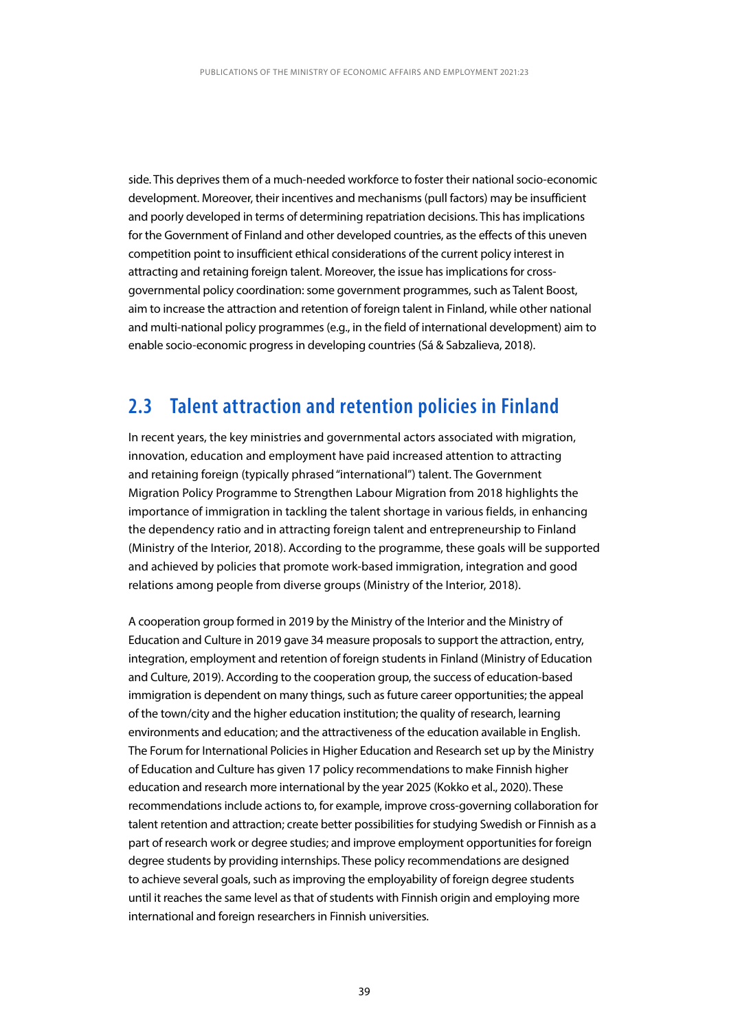side. This deprives them of a much-needed workforce to foster their national socio-economic development. Moreover, their incentives and mechanisms (pull factors) may be insufficient and poorly developed in terms of determining repatriation decisions. This has implications for the Government of Finland and other developed countries, as the effects of this uneven competition point to insufficient ethical considerations of the current policy interest in attracting and retaining foreign talent. Moreover, the issue has implications for cross-governmental policy coordination: some government programmes, such as Talent Boost, aim to increase the attraction and retention of foreign talent in Finland, while other national and multi-national policy programmes (e.g., in the field of international development) aim to enable socio-economic progress in developing countries (Sá & Sabzalieva, 2018).

## 2.3 Talent attraction and retention policies in Finland

In recent years, the key ministries and governmental actors associated with migration, innovation, education and employment have paid increased attention to attracting and retaining foreign (typically phrased "international") talent. The Government Migration Policy Programme to Strengthen Labour Migration from 2018 highlights the importance of immigration in tackling the talent shortage in various fields, in enhancing the dependency ratio and in attracting foreign talent and entrepreneurship to Finland (Ministry of the Interior, 2018). According to the programme, these goals will be supported and achieved by policies that promote work-based immigration, integration and good relations among people from diverse groups (Ministry of the Interior, 2018).

A cooperation group formed in 2019 by the Ministry of the Interior and the Ministry of Education and Culture in 2019 gave 34 measure proposals to support the attraction, entry, integration, employment and retention of foreign students in Finland (Ministry of Education and Culture, 2019). According to the cooperation group, the success of education-based immigration is dependent on many things, such as future career opportunities; the appeal of the town/city and the higher education institution; the quality of research, learning environments and education; and the attractiveness of the education available in English. The Forum for International Policies in Higher Education and Research set up by the Ministry of Education and Culture has given 17 policy recommendations to make Finnish higher education and research more international by the year 2025 (Kokko et al., 2020). These recommendations include actions to, for example, improve cross-governing collaboration for talent retention and attraction; create better possibilities for studying Swedish or Finnish as a part of research work or degree studies; and improve employment opportunities for foreign degree students by providing internships. These policy recommendations are designed to achieve several goals, such as improving the employability of foreign degree students until it reaches the same level as that of students with Finnish origin and employing more international and foreign researchers in Finnish universities.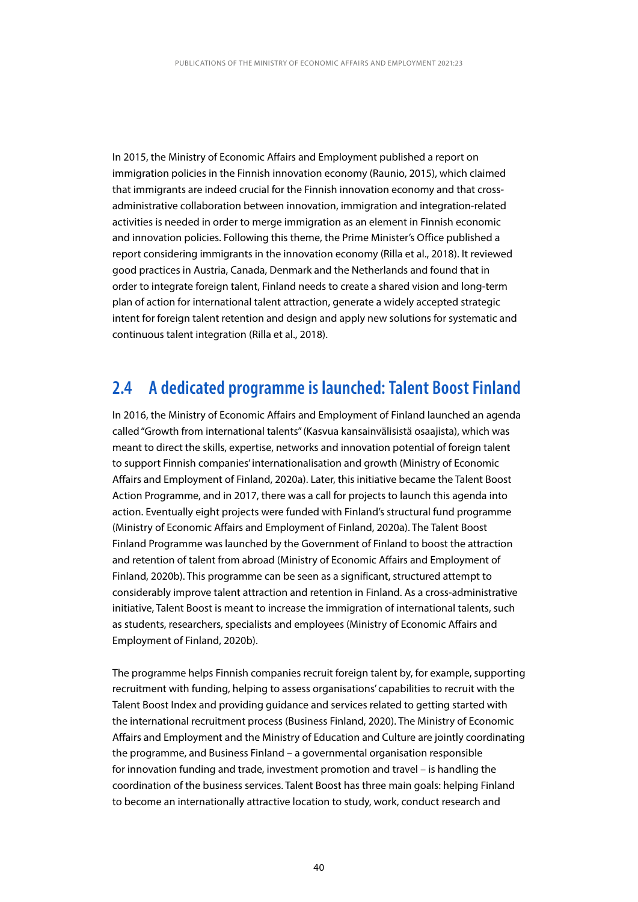In 2015, the Ministry of Economic Affairs and Employment published a report on immigration policies in the Finnish innovation economy (Raunio, 2015), which claimed that immigrants are indeed crucial for the Finnish innovation economy and that cross-administrative collaboration between innovation, immigration and integration-related activities is needed in order to merge immigration as an element in Finnish economic and innovation policies. Following this theme, the Prime Minister's Office published a report considering immigrants in the innovation economy (Rilla et al., 2018). It reviewed good practices in Austria, Canada, Denmark and the Netherlands and found that in order to integrate foreign talent, Finland needs to create a shared vision and long-term plan of action for international talent attraction, generate a widely accepted strategic intent for foreign talent retention and design and apply new solutions for systematic and continuous talent integration (Rilla et al., 2018).

## 2.4 A dedicated programme is launched: Talent Boost Finland

In 2016, the Ministry of Economic Affairs and Employment of Finland launched an agenda called "Growth from international talents" (Kasvua kansainvälisistä osaajista), which was meant to direct the skills, expertise, networks and innovation potential of foreign talent to support Finnish companies' internationalisation and growth (Ministry of Economic Affairs and Employment of Finland, 2020a). Later, this initiative became the Talent Boost Action Programme, and in 2017, there was a call for projects to launch this agenda into action. Eventually eight projects were funded with Finland's structural fund programme (Ministry of Economic Affairs and Employment of Finland, 2020a). The Talent Boost Finland Programme was launched by the Government of Finland to boost the attraction and retention of talent from abroad (Ministry of Economic Affairs and Employment of Finland, 2020b). This programme can be seen as a significant, structured attempt to considerably improve talent attraction and retention in Finland. As a cross-administrative initiative, Talent Boost is meant to increase the immigration of international talents, such as students, researchers, specialists and employees (Ministry of Economic Affairs and Employment of Finland, 2020b).

The programme helps Finnish companies recruit foreign talent by, for example, supporting recruitment with funding, helping to assess organisations' capabilities to recruit with the Talent Boost Index and providing guidance and services related to getting started with the international recruitment process (Business Finland, 2020). The Ministry of Economic Affairs and Employment and the Ministry of Education and Culture are jointly coordinating the programme, and Business Finland – a governmental organisation responsible for innovation funding and trade, investment promotion and travel – is handling the coordination of the business services. Talent Boost has three main goals: helping Finland to become an internationally attractive location to study, work, conduct research and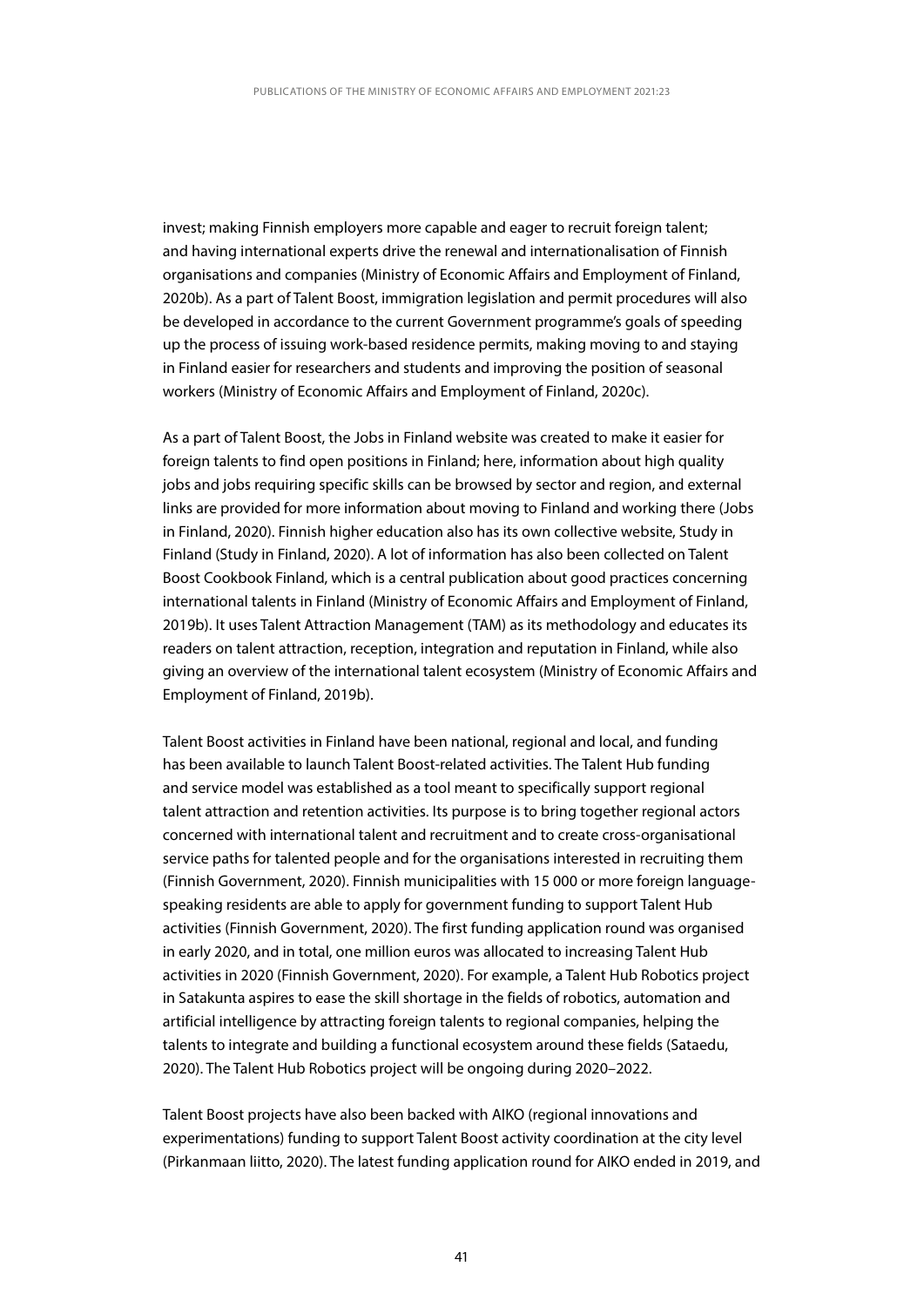invest; making Finnish employers more capable and eager to recruit foreign talent; and having international experts drive the renewal and internationalisation of Finnish organisations and companies (Ministry of Economic Affairs and Employment of Finland, 2020b). As a part of Talent Boost, immigration legislation and permit procedures will also be developed in accordance to the current Government programme's goals of speeding up the process of issuing work-based residence permits, making moving to and staying in Finland easier for researchers and students and improving the position of seasonal workers (Ministry of Economic Affairs and Employment of Finland, 2020c).

As a part of Talent Boost, the Jobs in Finland website was created to make it easier for foreign talents to find open positions in Finland; here, information about high quality jobs and jobs requiring specific skills can be browsed by sector and region, and external links are provided for more information about moving to Finland and working there (Jobs in Finland, 2020). Finnish higher education also has its own collective website, Study in Finland (Study in Finland, 2020). A lot of information has also been collected on Talent Boost Cookbook Finland, which is a central publication about good practices concerning international talents in Finland (Ministry of Economic Affairs and Employment of Finland, 2019b). It uses Talent Attraction Management (TAM) as its methodology and educates its readers on talent attraction, reception, integration and reputation in Finland, while also giving an overview of the international talent ecosystem (Ministry of Economic Affairs and Employment of Finland, 2019b).

Talent Boost activities in Finland have been national, regional and local, and funding has been available to launch Talent Boost-related activities. The Talent Hub funding and service model was established as a tool meant to specifically support regional talent attraction and retention activities. Its purpose is to bring together regional actors concerned with international talent and recruitment and to create cross-organisational service paths for talented people and for the organisations interested in recruiting them (Finnish Government, 2020). Finnish municipalities with 15 000 or more foreign language-speaking residents are able to apply for government funding to support Talent Hub activities (Finnish Government, 2020). The first funding application round was organised in early 2020, and in total, one million euros was allocated to increasing Talent Hub activities in 2020 (Finnish Government, 2020). For example, a Talent Hub Robotics project in Satakunta aspires to ease the skill shortage in the fields of robotics, automation and artificial intelligence by attracting foreign talents to regional companies, helping the talents to integrate and building a functional ecosystem around these fields (Sataedu, 2020). The Talent Hub Robotics project will be ongoing during 2020–2022.

Talent Boost projects have also been backed with AIKO (regional innovations and experimentations) funding to support Talent Boost activity coordination at the city level (Pirkanmaan liitto, 2020). The latest funding application round for AIKO ended in 2019, and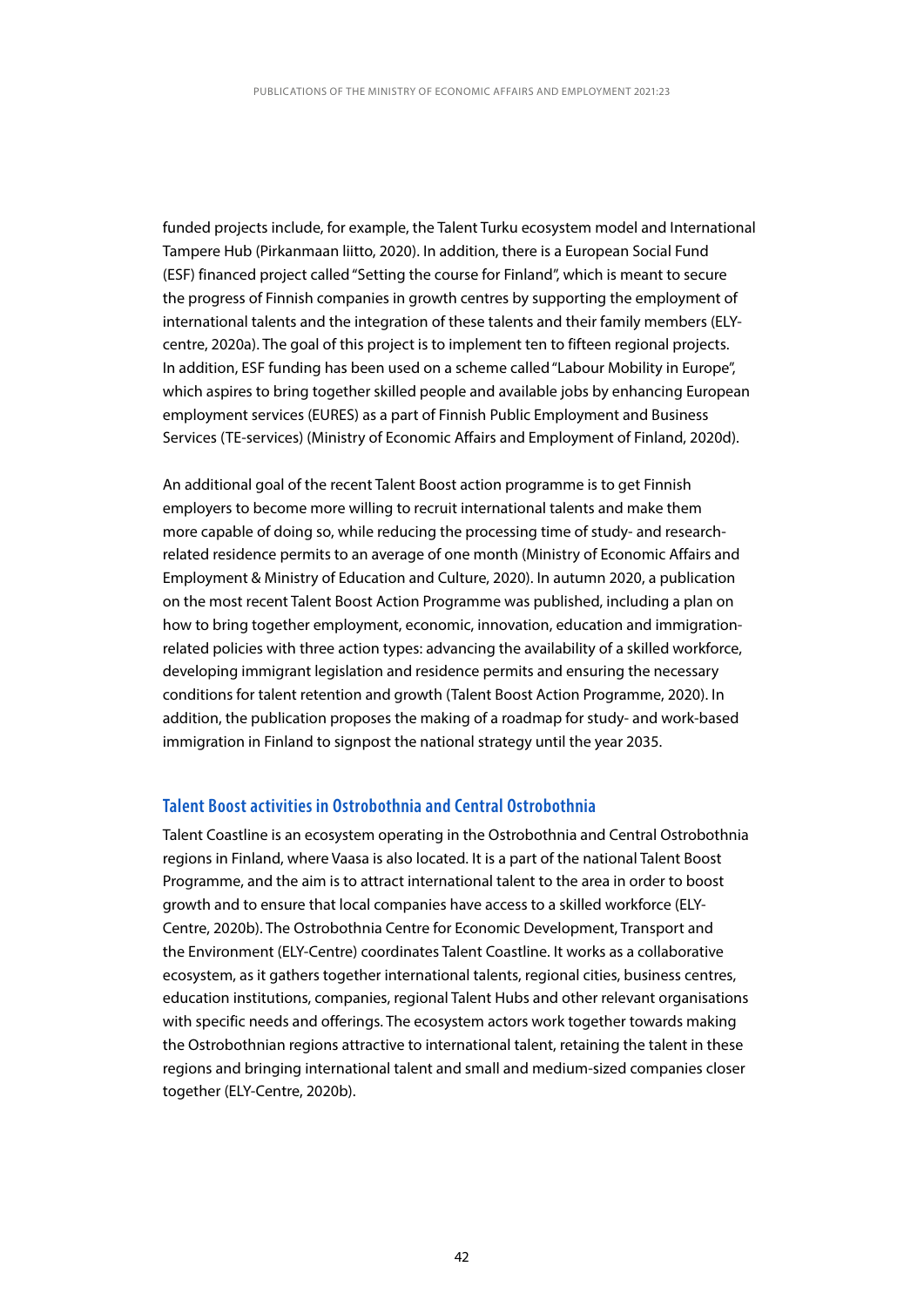funded projects include, for example, the Talent Turku ecosystem model and International Tampere Hub (Pirkanmaan liitto, 2020). In addition, there is a European Social Fund (ESF) financed project called "Setting the course for Finland", which is meant to secure the progress of Finnish companies in growth centres by supporting the employment of international talents and the integration of these talents and their family members (ELY-centre, 2020a). The goal of this project is to implement ten to fifteen regional projects. In addition, ESF funding has been used on a scheme called "Labour Mobility in Europe", which aspires to bring together skilled people and available jobs by enhancing European employment services (EURES) as a part of Finnish Public Employment and Business Services (TE-services) (Ministry of Economic Affairs and Employment of Finland, 2020d).

An additional goal of the recent Talent Boost action programme is to get Finnish employers to become more willing to recruit international talents and make them more capable of doing so, while reducing the processing time of study- and research-related residence permits to an average of one month (Ministry of Economic Affairs and Employment & Ministry of Education and Culture, 2020). In autumn 2020, a publication on the most recent Talent Boost Action Programme was published, including a plan on how to bring together employment, economic, innovation, education and immigration-related policies with three action types: advancing the availability of a skilled workforce, developing immigrant legislation and residence permits and ensuring the necessary conditions for talent retention and growth (Talent Boost Action Programme, 2020). In addition, the publication proposes the making of a roadmap for study- and work-based immigration in Finland to signpost the national strategy until the year 2035.

### Talent Boost activities in Ostrobothnia and Central Ostrobothnia

Talent Coastline is an ecosystem operating in the Ostrobothnia and Central Ostrobothnia regions in Finland, where Vaasa is also located. It is a part of the national Talent Boost Programme, and the aim is to attract international talent to the area in order to boost growth and to ensure that local companies have access to a skilled workforce (ELY-Centre, 2020b). The Ostrobothnia Centre for Economic Development, Transport and the Environment (ELY-Centre) coordinates Talent Coastline. It works as a collaborative ecosystem, as it gathers together international talents, regional cities, business centres, education institutions, companies, regional Talent Hubs and other relevant organisations with specific needs and offerings. The ecosystem actors work together towards making the Ostrobothnian regions attractive to international talent, retaining the talent in these regions and bringing international talent and small and medium-sized companies closer together (ELY-Centre, 2020b).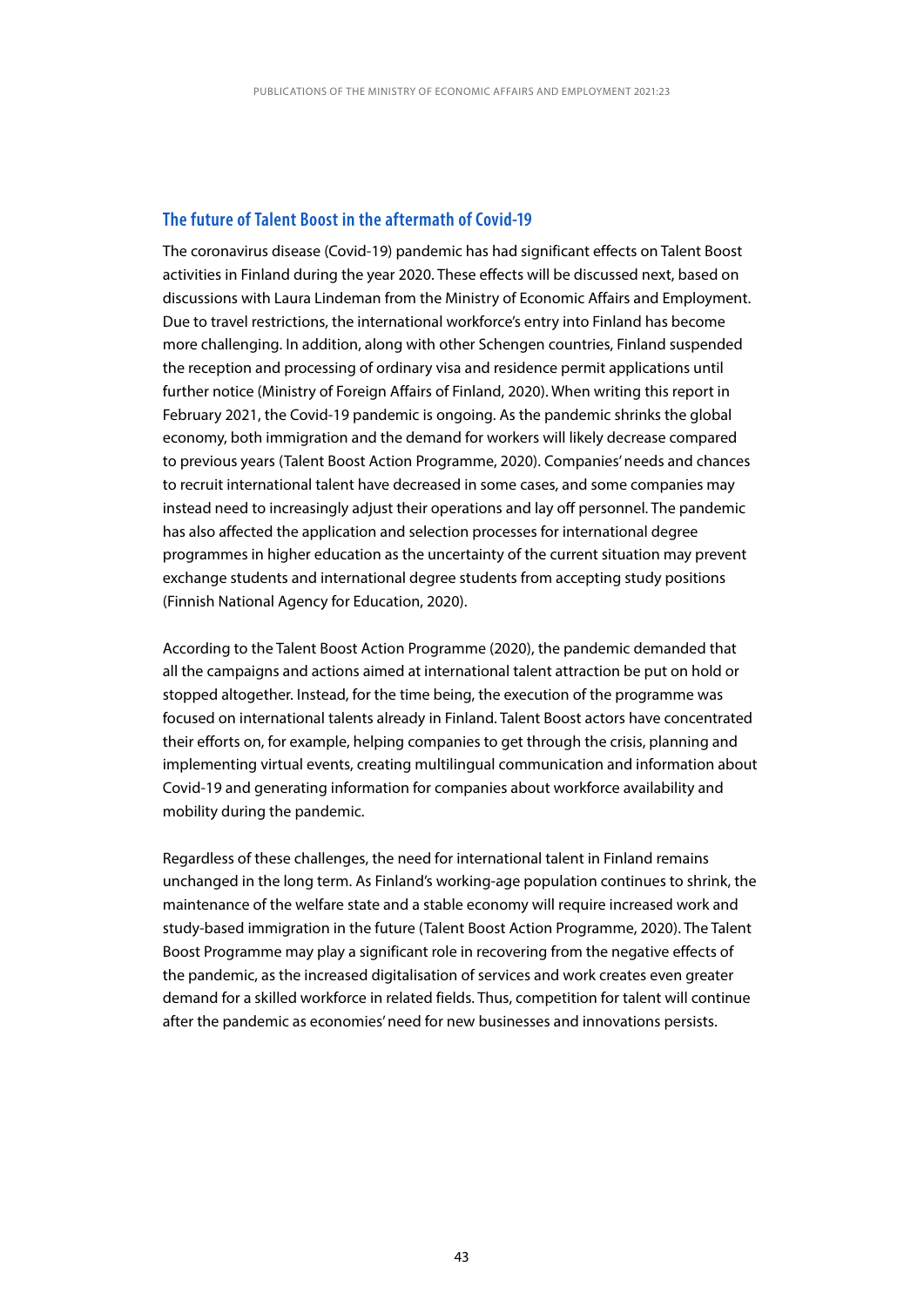### The future of Talent Boost in the aftermath of Covid-19

The coronavirus disease (Covid-19) pandemic has had significant effects on Talent Boost activities in Finland during the year 2020. These effects will be discussed next, based on discussions with Laura Lindeman from the Ministry of Economic Affairs and Employment. Due to travel restrictions, the international workforce's entry into Finland has become more challenging. In addition, along with other Schengen countries, Finland suspended the reception and processing of ordinary visa and residence permit applications until further notice (Ministry of Foreign Affairs of Finland, 2020). When writing this report in February 2021, the Covid-19 pandemic is ongoing. As the pandemic shrinks the global economy, both immigration and the demand for workers will likely decrease compared to previous years (Talent Boost Action Programme, 2020). Companies' needs and chances to recruit international talent have decreased in some cases, and some companies may instead need to increasingly adjust their operations and lay off personnel. The pandemic has also affected the application and selection processes for international degree programmes in higher education as the uncertainty of the current situation may prevent exchange students and international degree students from accepting study positions (Finnish National Agency for Education, 2020).

According to the Talent Boost Action Programme (2020), the pandemic demanded that all the campaigns and actions aimed at international talent attraction be put on hold or stopped altogether. Instead, for the time being, the execution of the programme was focused on international talents already in Finland. Talent Boost actors have concentrated their efforts on, for example, helping companies to get through the crisis, planning and implementing virtual events, creating multilingual communication and information about Covid-19 and generating information for companies about workforce availability and mobility during the pandemic.

Regardless of these challenges, the need for international talent in Finland remains unchanged in the long term. As Finland's working-age population continues to shrink, the maintenance of the welfare state and a stable economy will require increased work and study-based immigration in the future (Talent Boost Action Programme, 2020). The Talent Boost Programme may play a significant role in recovering from the negative effects of the pandemic, as the increased digitalisation of services and work creates even greater demand for a skilled workforce in related fields. Thus, competition for talent will continue after the pandemic as economies' need for new businesses and innovations persists.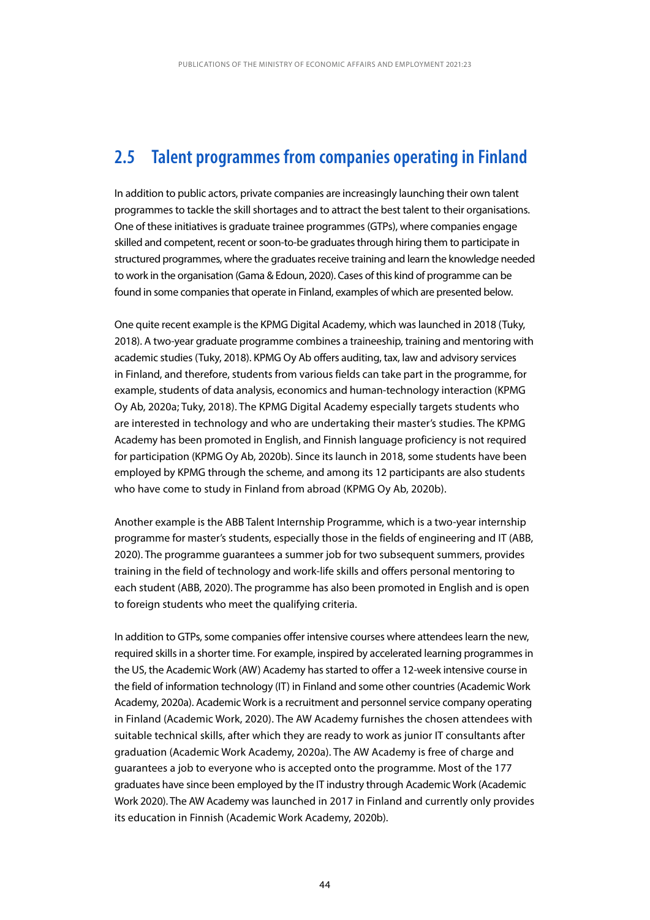## 2.5 Talent programmes from companies operating in Finland

In addition to public actors, private companies are increasingly launching their own talent programmes to tackle the skill shortages and to attract the best talent to their organisations. One of these initiatives is graduate trainee programmes (GTPs), where companies engage skilled and competent, recent or soon-to-be graduates through hiring them to participate in structured programmes, where the graduates receive training and learn the knowledge needed to work in the organisation (Gama & Edoun, 2020). Cases of this kind of programme can be found in some companies that operate in Finland, examples of which are presented below.

One quite recent example is the KPMG Digital Academy, which was launched in 2018 (Tuky, 2018). A two-year graduate programme combines a traineeship, training and mentoring with academic studies (Tuky, 2018). KPMG Oy Ab offers auditing, tax, law and advisory services in Finland, and therefore, students from various fields can take part in the programme, for example, students of data analysis, economics and human-technology interaction (KPMG Oy Ab, 2020a; Tuky, 2018). The KPMG Digital Academy especially targets students who are interested in technology and who are undertaking their master's studies. The KPMG Academy has been promoted in English, and Finnish language proficiency is not required for participation (KPMG Oy Ab, 2020b). Since its launch in 2018, some students have been employed by KPMG through the scheme, and among its 12 participants are also students who have come to study in Finland from abroad (KPMG Oy Ab, 2020b).

Another example is the ABB Talent Internship Programme, which is a two-year internship programme for master's students, especially those in the fields of engineering and IT (ABB, 2020). The programme guarantees a summer job for two subsequent summers, provides training in the field of technology and work-life skills and offers personal mentoring to each student (ABB, 2020). The programme has also been promoted in English and is open to foreign students who meet the qualifying criteria.

In addition to GTPs, some companies offer intensive courses where attendees learn the new, required skills in a shorter time. For example, inspired by accelerated learning programmes in the US, the Academic Work (AW) Academy has started to offer a 12-week intensive course in the field of information technology (IT) in Finland and some other countries (Academic Work Academy, 2020a). Academic Work is a recruitment and personnel service company operating in Finland (Academic Work, 2020). The AW Academy furnishes the chosen attendees with suitable technical skills, after which they are ready to work as junior IT consultants after graduation (Academic Work Academy, 2020a). The AW Academy is free of charge and guarantees a job to everyone who is accepted onto the programme. Most of the 177 graduates have since been employed by the IT industry through Academic Work (Academic Work 2020). The AW Academy was launched in 2017 in Finland and currently only provides its education in Finnish (Academic Work Academy, 2020b).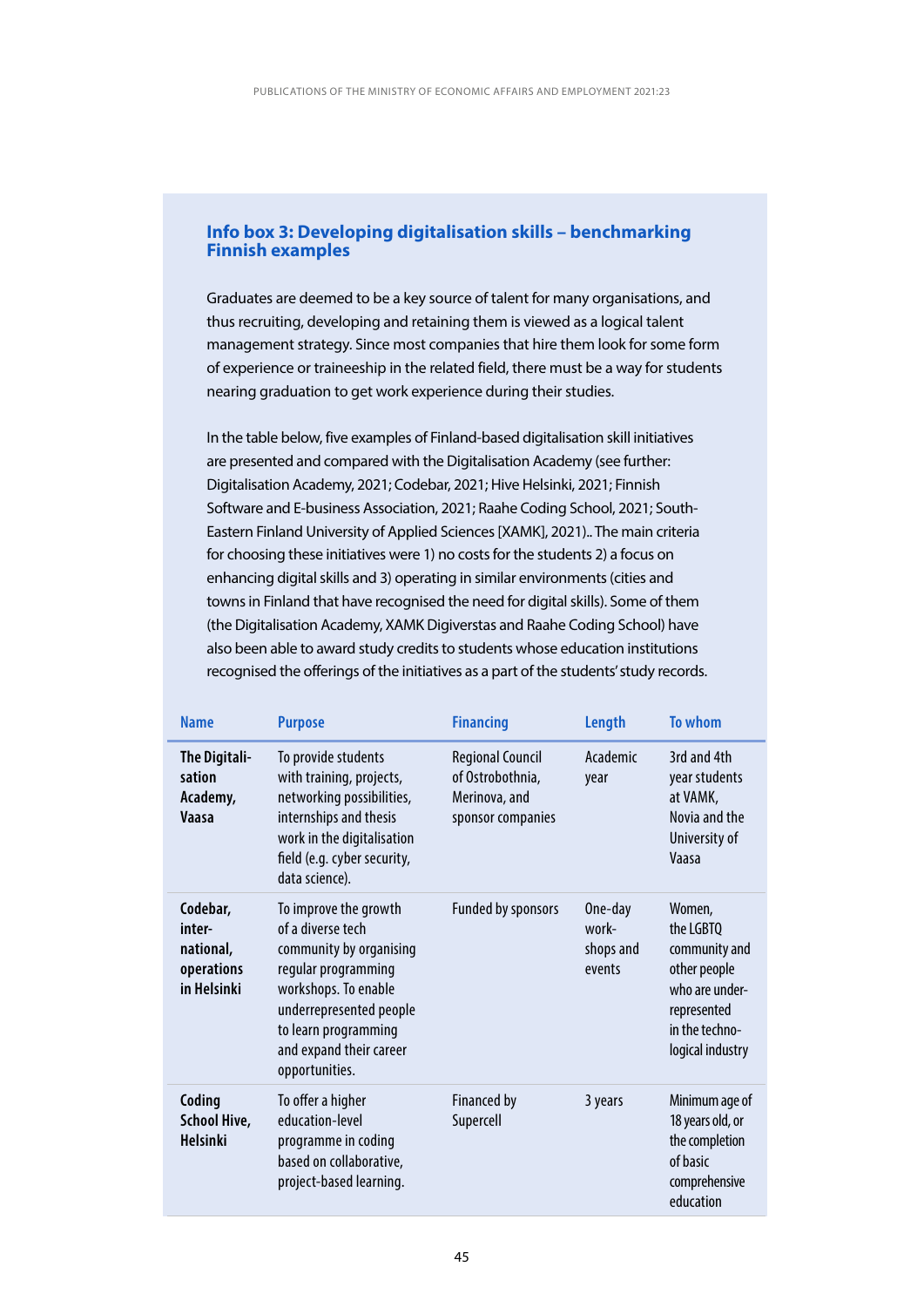### Info box 3: Developing digitalisation skills – benchmarking Finnish examples

Graduates are deemed to be a key source of talent for many organisations, and thus recruiting, developing and retaining them is viewed as a logical talent management strategy. Since most companies that hire them look for some form of experience or traineeship in the related field, there must be a way for students nearing graduation to get work experience during their studies.

In the table below, five examples of Finland-based digitalisation skill initiatives are presented and compared with the Digitalisation Academy (see further: Digitalisation Academy, 2021; Codebar, 2021; Hive Helsinki, 2021; Finnish Software and E-business Association, 2021; Raahe Coding School, 2021; South-Eastern Finland University of Applied Sciences [XAMK], 2021).. The main criteria for choosing these initiatives were 1) no costs for the students 2) a focus on enhancing digital skills and 3) operating in similar environments (cities and towns in Finland that have recognised the need for digital skills). Some of them (the Digitalisation Academy, XAMK Digiverstas and Raahe Coding School) have also been able to award study credits to students whose education institutions recognised the offerings of the initiatives as a part of the students' study records.

| Name | Purpose | Financing | Length | To whom |
|---|---|---|---|---|
| **The Digitalisation Academy, Vaasa** | To provide students with training, projects, networking possibilities, internships and thesis work in the digitalisation field (e.g. cyber security, data science). | Regional Council of Ostrobothnia, Merinova, and sponsor companies | Academic year | 3rd and 4th year students at VAMK, Novia and the University of Vaasa |
| **Codebar, international, operations in Helsinki** | To improve the growth of a diverse tech community by organising regular programming workshops. To enable underrepresented people to learn programming and expand their career opportunities. | Funded by sponsors | One-day workshops and events | Women, the LGBTQ community and other people who are underrepresented in the technological industry |
| **Coding School Hive, Helsinki** | To offer a higher education-level programme in coding based on collaborative, project-based learning. | Financed by Supercell | 3 years | Minimum age of 18 years old, or the completion of basic comprehensive education |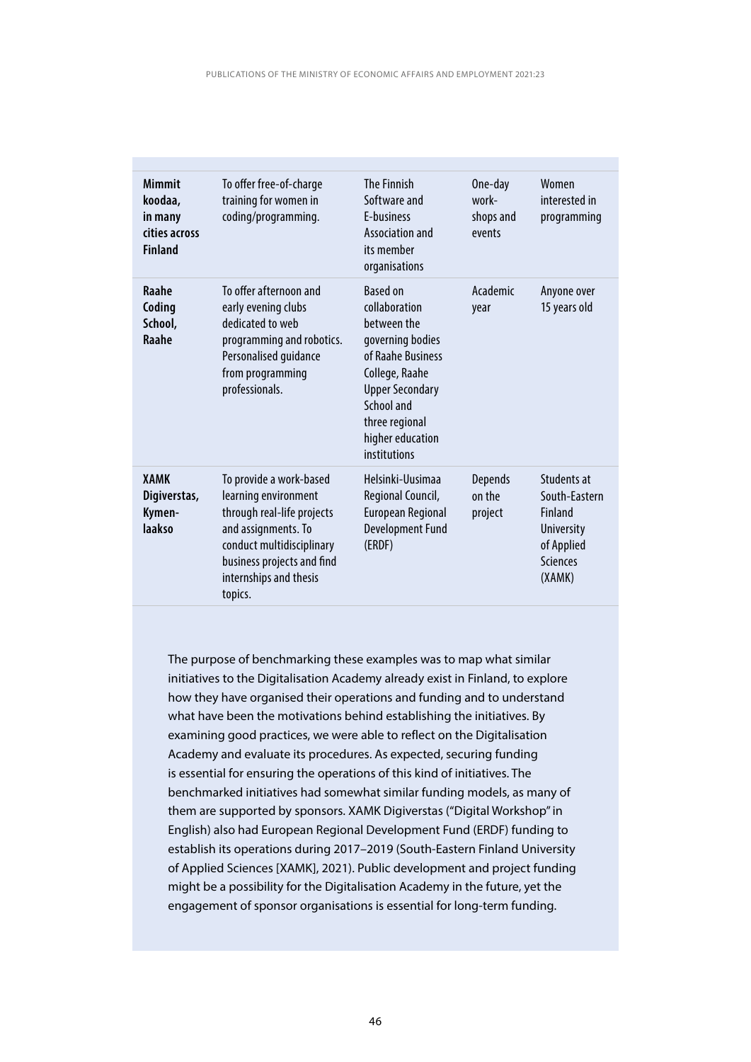| | | | | |
|---|---|---|---|---|
| **Mimmit koodaa, in many cities across Finland** | To offer free-of-charge training for women in coding/programming. | The Finnish Software and E-business Association and its member organisations | One-day work-shops and events | Women interested in programming |
| **Raahe Coding School, Raahe** | To offer afternoon and early evening clubs dedicated to web programming and robotics. Personalised guidance from programming professionals. | Based on collaboration between the governing bodies of Raahe Business College, Raahe Upper Secondary School and three regional higher education institutions | Academic year | Anyone over 15 years old |
| **XAMK Digiverstas, Kymen-laakso** | To provide a work-based learning environment through real-life projects and assignments. To conduct multidisciplinary business projects and find internships and thesis topics. | Helsinki-Uusimaa Regional Council, European Regional Development Fund (ERDF) | Depends on the project | Students at South-Eastern Finland University of Applied Sciences (XAMK) |

The purpose of benchmarking these examples was to map what similar initiatives to the Digitalisation Academy already exist in Finland, to explore how they have organised their operations and funding and to understand what have been the motivations behind establishing the initiatives. By examining good practices, we were able to reflect on the Digitalisation Academy and evaluate its procedures. As expected, securing funding is essential for ensuring the operations of this kind of initiatives. The benchmarked initiatives had somewhat similar funding models, as many of them are supported by sponsors. XAMK Digiverstas ("Digital Workshop" in English) also had European Regional Development Fund (ERDF) funding to establish its operations during 2017–2019 (South-Eastern Finland University of Applied Sciences [XAMK], 2021). Public development and project funding might be a possibility for the Digitalisation Academy in the future, yet the engagement of sponsor organisations is essential for long-term funding.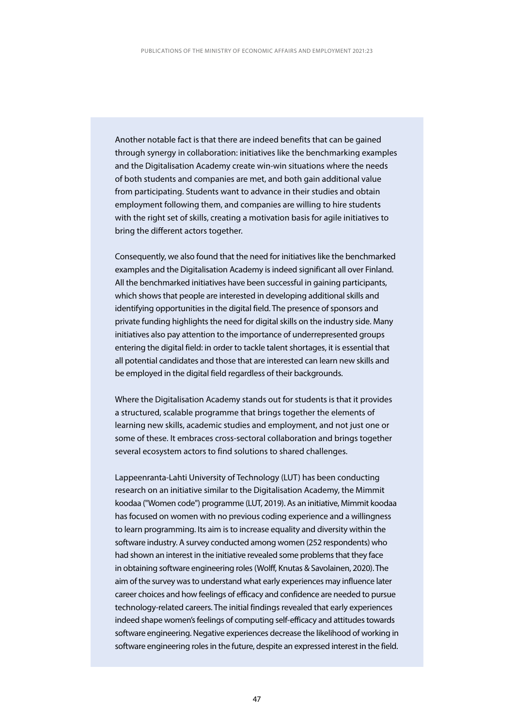Another notable fact is that there are indeed benefits that can be gained through synergy in collaboration: initiatives like the benchmarking examples and the Digitalisation Academy create win-win situations where the needs of both students and companies are met, and both gain additional value from participating. Students want to advance in their studies and obtain employment following them, and companies are willing to hire students with the right set of skills, creating a motivation basis for agile initiatives to bring the different actors together.

Consequently, we also found that the need for initiatives like the benchmarked examples and the Digitalisation Academy is indeed significant all over Finland. All the benchmarked initiatives have been successful in gaining participants, which shows that people are interested in developing additional skills and identifying opportunities in the digital field. The presence of sponsors and private funding highlights the need for digital skills on the industry side. Many initiatives also pay attention to the importance of underrepresented groups entering the digital field: in order to tackle talent shortages, it is essential that all potential candidates and those that are interested can learn new skills and be employed in the digital field regardless of their backgrounds.

Where the Digitalisation Academy stands out for students is that it provides a structured, scalable programme that brings together the elements of learning new skills, academic studies and employment, and not just one or some of these. It embraces cross-sectoral collaboration and brings together several ecosystem actors to find solutions to shared challenges.

Lappeenranta-Lahti University of Technology (LUT) has been conducting research on an initiative similar to the Digitalisation Academy, the Mimmit koodaa ("Women code") programme (LUT, 2019). As an initiative, Mimmit koodaa has focused on women with no previous coding experience and a willingness to learn programming. Its aim is to increase equality and diversity within the software industry. A survey conducted among women (252 respondents) who had shown an interest in the initiative revealed some problems that they face in obtaining software engineering roles (Wolff, Knutas & Savolainen, 2020). The aim of the survey was to understand what early experiences may influence later career choices and how feelings of efficacy and confidence are needed to pursue technology-related careers. The initial findings revealed that early experiences indeed shape women's feelings of computing self-efficacy and attitudes towards software engineering. Negative experiences decrease the likelihood of working in software engineering roles in the future, despite an expressed interest in the field.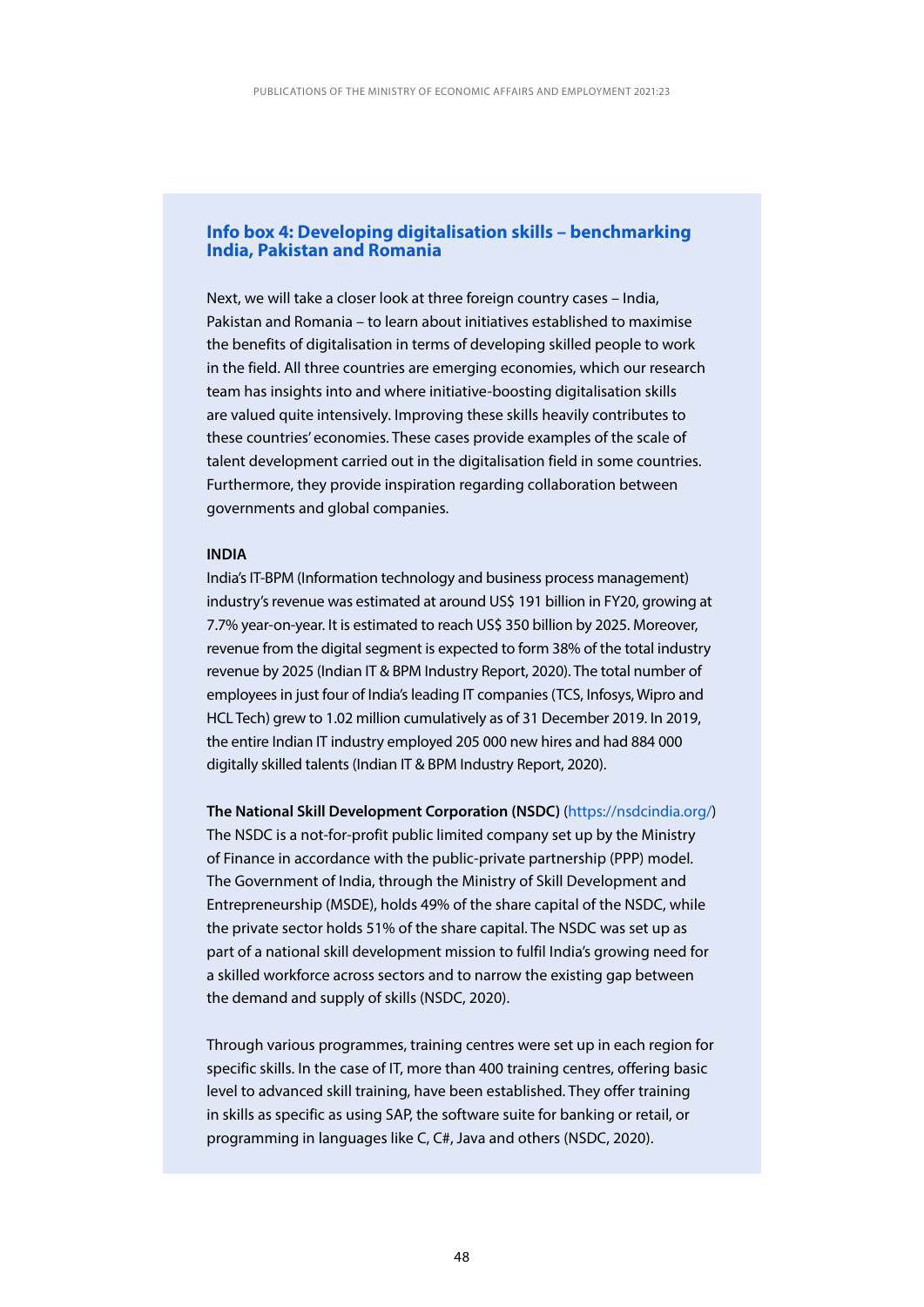### Info box 4: Developing digitalisation skills – benchmarking India, Pakistan and Romania

Next, we will take a closer look at three foreign country cases – India, Pakistan and Romania – to learn about initiatives established to maximise the benefits of digitalisation in terms of developing skilled people to work in the field. All three countries are emerging economies, which our research team has insights into and where initiative-boosting digitalisation skills are valued quite intensively. Improving these skills heavily contributes to these countries' economies. These cases provide examples of the scale of talent development carried out in the digitalisation field in some countries. Furthermore, they provide inspiration regarding collaboration between governments and global companies.

**INDIA**

India's IT-BPM (Information technology and business process management) industry's revenue was estimated at around US$ 191 billion in FY20, growing at 7.7% year-on-year. It is estimated to reach US$ 350 billion by 2025. Moreover, revenue from the digital segment is expected to form 38% of the total industry revenue by 2025 (Indian IT & BPM Industry Report, 2020). The total number of employees in just four of India's leading IT companies (TCS, Infosys, Wipro and HCL Tech) grew to 1.02 million cumulatively as of 31 December 2019. In 2019, the entire Indian IT industry employed 205 000 new hires and had 884 000 digitally skilled talents (Indian IT & BPM Industry Report, 2020).

**The National Skill Development Corporation (NSDC)** (https://nsdcindia.org/)
The NSDC is a not-for-profit public limited company set up by the Ministry of Finance in accordance with the public-private partnership (PPP) model. The Government of India, through the Ministry of Skill Development and Entrepreneurship (MSDE), holds 49% of the share capital of the NSDC, while the private sector holds 51% of the share capital. The NSDC was set up as part of a national skill development mission to fulfil India's growing need for a skilled workforce across sectors and to narrow the existing gap between the demand and supply of skills (NSDC, 2020).

Through various programmes, training centres were set up in each region for specific skills. In the case of IT, more than 400 training centres, offering basic level to advanced skill training, have been established. They offer training in skills as specific as using SAP, the software suite for banking or retail, or programming in languages like C, C#, Java and others (NSDC, 2020).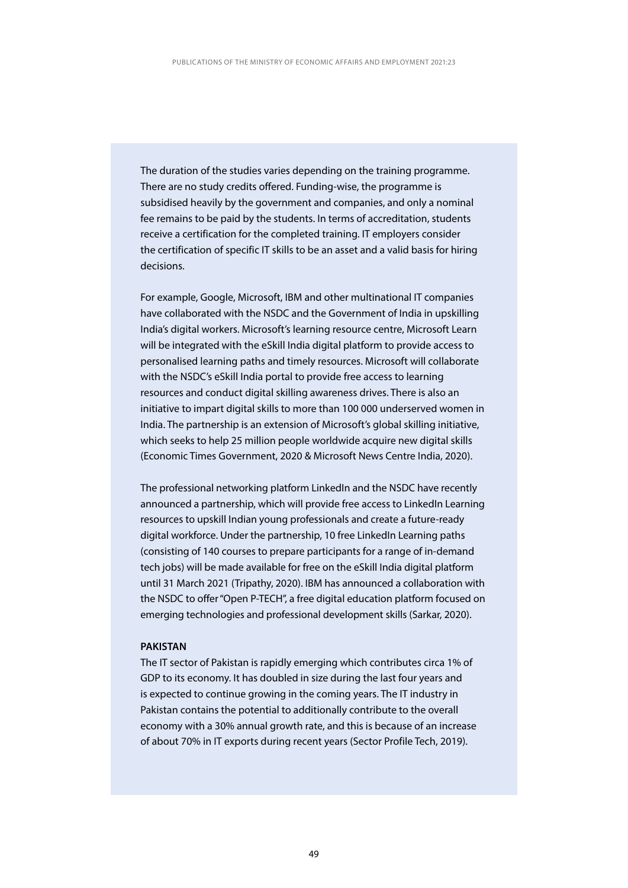The duration of the studies varies depending on the training programme. There are no study credits offered. Funding-wise, the programme is subsidised heavily by the government and companies, and only a nominal fee remains to be paid by the students. In terms of accreditation, students receive a certification for the completed training. IT employers consider the certification of specific IT skills to be an asset and a valid basis for hiring decisions.

For example, Google, Microsoft, IBM and other multinational IT companies have collaborated with the NSDC and the Government of India in upskilling India's digital workers. Microsoft's learning resource centre, Microsoft Learn will be integrated with the eSkill India digital platform to provide access to personalised learning paths and timely resources. Microsoft will collaborate with the NSDC's eSkill India portal to provide free access to learning resources and conduct digital skilling awareness drives. There is also an initiative to impart digital skills to more than 100 000 underserved women in India. The partnership is an extension of Microsoft's global skilling initiative, which seeks to help 25 million people worldwide acquire new digital skills (Economic Times Government, 2020 & Microsoft News Centre India, 2020).

The professional networking platform LinkedIn and the NSDC have recently announced a partnership, which will provide free access to LinkedIn Learning resources to upskill Indian young professionals and create a future-ready digital workforce. Under the partnership, 10 free LinkedIn Learning paths (consisting of 140 courses to prepare participants for a range of in-demand tech jobs) will be made available for free on the eSkill India digital platform until 31 March 2021 (Tripathy, 2020). IBM has announced a collaboration with the NSDC to offer "Open P-TECH", a free digital education platform focused on emerging technologies and professional development skills (Sarkar, 2020).

**PAKISTAN**

The IT sector of Pakistan is rapidly emerging which contributes circa 1% of GDP to its economy. It has doubled in size during the last four years and is expected to continue growing in the coming years. The IT industry in Pakistan contains the potential to additionally contribute to the overall economy with a 30% annual growth rate, and this is because of an increase of about 70% in IT exports during recent years (Sector Profile Tech, 2019).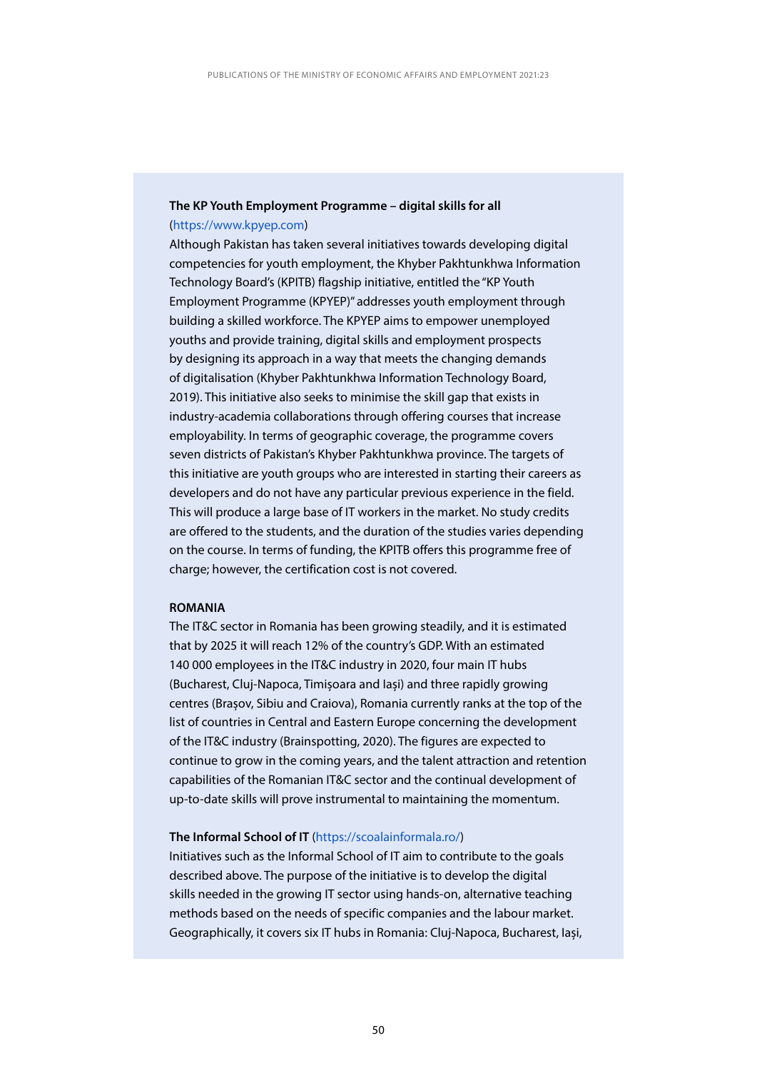**The KP Youth Employment Programme – digital skills for all** (https://www.kpyep.com)
Although Pakistan has taken several initiatives towards developing digital competencies for youth employment, the Khyber Pakhtunkhwa Information Technology Board's (KPITB) flagship initiative, entitled the "KP Youth Employment Programme (KPYEP)" addresses youth employment through building a skilled workforce. The KPYEP aims to empower unemployed youths and provide training, digital skills and employment prospects by designing its approach in a way that meets the changing demands of digitalisation (Khyber Pakhtunkhwa Information Technology Board, 2019). This initiative also seeks to minimise the skill gap that exists in industry-academia collaborations through offering courses that increase employability. In terms of geographic coverage, the programme covers seven districts of Pakistan's Khyber Pakhtunkhwa province. The targets of this initiative are youth groups who are interested in starting their careers as developers and do not have any particular previous experience in the field. This will produce a large base of IT workers in the market. No study credits are offered to the students, and the duration of the studies varies depending on the course. In terms of funding, the KPITB offers this programme free of charge; however, the certification cost is not covered.

**ROMANIA**
The IT&C sector in Romania has been growing steadily, and it is estimated that by 2025 it will reach 12% of the country's GDP. With an estimated 140 000 employees in the IT&C industry in 2020, four main IT hubs (Bucharest, Cluj-Napoca, Timișoara and Iași) and three rapidly growing centres (Brașov, Sibiu and Craiova), Romania currently ranks at the top of the list of countries in Central and Eastern Europe concerning the development of the IT&C industry (Brainspotting, 2020). The figures are expected to continue to grow in the coming years, and the talent attraction and retention capabilities of the Romanian IT&C sector and the continual development of up-to-date skills will prove instrumental to maintaining the momentum.

**The Informal School of IT** (https://scoalainformala.ro/)
Initiatives such as the Informal School of IT aim to contribute to the goals described above. The purpose of the initiative is to develop the digital skills needed in the growing IT sector using hands-on, alternative teaching methods based on the needs of specific companies and the labour market. Geographically, it covers six IT hubs in Romania: Cluj-Napoca, Bucharest, Iași,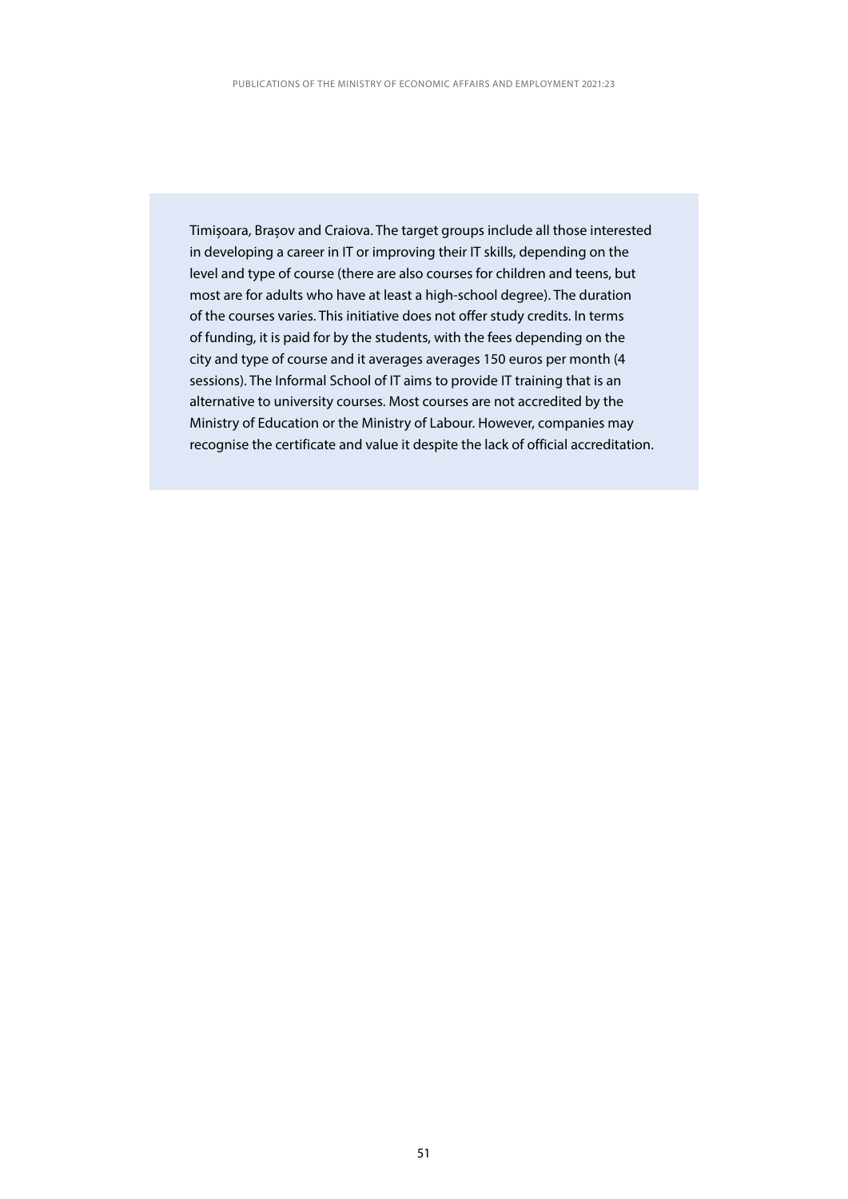Timișoara, Brașov and Craiova. The target groups include all those interested in developing a career in IT or improving their IT skills, depending on the level and type of course (there are also courses for children and teens, but most are for adults who have at least a high-school degree). The duration of the courses varies. This initiative does not offer study credits. In terms of funding, it is paid for by the students, with the fees depending on the city and type of course and it averages averages 150 euros per month (4 sessions). The Informal School of IT aims to provide IT training that is an alternative to university courses. Most courses are not accredited by the Ministry of Education or the Ministry of Labour. However, companies may recognise the certificate and value it despite the lack of official accreditation.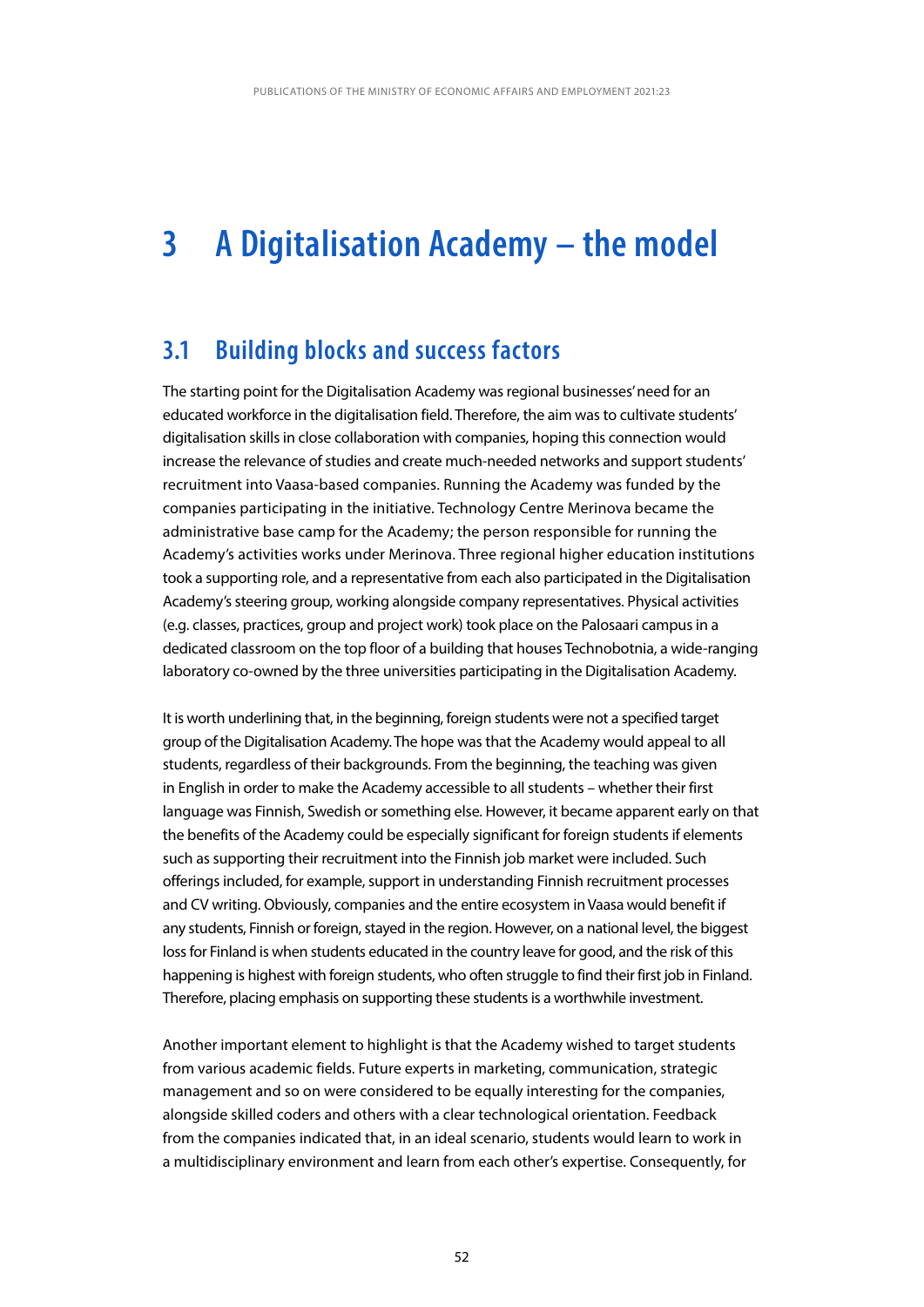# 3 A Digitalisation Academy – the model

## 3.1 Building blocks and success factors

The starting point for the Digitalisation Academy was regional businesses' need for an educated workforce in the digitalisation field. Therefore, the aim was to cultivate students' digitalisation skills in close collaboration with companies, hoping this connection would increase the relevance of studies and create much-needed networks and support students' recruitment into Vaasa-based companies. Running the Academy was funded by the companies participating in the initiative. Technology Centre Merinova became the administrative base camp for the Academy; the person responsible for running the Academy's activities works under Merinova. Three regional higher education institutions took a supporting role, and a representative from each also participated in the Digitalisation Academy's steering group, working alongside company representatives. Physical activities (e.g. classes, practices, group and project work) took place on the Palosaari campus in a dedicated classroom on the top floor of a building that houses Technobotnia, a wide-ranging laboratory co-owned by the three universities participating in the Digitalisation Academy.

It is worth underlining that, in the beginning, foreign students were not a specified target group of the Digitalisation Academy. The hope was that the Academy would appeal to all students, regardless of their backgrounds. From the beginning, the teaching was given in English in order to make the Academy accessible to all students – whether their first language was Finnish, Swedish or something else. However, it became apparent early on that the benefits of the Academy could be especially significant for foreign students if elements such as supporting their recruitment into the Finnish job market were included. Such offerings included, for example, support in understanding Finnish recruitment processes and CV writing. Obviously, companies and the entire ecosystem in Vaasa would benefit if any students, Finnish or foreign, stayed in the region. However, on a national level, the biggest loss for Finland is when students educated in the country leave for good, and the risk of this happening is highest with foreign students, who often struggle to find their first job in Finland. Therefore, placing emphasis on supporting these students is a worthwhile investment.

Another important element to highlight is that the Academy wished to target students from various academic fields. Future experts in marketing, communication, strategic management and so on were considered to be equally interesting for the companies, alongside skilled coders and others with a clear technological orientation. Feedback from the companies indicated that, in an ideal scenario, students would learn to work in a multidisciplinary environment and learn from each other's expertise. Consequently, for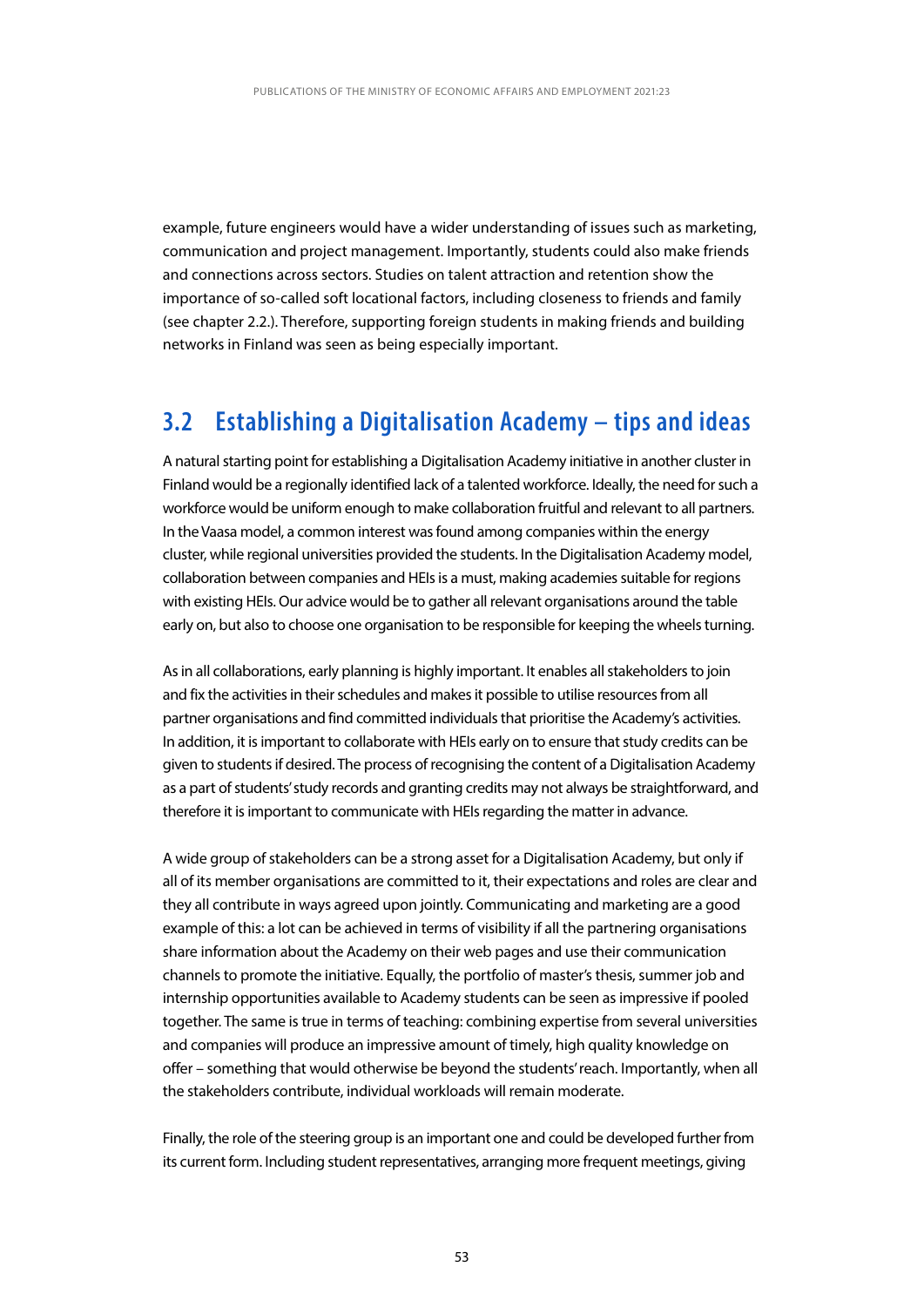example, future engineers would have a wider understanding of issues such as marketing, communication and project management. Importantly, students could also make friends and connections across sectors. Studies on talent attraction and retention show the importance of so-called soft locational factors, including closeness to friends and family (see chapter 2.2.). Therefore, supporting foreign students in making friends and building networks in Finland was seen as being especially important.

## 3.2 Establishing a Digitalisation Academy – tips and ideas

A natural starting point for establishing a Digitalisation Academy initiative in another cluster in Finland would be a regionally identified lack of a talented workforce. Ideally, the need for such a workforce would be uniform enough to make collaboration fruitful and relevant to all partners. In the Vaasa model, a common interest was found among companies within the energy cluster, while regional universities provided the students. In the Digitalisation Academy model, collaboration between companies and HEIs is a must, making academies suitable for regions with existing HEIs. Our advice would be to gather all relevant organisations around the table early on, but also to choose one organisation to be responsible for keeping the wheels turning.

As in all collaborations, early planning is highly important. It enables all stakeholders to join and fix the activities in their schedules and makes it possible to utilise resources from all partner organisations and find committed individuals that prioritise the Academy's activities. In addition, it is important to collaborate with HEIs early on to ensure that study credits can be given to students if desired. The process of recognising the content of a Digitalisation Academy as a part of students' study records and granting credits may not always be straightforward, and therefore it is important to communicate with HEIs regarding the matter in advance.

A wide group of stakeholders can be a strong asset for a Digitalisation Academy, but only if all of its member organisations are committed to it, their expectations and roles are clear and they all contribute in ways agreed upon jointly. Communicating and marketing are a good example of this: a lot can be achieved in terms of visibility if all the partnering organisations share information about the Academy on their web pages and use their communication channels to promote the initiative. Equally, the portfolio of master's thesis, summer job and internship opportunities available to Academy students can be seen as impressive if pooled together. The same is true in terms of teaching: combining expertise from several universities and companies will produce an impressive amount of timely, high quality knowledge on offer – something that would otherwise be beyond the students' reach. Importantly, when all the stakeholders contribute, individual workloads will remain moderate.

Finally, the role of the steering group is an important one and could be developed further from its current form. Including student representatives, arranging more frequent meetings, giving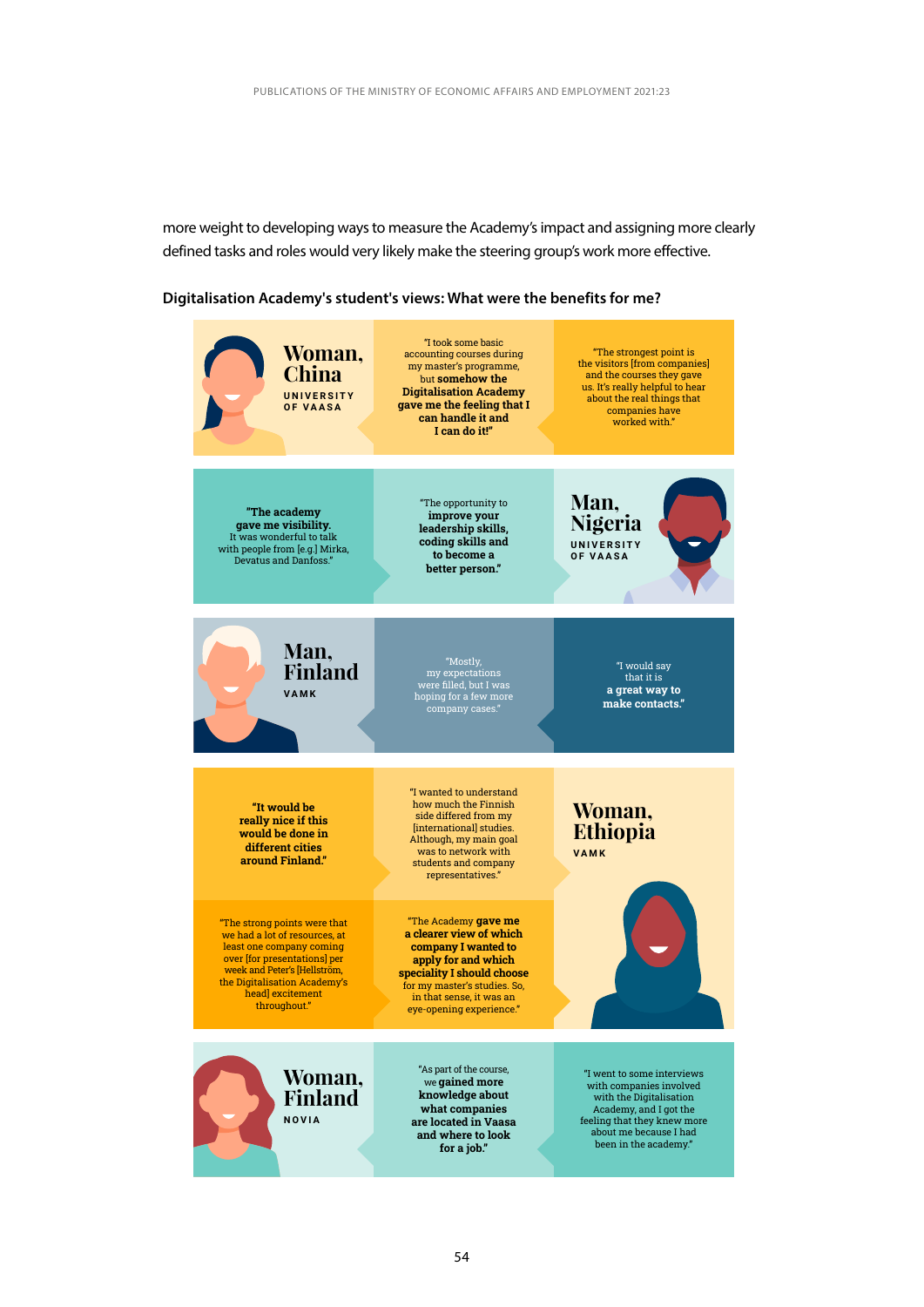more weight to developing ways to measure the Academy's impact and assigning more clearly defined tasks and roles would very likely make the steering group's work more effective.

**Digitalisation Academy's student's views: What were the benefits for me?**

**Woman, China**
UNIVERSITY OF VAASA

"I took some basic accounting courses during my master's programme, but **somehow the Digitalisation Academy gave me the feeling that I can handle it and I can do it!**"

"The strongest point is the visitors [from companies] and the courses they gave us. It's really helpful to hear about the real things that companies have worked with."

**Man, Nigeria**
UNIVERSITY OF VAASA

"**The academy gave me visibility.** It was wonderful to talk with people from [e.g.] Mirka, Devatus and Danfoss."

"The opportunity to **improve your leadership skills, coding skills and to become a better person.**"

**Man, Finland**
VAMK

"Mostly, my expectations were filled, but I was hoping for a few more company cases."

"I would say that it is **a great way to make contacts.**"

**Woman, Ethiopia**
VAMK

"**It would be really nice if this would be done in different cities around Finland.**"

"I wanted to understand how much the Finnish side differed from my [international] studies. Although, my main goal was to network with students and company representatives."

"The strong points were that we had a lot of resources, at least one company coming over [for presentations] per week and Peter's [Hellström, the Digitalisation Academy's head] excitement throughout."

"The Academy **gave me a clearer view of which company I wanted to apply for and which speciality I should choose** for my master's studies. So, in that sense, it was an eye-opening experience."

**Woman, Finland**
NOVIA

"As part of the course, we **gained more knowledge about what companies are located in Vaasa and where to look for a job.**"

"I went to some interviews with companies involved with the Digitalisation Academy, and I got the feeling that they knew more about me because I had been in the academy."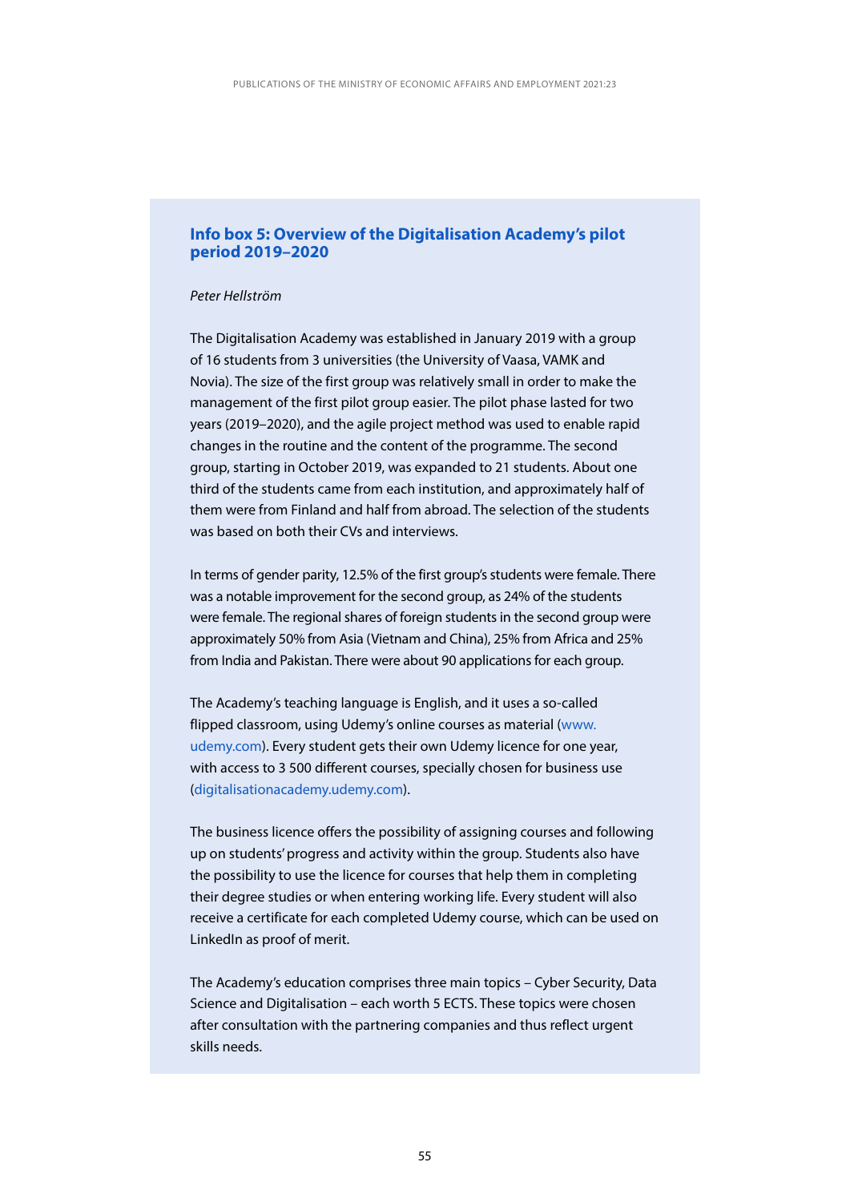### Info box 5: Overview of the Digitalisation Academy's pilot period 2019–2020

*Peter Hellström*

The Digitalisation Academy was established in January 2019 with a group of 16 students from 3 universities (the University of Vaasa, VAMK and Novia). The size of the first group was relatively small in order to make the management of the first pilot group easier. The pilot phase lasted for two years (2019–2020), and the agile project method was used to enable rapid changes in the routine and the content of the programme. The second group, starting in October 2019, was expanded to 21 students. About one third of the students came from each institution, and approximately half of them were from Finland and half from abroad. The selection of the students was based on both their CVs and interviews.

In terms of gender parity, 12.5% of the first group's students were female. There was a notable improvement for the second group, as 24% of the students were female. The regional shares of foreign students in the second group were approximately 50% from Asia (Vietnam and China), 25% from Africa and 25% from India and Pakistan. There were about 90 applications for each group.

The Academy's teaching language is English, and it uses a so-called flipped classroom, using Udemy's online courses as material (www.udemy.com). Every student gets their own Udemy licence for one year, with access to 3 500 different courses, specially chosen for business use (digitalisationacademy.udemy.com).

The business licence offers the possibility of assigning courses and following up on students' progress and activity within the group. Students also have the possibility to use the licence for courses that help them in completing their degree studies or when entering working life. Every student will also receive a certificate for each completed Udemy course, which can be used on LinkedIn as proof of merit.

The Academy's education comprises three main topics – Cyber Security, Data Science and Digitalisation – each worth 5 ECTS. These topics were chosen after consultation with the partnering companies and thus reflect urgent skills needs.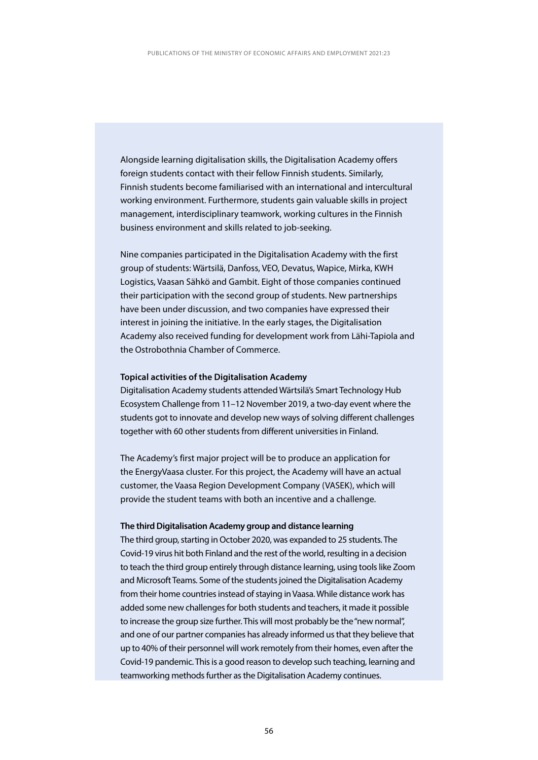Alongside learning digitalisation skills, the Digitalisation Academy offers foreign students contact with their fellow Finnish students. Similarly, Finnish students become familiarised with an international and intercultural working environment. Furthermore, students gain valuable skills in project management, interdisciplinary teamwork, working cultures in the Finnish business environment and skills related to job-seeking.

Nine companies participated in the Digitalisation Academy with the first group of students: Wärtsilä, Danfoss, VEO, Devatus, Wapice, Mirka, KWH Logistics, Vaasan Sähkö and Gambit. Eight of those companies continued their participation with the second group of students. New partnerships have been under discussion, and two companies have expressed their interest in joining the initiative. In the early stages, the Digitalisation Academy also received funding for development work from Lähi-Tapiola and the Ostrobothnia Chamber of Commerce.

**Topical activities of the Digitalisation Academy**

Digitalisation Academy students attended Wärtsilä's Smart Technology Hub Ecosystem Challenge from 11–12 November 2019, a two-day event where the students got to innovate and develop new ways of solving different challenges together with 60 other students from different universities in Finland.

The Academy's first major project will be to produce an application for the EnergyVaasa cluster. For this project, the Academy will have an actual customer, the Vaasa Region Development Company (VASEK), which will provide the student teams with both an incentive and a challenge.

**The third Digitalisation Academy group and distance learning**

The third group, starting in October 2020, was expanded to 25 students. The Covid-19 virus hit both Finland and the rest of the world, resulting in a decision to teach the third group entirely through distance learning, using tools like Zoom and Microsoft Teams. Some of the students joined the Digitalisation Academy from their home countries instead of staying in Vaasa. While distance work has added some new challenges for both students and teachers, it made it possible to increase the group size further. This will most probably be the "new normal", and one of our partner companies has already informed us that they believe that up to 40% of their personnel will work remotely from their homes, even after the Covid-19 pandemic. This is a good reason to develop such teaching, learning and teamworking methods further as the Digitalisation Academy continues.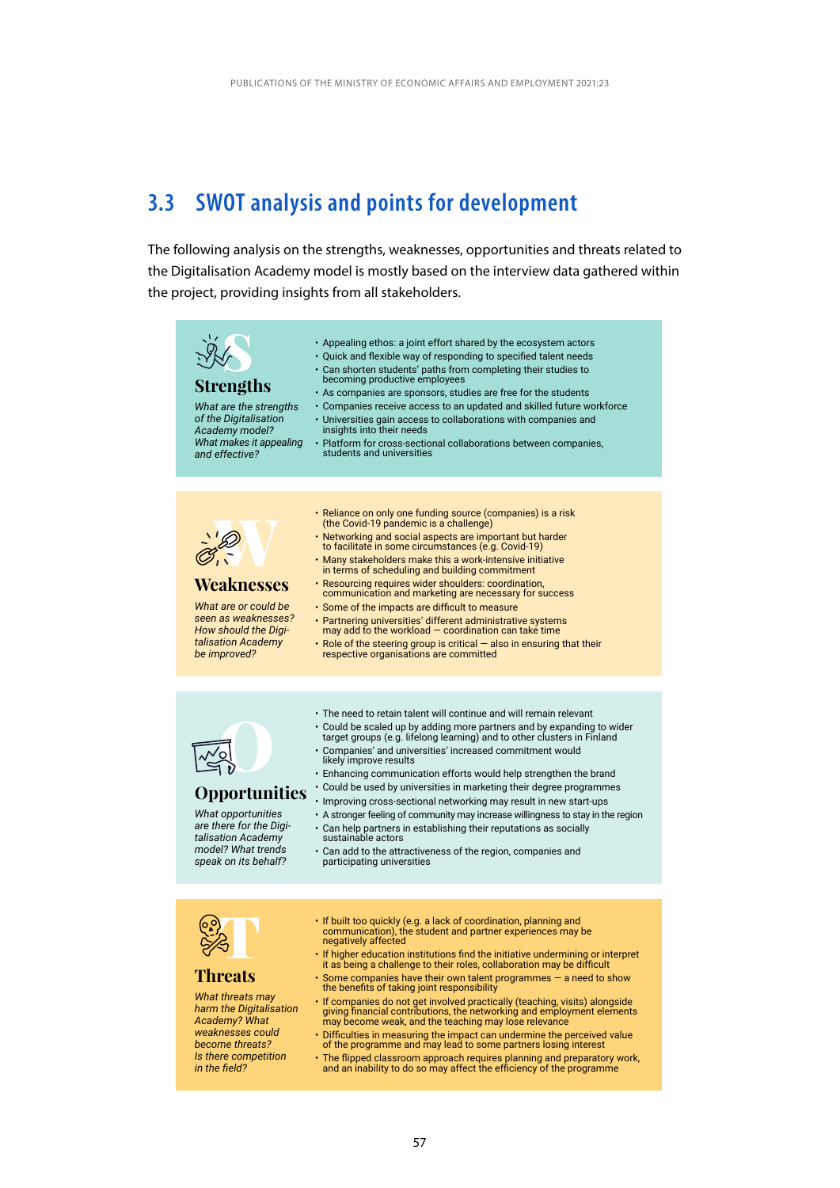## 3.3 SWOT analysis and points for development

The following analysis on the strengths, weaknesses, opportunities and threats related to the Digitalisation Academy model is mostly based on the interview data gathered within the project, providing insights from all stakeholders.

### Strengths

*What are the strengths of the Digitalisation Academy model? What makes it appealing and effective?*

- Appealing ethos: a joint effort shared by the ecosystem actors
- Quick and flexible way of responding to specified talent needs
- Can shorten students' paths from completing their studies to becoming productive employees
- As companies are sponsors, studies are free for the students
- Companies receive access to an updated and skilled future workforce
- Universities gain access to collaborations with companies and insights into their needs
- Platform for cross-sectional collaborations between companies, students and universities

### Weaknesses

*What are or could be seen as weaknesses? How should the Digitalisation Academy be improved?*

- Reliance on only one funding source (companies) is a risk (the Covid-19 pandemic is a challenge)
- Networking and social aspects are important but harder to facilitate in some circumstances (e.g. Covid-19)
- Many stakeholders make this a work-intensive initiative in terms of scheduling and building commitment
- Resourcing requires wider shoulders: coordination, communication and marketing are necessary for success
- Some of the impacts are difficult to measure
- Partnering universities' different administrative systems may add to the workload — coordination can take time
- Role of the steering group is critical — also in ensuring that their respective organisations are committed

### Opportunities

*What opportunities are there for the Digitalisation Academy model? What trends speak on its behalf?*

- The need to retain talent will continue and will remain relevant
- Could be scaled up by adding more partners and by expanding to wider target groups (e.g. lifelong learning) and to other clusters in Finland
- Companies' and universities' increased commitment would likely improve results
- Enhancing communication efforts would help strengthen the brand
- Could be used by universities in marketing their degree programmes
- Improving cross-sectional networking may result in new start-ups
- A stronger feeling of community may increase willingness to stay in the region
- Can help partners in establishing their reputations as socially sustainable actors
- Can add to the attractiveness of the region, companies and participating universities

### Threats

*What threats may harm the Digitalisation Academy? What weaknesses could become threats? Is there competition in the field?*

- If built too quickly (e.g. a lack of coordination, planning and communication), the student and partner experiences may be negatively affected
- If higher education institutions find the initiative undermining or interpret it as being a challenge to their roles, collaboration may be difficult
- Some companies have their own talent programmes — a need to show the benefits of taking joint responsibility
- If companies do not get involved practically (teaching, visits) alongside giving financial contributions, the networking and employment elements may become weak, and the teaching may lose relevance
- Difficulties in measuring the impact can undermine the perceived value of the programme and may lead to some partners losing interest
- The flipped classroom approach requires planning and preparatory work, and an inability to do so may affect the efficiency of the programme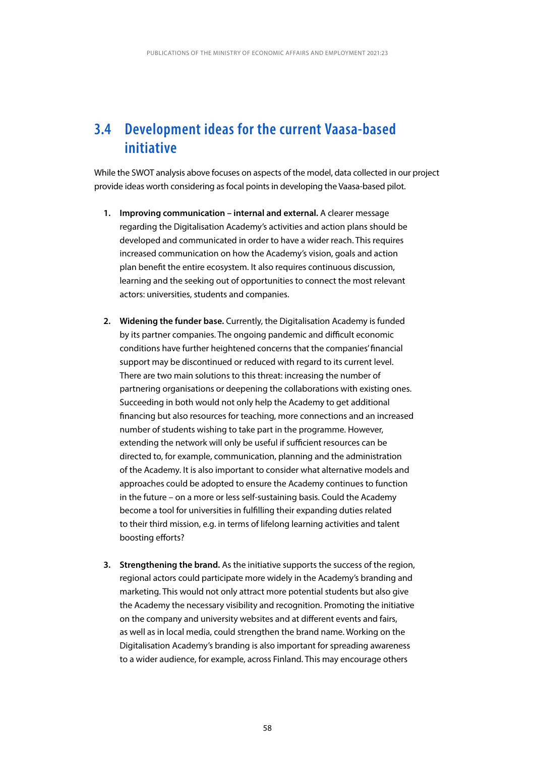## 3.4 Development ideas for the current Vaasa-based initiative

While the SWOT analysis above focuses on aspects of the model, data collected in our project provide ideas worth considering as focal points in developing the Vaasa-based pilot.

1. **Improving communication – internal and external.** A clearer message regarding the Digitalisation Academy's activities and action plans should be developed and communicated in order to have a wider reach. This requires increased communication on how the Academy's vision, goals and action plan benefit the entire ecosystem. It also requires continuous discussion, learning and the seeking out of opportunities to connect the most relevant actors: universities, students and companies.

2. **Widening the funder base.** Currently, the Digitalisation Academy is funded by its partner companies. The ongoing pandemic and difficult economic conditions have further heightened concerns that the companies' financial support may be discontinued or reduced with regard to its current level. There are two main solutions to this threat: increasing the number of partnering organisations or deepening the collaborations with existing ones. Succeeding in both would not only help the Academy to get additional financing but also resources for teaching, more connections and an increased number of students wishing to take part in the programme. However, extending the network will only be useful if sufficient resources can be directed to, for example, communication, planning and the administration of the Academy. It is also important to consider what alternative models and approaches could be adopted to ensure the Academy continues to function in the future – on a more or less self-sustaining basis. Could the Academy become a tool for universities in fulfilling their expanding duties related to their third mission, e.g. in terms of lifelong learning activities and talent boosting efforts?

3. **Strengthening the brand.** As the initiative supports the success of the region, regional actors could participate more widely in the Academy's branding and marketing. This would not only attract more potential students but also give the Academy the necessary visibility and recognition. Promoting the initiative on the company and university websites and at different events and fairs, as well as in local media, could strengthen the brand name. Working on the Digitalisation Academy's branding is also important for spreading awareness to a wider audience, for example, across Finland. This may encourage others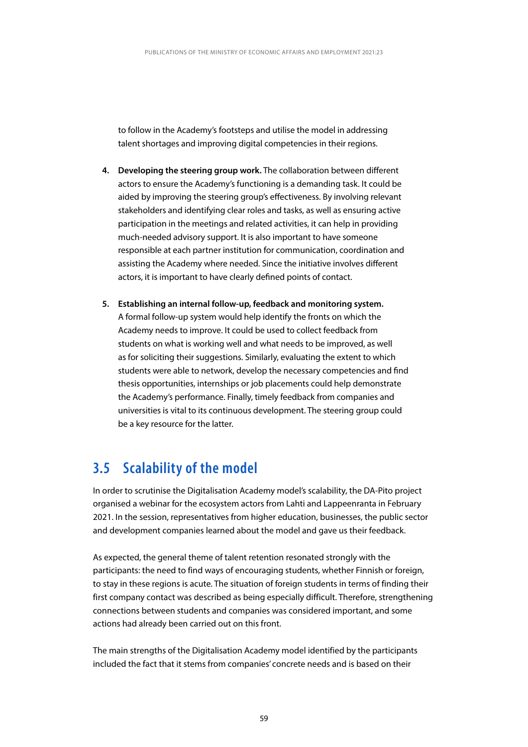to follow in the Academy's footsteps and utilise the model in addressing talent shortages and improving digital competencies in their regions.

4. **Developing the steering group work.** The collaboration between different actors to ensure the Academy's functioning is a demanding task. It could be aided by improving the steering group's effectiveness. By involving relevant stakeholders and identifying clear roles and tasks, as well as ensuring active participation in the meetings and related activities, it can help in providing much-needed advisory support. It is also important to have someone responsible at each partner institution for communication, coordination and assisting the Academy where needed. Since the initiative involves different actors, it is important to have clearly defined points of contact.

5. **Establishing an internal follow-up, feedback and monitoring system.** A formal follow-up system would help identify the fronts on which the Academy needs to improve. It could be used to collect feedback from students on what is working well and what needs to be improved, as well as for soliciting their suggestions. Similarly, evaluating the extent to which students were able to network, develop the necessary competencies and find thesis opportunities, internships or job placements could help demonstrate the Academy's performance. Finally, timely feedback from companies and universities is vital to its continuous development. The steering group could be a key resource for the latter.

## 3.5 Scalability of the model

In order to scrutinise the Digitalisation Academy model's scalability, the DA-Pito project organised a webinar for the ecosystem actors from Lahti and Lappeenranta in February 2021. In the session, representatives from higher education, businesses, the public sector and development companies learned about the model and gave us their feedback.

As expected, the general theme of talent retention resonated strongly with the participants: the need to find ways of encouraging students, whether Finnish or foreign, to stay in these regions is acute. The situation of foreign students in terms of finding their first company contact was described as being especially difficult. Therefore, strengthening connections between students and companies was considered important, and some actions had already been carried out on this front.

The main strengths of the Digitalisation Academy model identified by the participants included the fact that it stems from companies' concrete needs and is based on their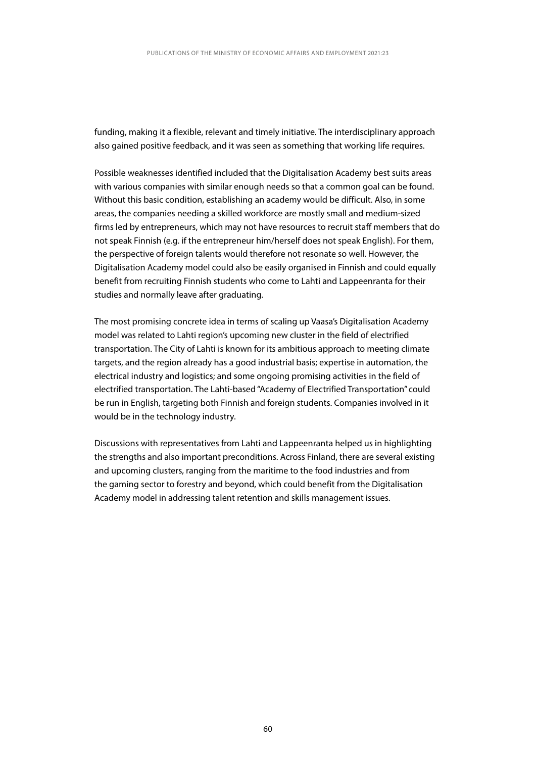funding, making it a flexible, relevant and timely initiative. The interdisciplinary approach also gained positive feedback, and it was seen as something that working life requires.

Possible weaknesses identified included that the Digitalisation Academy best suits areas with various companies with similar enough needs so that a common goal can be found. Without this basic condition, establishing an academy would be difficult. Also, in some areas, the companies needing a skilled workforce are mostly small and medium-sized firms led by entrepreneurs, which may not have resources to recruit staff members that do not speak Finnish (e.g. if the entrepreneur him/herself does not speak English). For them, the perspective of foreign talents would therefore not resonate so well. However, the Digitalisation Academy model could also be easily organised in Finnish and could equally benefit from recruiting Finnish students who come to Lahti and Lappeenranta for their studies and normally leave after graduating.

The most promising concrete idea in terms of scaling up Vaasa's Digitalisation Academy model was related to Lahti region's upcoming new cluster in the field of electrified transportation. The City of Lahti is known for its ambitious approach to meeting climate targets, and the region already has a good industrial basis; expertise in automation, the electrical industry and logistics; and some ongoing promising activities in the field of electrified transportation. The Lahti-based "Academy of Electrified Transportation" could be run in English, targeting both Finnish and foreign students. Companies involved in it would be in the technology industry.

Discussions with representatives from Lahti and Lappeenranta helped us in highlighting the strengths and also important preconditions. Across Finland, there are several existing and upcoming clusters, ranging from the maritime to the food industries and from the gaming sector to forestry and beyond, which could benefit from the Digitalisation Academy model in addressing talent retention and skills management issues.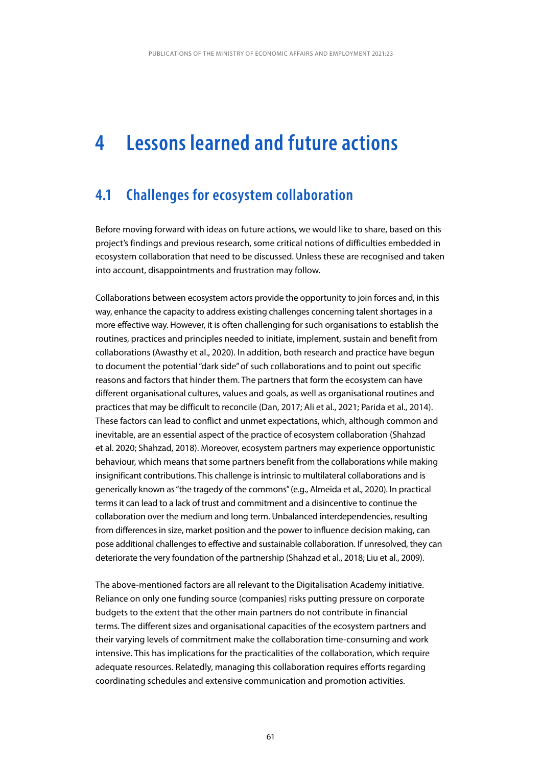# 4 Lessons learned and future actions

## 4.1 Challenges for ecosystem collaboration

Before moving forward with ideas on future actions, we would like to share, based on this project's findings and previous research, some critical notions of difficulties embedded in ecosystem collaboration that need to be discussed. Unless these are recognised and taken into account, disappointments and frustration may follow.

Collaborations between ecosystem actors provide the opportunity to join forces and, in this way, enhance the capacity to address existing challenges concerning talent shortages in a more effective way. However, it is often challenging for such organisations to establish the routines, practices and principles needed to initiate, implement, sustain and benefit from collaborations (Awasthy et al., 2020). In addition, both research and practice have begun to document the potential "dark side" of such collaborations and to point out specific reasons and factors that hinder them. The partners that form the ecosystem can have different organisational cultures, values and goals, as well as organisational routines and practices that may be difficult to reconcile (Dan, 2017; Ali et al., 2021; Parida et al., 2014). These factors can lead to conflict and unmet expectations, which, although common and inevitable, are an essential aspect of the practice of ecosystem collaboration (Shahzad et al. 2020; Shahzad, 2018). Moreover, ecosystem partners may experience opportunistic behaviour, which means that some partners benefit from the collaborations while making insignificant contributions. This challenge is intrinsic to multilateral collaborations and is generically known as "the tragedy of the commons" (e.g., Almeida et al., 2020). In practical terms it can lead to a lack of trust and commitment and a disincentive to continue the collaboration over the medium and long term. Unbalanced interdependencies, resulting from differences in size, market position and the power to influence decision making, can pose additional challenges to effective and sustainable collaboration. If unresolved, they can deteriorate the very foundation of the partnership (Shahzad et al., 2018; Liu et al., 2009).

The above-mentioned factors are all relevant to the Digitalisation Academy initiative. Reliance on only one funding source (companies) risks putting pressure on corporate budgets to the extent that the other main partners do not contribute in financial terms. The different sizes and organisational capacities of the ecosystem partners and their varying levels of commitment make the collaboration time-consuming and work intensive. This has implications for the practicalities of the collaboration, which require adequate resources. Relatedly, managing this collaboration requires efforts regarding coordinating schedules and extensive communication and promotion activities.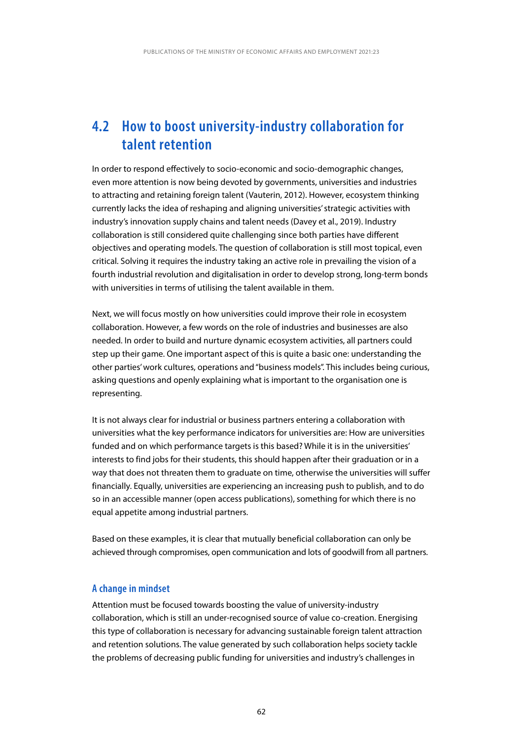## 4.2 How to boost university-industry collaboration for talent retention

In order to respond effectively to socio-economic and socio-demographic changes, even more attention is now being devoted by governments, universities and industries to attracting and retaining foreign talent (Vauterin, 2012). However, ecosystem thinking currently lacks the idea of reshaping and aligning universities' strategic activities with industry's innovation supply chains and talent needs (Davey et al., 2019). Industry collaboration is still considered quite challenging since both parties have different objectives and operating models. The question of collaboration is still most topical, even critical. Solving it requires the industry taking an active role in prevailing the vision of a fourth industrial revolution and digitalisation in order to develop strong, long-term bonds with universities in terms of utilising the talent available in them.

Next, we will focus mostly on how universities could improve their role in ecosystem collaboration. However, a few words on the role of industries and businesses are also needed. In order to build and nurture dynamic ecosystem activities, all partners could step up their game. One important aspect of this is quite a basic one: understanding the other parties' work cultures, operations and "business models". This includes being curious, asking questions and openly explaining what is important to the organisation one is representing.

It is not always clear for industrial or business partners entering a collaboration with universities what the key performance indicators for universities are: How are universities funded and on which performance targets is this based? While it is in the universities' interests to find jobs for their students, this should happen after their graduation or in a way that does not threaten them to graduate on time, otherwise the universities will suffer financially. Equally, universities are experiencing an increasing push to publish, and to do so in an accessible manner (open access publications), something for which there is no equal appetite among industrial partners.

Based on these examples, it is clear that mutually beneficial collaboration can only be achieved through compromises, open communication and lots of goodwill from all partners.

### A change in mindset

Attention must be focused towards boosting the value of university-industry collaboration, which is still an under-recognised source of value co-creation. Energising this type of collaboration is necessary for advancing sustainable foreign talent attraction and retention solutions. The value generated by such collaboration helps society tackle the problems of decreasing public funding for universities and industry's challenges in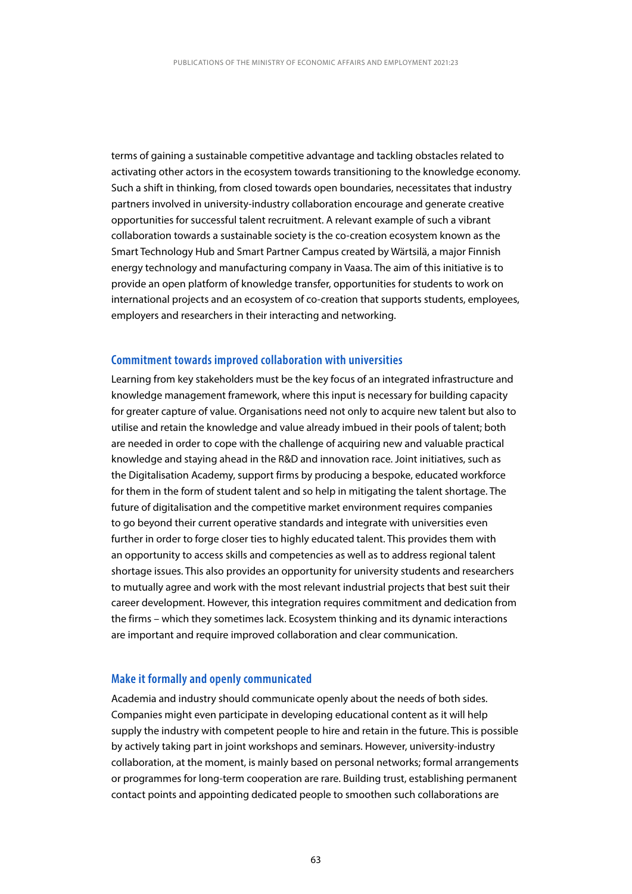terms of gaining a sustainable competitive advantage and tackling obstacles related to activating other actors in the ecosystem towards transitioning to the knowledge economy. Such a shift in thinking, from closed towards open boundaries, necessitates that industry partners involved in university-industry collaboration encourage and generate creative opportunities for successful talent recruitment. A relevant example of such a vibrant collaboration towards a sustainable society is the co-creation ecosystem known as the Smart Technology Hub and Smart Partner Campus created by Wärtsilä, a major Finnish energy technology and manufacturing company in Vaasa. The aim of this initiative is to provide an open platform of knowledge transfer, opportunities for students to work on international projects and an ecosystem of co-creation that supports students, employees, employers and researchers in their interacting and networking.

### Commitment towards improved collaboration with universities

Learning from key stakeholders must be the key focus of an integrated infrastructure and knowledge management framework, where this input is necessary for building capacity for greater capture of value. Organisations need not only to acquire new talent but also to utilise and retain the knowledge and value already imbued in their pools of talent; both are needed in order to cope with the challenge of acquiring new and valuable practical knowledge and staying ahead in the R&D and innovation race. Joint initiatives, such as the Digitalisation Academy, support firms by producing a bespoke, educated workforce for them in the form of student talent and so help in mitigating the talent shortage. The future of digitalisation and the competitive market environment requires companies to go beyond their current operative standards and integrate with universities even further in order to forge closer ties to highly educated talent. This provides them with an opportunity to access skills and competencies as well as to address regional talent shortage issues. This also provides an opportunity for university students and researchers to mutually agree and work with the most relevant industrial projects that best suit their career development. However, this integration requires commitment and dedication from the firms – which they sometimes lack. Ecosystem thinking and its dynamic interactions are important and require improved collaboration and clear communication.

### Make it formally and openly communicated

Academia and industry should communicate openly about the needs of both sides. Companies might even participate in developing educational content as it will help supply the industry with competent people to hire and retain in the future. This is possible by actively taking part in joint workshops and seminars. However, university-industry collaboration, at the moment, is mainly based on personal networks; formal arrangements or programmes for long-term cooperation are rare. Building trust, establishing permanent contact points and appointing dedicated people to smoothen such collaborations are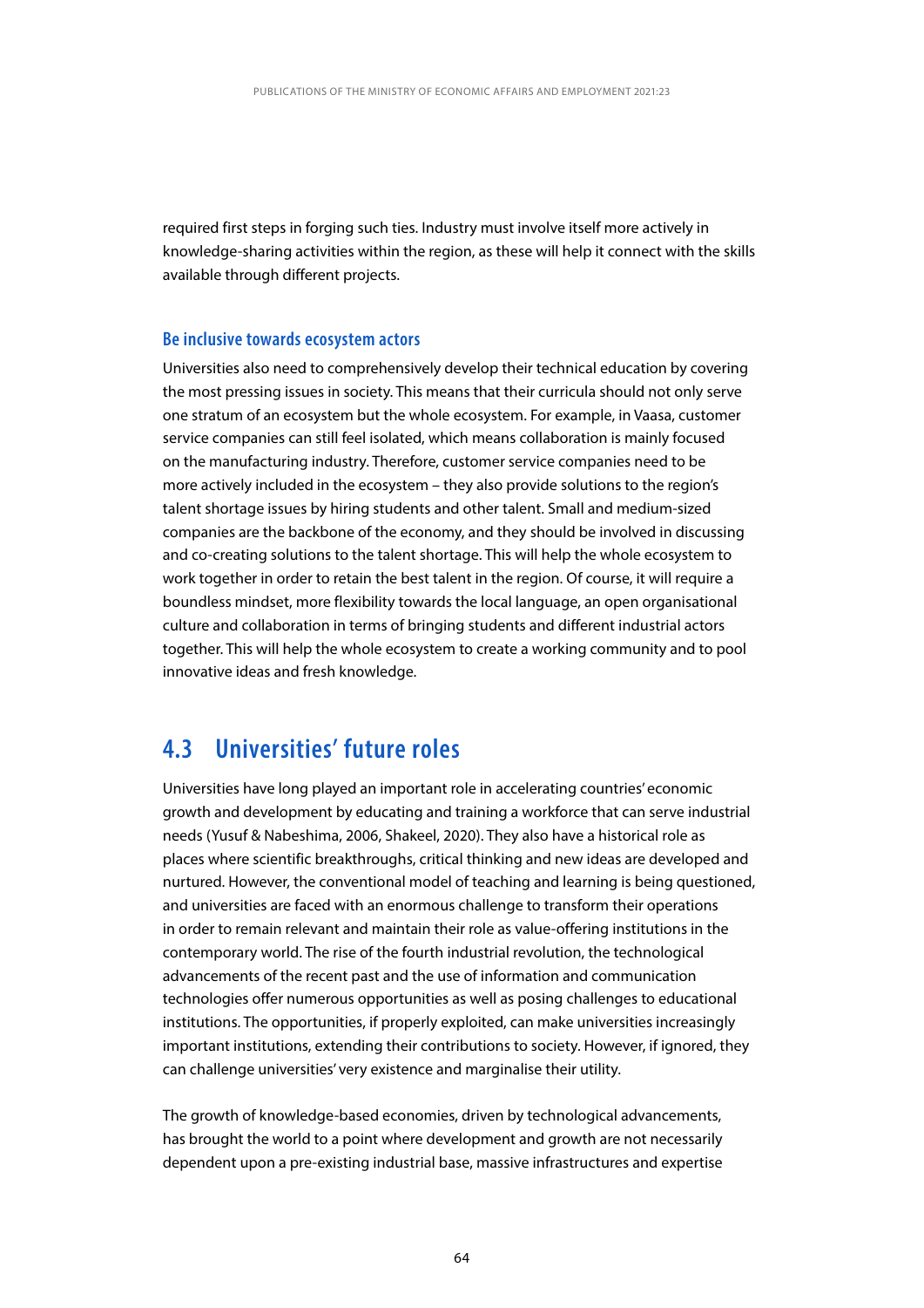required first steps in forging such ties. Industry must involve itself more actively in knowledge-sharing activities within the region, as these will help it connect with the skills available through different projects.

### Be inclusive towards ecosystem actors

Universities also need to comprehensively develop their technical education by covering the most pressing issues in society. This means that their curricula should not only serve one stratum of an ecosystem but the whole ecosystem. For example, in Vaasa, customer service companies can still feel isolated, which means collaboration is mainly focused on the manufacturing industry. Therefore, customer service companies need to be more actively included in the ecosystem – they also provide solutions to the region's talent shortage issues by hiring students and other talent. Small and medium-sized companies are the backbone of the economy, and they should be involved in discussing and co-creating solutions to the talent shortage. This will help the whole ecosystem to work together in order to retain the best talent in the region. Of course, it will require a boundless mindset, more flexibility towards the local language, an open organisational culture and collaboration in terms of bringing students and different industrial actors together. This will help the whole ecosystem to create a working community and to pool innovative ideas and fresh knowledge.

## 4.3 Universities' future roles

Universities have long played an important role in accelerating countries' economic growth and development by educating and training a workforce that can serve industrial needs (Yusuf & Nabeshima, 2006, Shakeel, 2020). They also have a historical role as places where scientific breakthroughs, critical thinking and new ideas are developed and nurtured. However, the conventional model of teaching and learning is being questioned, and universities are faced with an enormous challenge to transform their operations in order to remain relevant and maintain their role as value-offering institutions in the contemporary world. The rise of the fourth industrial revolution, the technological advancements of the recent past and the use of information and communication technologies offer numerous opportunities as well as posing challenges to educational institutions. The opportunities, if properly exploited, can make universities increasingly important institutions, extending their contributions to society. However, if ignored, they can challenge universities' very existence and marginalise their utility.

The growth of knowledge-based economies, driven by technological advancements, has brought the world to a point where development and growth are not necessarily dependent upon a pre-existing industrial base, massive infrastructures and expertise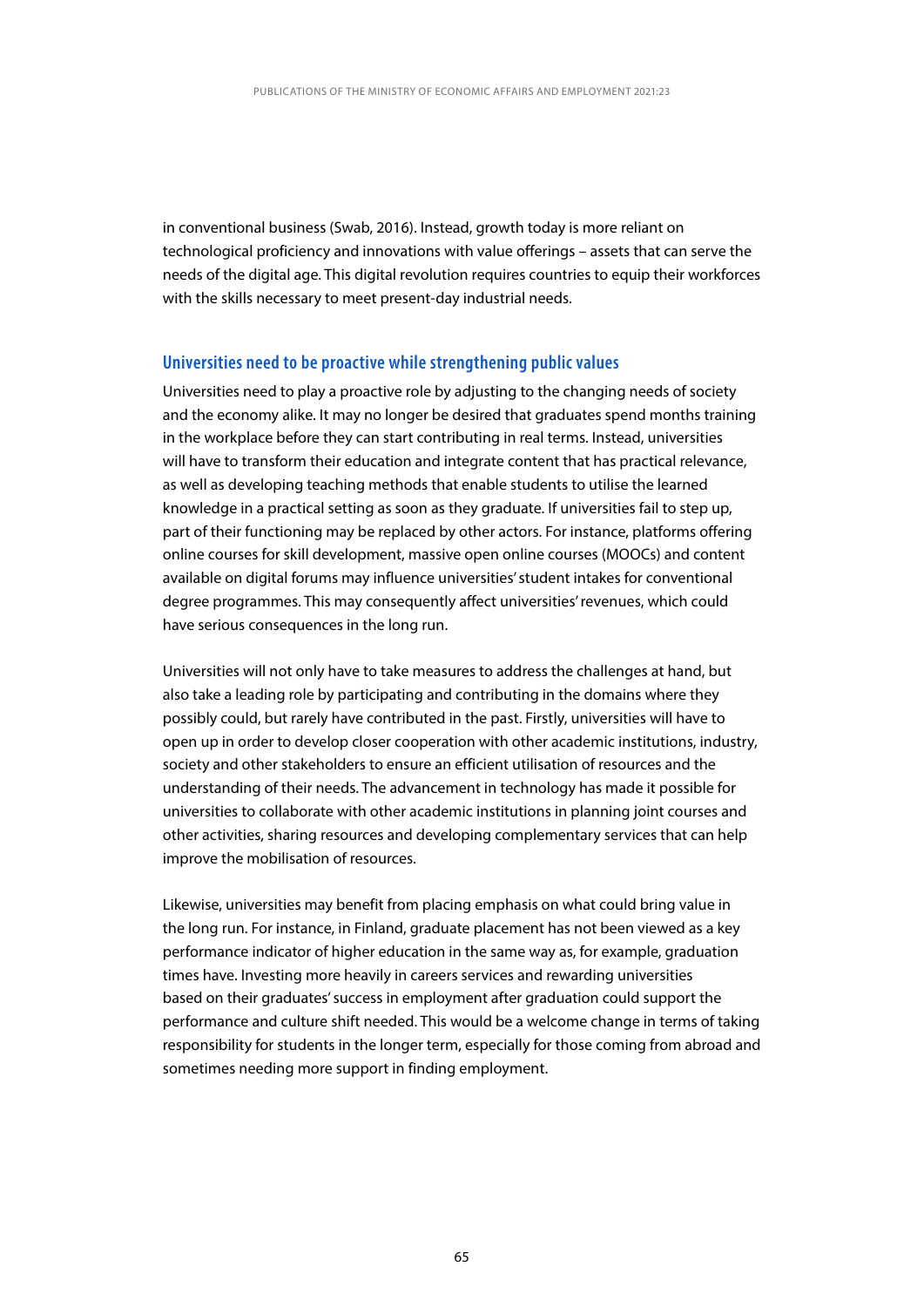in conventional business (Swab, 2016). Instead, growth today is more reliant on technological proficiency and innovations with value offerings – assets that can serve the needs of the digital age. This digital revolution requires countries to equip their workforces with the skills necessary to meet present-day industrial needs.

### Universities need to be proactive while strengthening public values

Universities need to play a proactive role by adjusting to the changing needs of society and the economy alike. It may no longer be desired that graduates spend months training in the workplace before they can start contributing in real terms. Instead, universities will have to transform their education and integrate content that has practical relevance, as well as developing teaching methods that enable students to utilise the learned knowledge in a practical setting as soon as they graduate. If universities fail to step up, part of their functioning may be replaced by other actors. For instance, platforms offering online courses for skill development, massive open online courses (MOOCs) and content available on digital forums may influence universities' student intakes for conventional degree programmes. This may consequently affect universities' revenues, which could have serious consequences in the long run.

Universities will not only have to take measures to address the challenges at hand, but also take a leading role by participating and contributing in the domains where they possibly could, but rarely have contributed in the past. Firstly, universities will have to open up in order to develop closer cooperation with other academic institutions, industry, society and other stakeholders to ensure an efficient utilisation of resources and the understanding of their needs. The advancement in technology has made it possible for universities to collaborate with other academic institutions in planning joint courses and other activities, sharing resources and developing complementary services that can help improve the mobilisation of resources.

Likewise, universities may benefit from placing emphasis on what could bring value in the long run. For instance, in Finland, graduate placement has not been viewed as a key performance indicator of higher education in the same way as, for example, graduation times have. Investing more heavily in careers services and rewarding universities based on their graduates' success in employment after graduation could support the performance and culture shift needed. This would be a welcome change in terms of taking responsibility for students in the longer term, especially for those coming from abroad and sometimes needing more support in finding employment.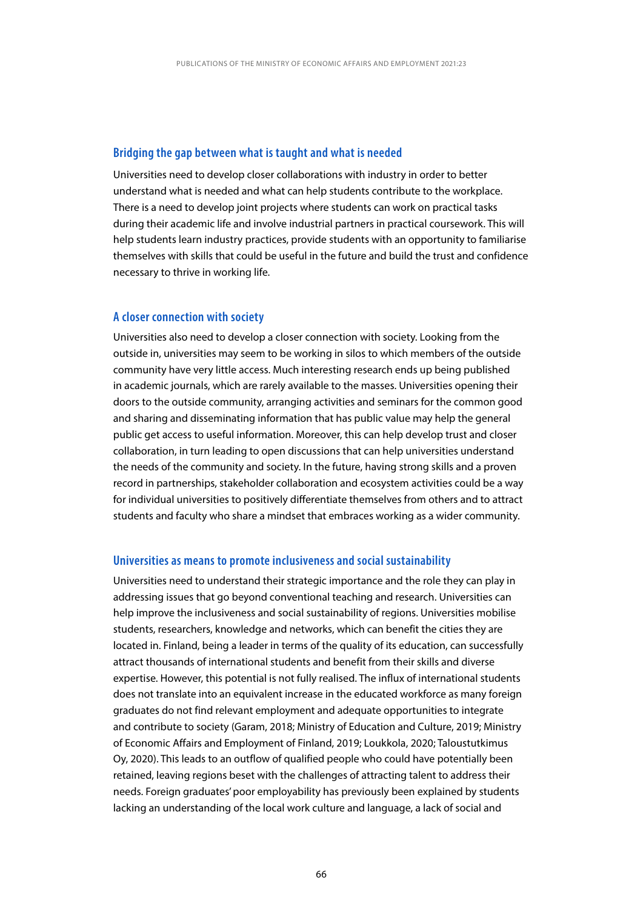### Bridging the gap between what is taught and what is needed

Universities need to develop closer collaborations with industry in order to better understand what is needed and what can help students contribute to the workplace. There is a need to develop joint projects where students can work on practical tasks during their academic life and involve industrial partners in practical coursework. This will help students learn industry practices, provide students with an opportunity to familiarise themselves with skills that could be useful in the future and build the trust and confidence necessary to thrive in working life.

### A closer connection with society

Universities also need to develop a closer connection with society. Looking from the outside in, universities may seem to be working in silos to which members of the outside community have very little access. Much interesting research ends up being published in academic journals, which are rarely available to the masses. Universities opening their doors to the outside community, arranging activities and seminars for the common good and sharing and disseminating information that has public value may help the general public get access to useful information. Moreover, this can help develop trust and closer collaboration, in turn leading to open discussions that can help universities understand the needs of the community and society. In the future, having strong skills and a proven record in partnerships, stakeholder collaboration and ecosystem activities could be a way for individual universities to positively differentiate themselves from others and to attract students and faculty who share a mindset that embraces working as a wider community.

### Universities as means to promote inclusiveness and social sustainability

Universities need to understand their strategic importance and the role they can play in addressing issues that go beyond conventional teaching and research. Universities can help improve the inclusiveness and social sustainability of regions. Universities mobilise students, researchers, knowledge and networks, which can benefit the cities they are located in. Finland, being a leader in terms of the quality of its education, can successfully attract thousands of international students and benefit from their skills and diverse expertise. However, this potential is not fully realised. The influx of international students does not translate into an equivalent increase in the educated workforce as many foreign graduates do not find relevant employment and adequate opportunities to integrate and contribute to society (Garam, 2018; Ministry of Education and Culture, 2019; Ministry of Economic Affairs and Employment of Finland, 2019; Loukkola, 2020; Taloustutkimus Oy, 2020). This leads to an outflow of qualified people who could have potentially been retained, leaving regions beset with the challenges of attracting talent to address their needs. Foreign graduates' poor employability has previously been explained by students lacking an understanding of the local work culture and language, a lack of social and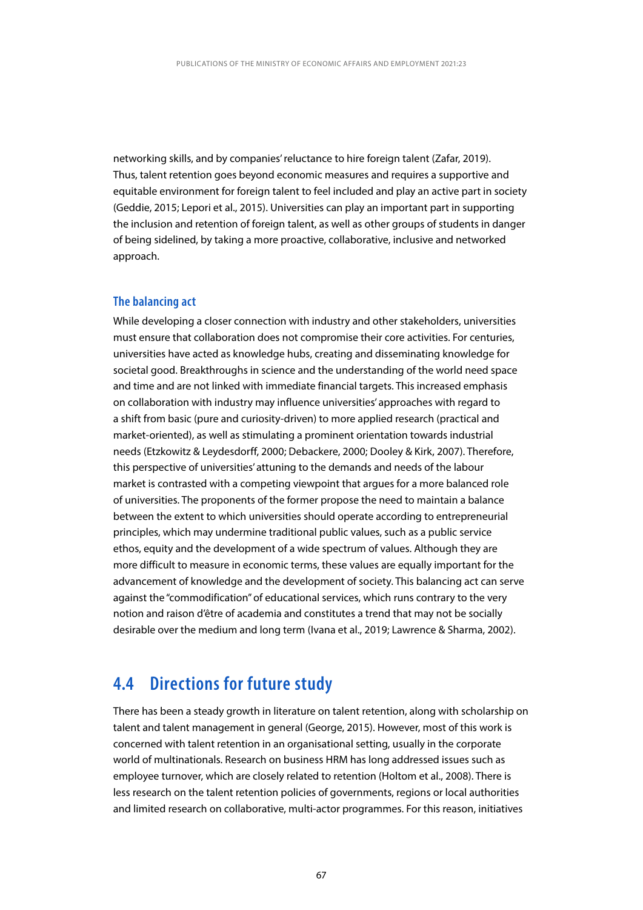networking skills, and by companies' reluctance to hire foreign talent (Zafar, 2019). Thus, talent retention goes beyond economic measures and requires a supportive and equitable environment for foreign talent to feel included and play an active part in society (Geddie, 2015; Lepori et al., 2015). Universities can play an important part in supporting the inclusion and retention of foreign talent, as well as other groups of students in danger of being sidelined, by taking a more proactive, collaborative, inclusive and networked approach.

### The balancing act

While developing a closer connection with industry and other stakeholders, universities must ensure that collaboration does not compromise their core activities. For centuries, universities have acted as knowledge hubs, creating and disseminating knowledge for societal good. Breakthroughs in science and the understanding of the world need space and time and are not linked with immediate financial targets. This increased emphasis on collaboration with industry may influence universities' approaches with regard to a shift from basic (pure and curiosity-driven) to more applied research (practical and market-oriented), as well as stimulating a prominent orientation towards industrial needs (Etzkowitz & Leydesdorff, 2000; Debackere, 2000; Dooley & Kirk, 2007). Therefore, this perspective of universities' attuning to the demands and needs of the labour market is contrasted with a competing viewpoint that argues for a more balanced role of universities. The proponents of the former propose the need to maintain a balance between the extent to which universities should operate according to entrepreneurial principles, which may undermine traditional public values, such as a public service ethos, equity and the development of a wide spectrum of values. Although they are more difficult to measure in economic terms, these values are equally important for the advancement of knowledge and the development of society. This balancing act can serve against the "commodification" of educational services, which runs contrary to the very notion and raison d'être of academia and constitutes a trend that may not be socially desirable over the medium and long term (Ivana et al., 2019; Lawrence & Sharma, 2002).

## 4.4 Directions for future study

There has been a steady growth in literature on talent retention, along with scholarship on talent and talent management in general (George, 2015). However, most of this work is concerned with talent retention in an organisational setting, usually in the corporate world of multinationals. Research on business HRM has long addressed issues such as employee turnover, which are closely related to retention (Holtom et al., 2008). There is less research on the talent retention policies of governments, regions or local authorities and limited research on collaborative, multi-actor programmes. For this reason, initiatives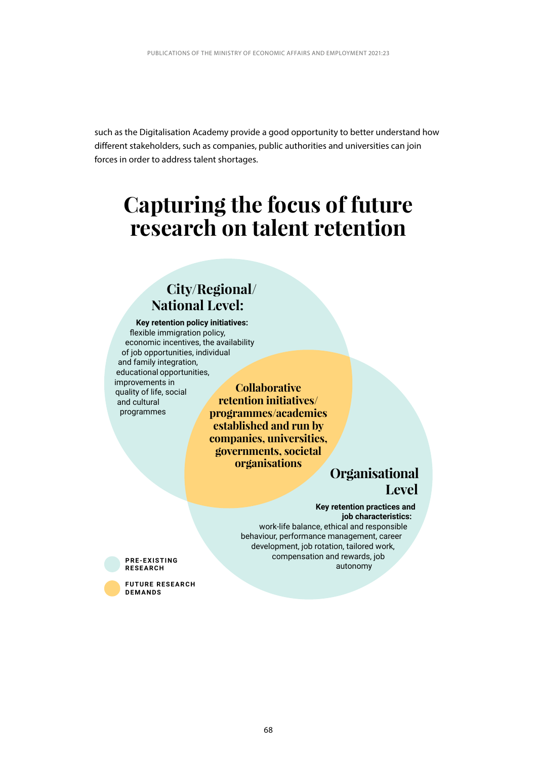such as the Digitalisation Academy provide a good opportunity to better understand how different stakeholders, such as companies, public authorities and universities can join forces in order to address talent shortages.

# Capturing the focus of future research on talent retention

## City/Regional/National Level:

**Key retention policy initiatives:** flexible immigration policy, economic incentives, the availability of job opportunities, individual and family integration, educational opportunities, improvements in quality of life, social and cultural programmes

## Collaborative retention initiatives/programmes/academies established and run by companies, universities, governments, societal organisations

## Organisational Level

**Key retention practices and job characteristics:** work-life balance, ethical and responsible behaviour, performance management, career development, job rotation, tailored work, compensation and rewards, job autonomy

PRE-EXISTING RESEARCH

FUTURE RESEARCH DEMANDS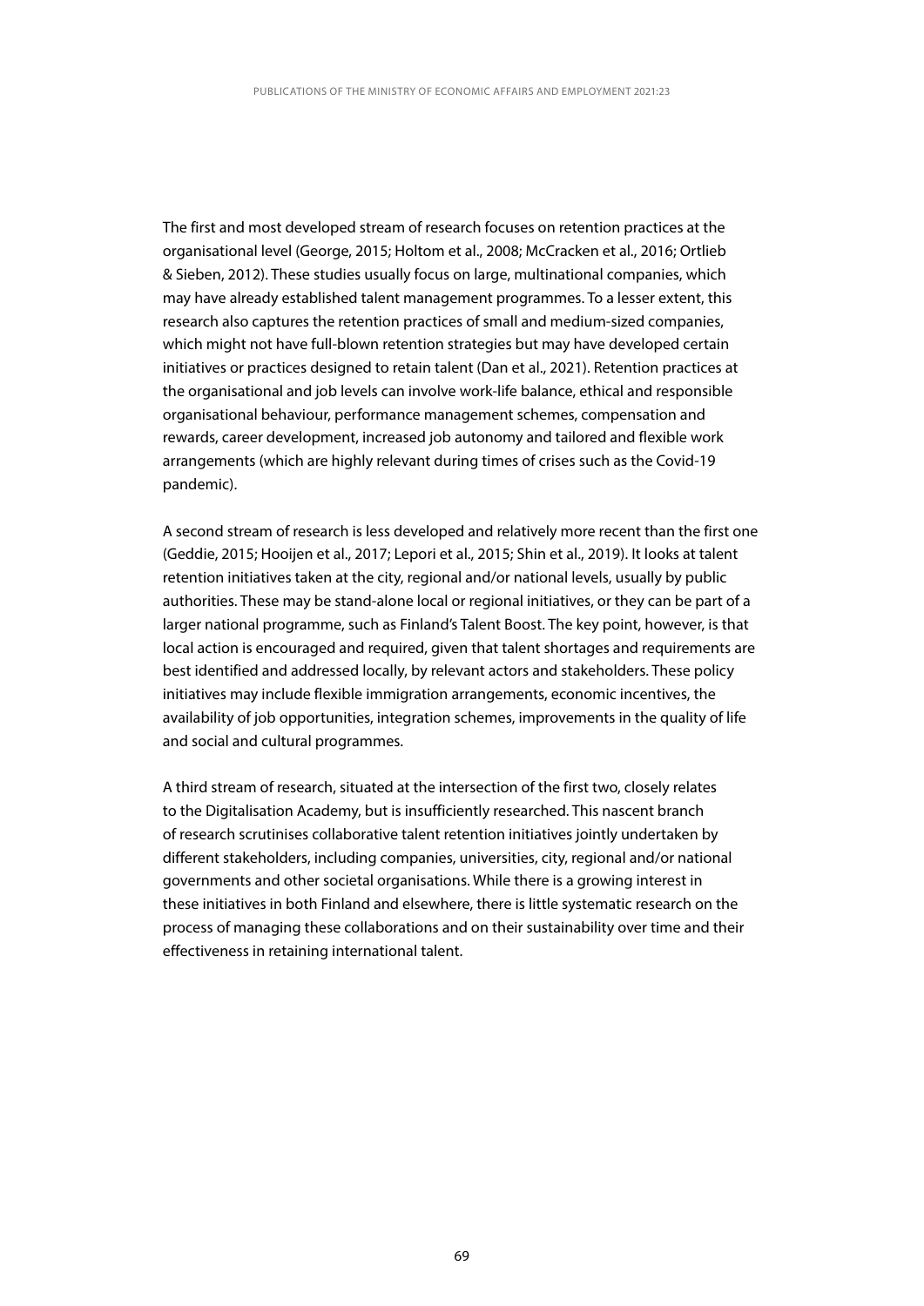The first and most developed stream of research focuses on retention practices at the organisational level (George, 2015; Holtom et al., 2008; McCracken et al., 2016; Ortlieb & Sieben, 2012). These studies usually focus on large, multinational companies, which may have already established talent management programmes. To a lesser extent, this research also captures the retention practices of small and medium-sized companies, which might not have full-blown retention strategies but may have developed certain initiatives or practices designed to retain talent (Dan et al., 2021). Retention practices at the organisational and job levels can involve work-life balance, ethical and responsible organisational behaviour, performance management schemes, compensation and rewards, career development, increased job autonomy and tailored and flexible work arrangements (which are highly relevant during times of crises such as the Covid-19 pandemic).

A second stream of research is less developed and relatively more recent than the first one (Geddie, 2015; Hooijen et al., 2017; Lepori et al., 2015; Shin et al., 2019). It looks at talent retention initiatives taken at the city, regional and/or national levels, usually by public authorities. These may be stand-alone local or regional initiatives, or they can be part of a larger national programme, such as Finland's Talent Boost. The key point, however, is that local action is encouraged and required, given that talent shortages and requirements are best identified and addressed locally, by relevant actors and stakeholders. These policy initiatives may include flexible immigration arrangements, economic incentives, the availability of job opportunities, integration schemes, improvements in the quality of life and social and cultural programmes.

A third stream of research, situated at the intersection of the first two, closely relates to the Digitalisation Academy, but is insufficiently researched. This nascent branch of research scrutinises collaborative talent retention initiatives jointly undertaken by different stakeholders, including companies, universities, city, regional and/or national governments and other societal organisations. While there is a growing interest in these initiatives in both Finland and elsewhere, there is little systematic research on the process of managing these collaborations and on their sustainability over time and their effectiveness in retaining international talent.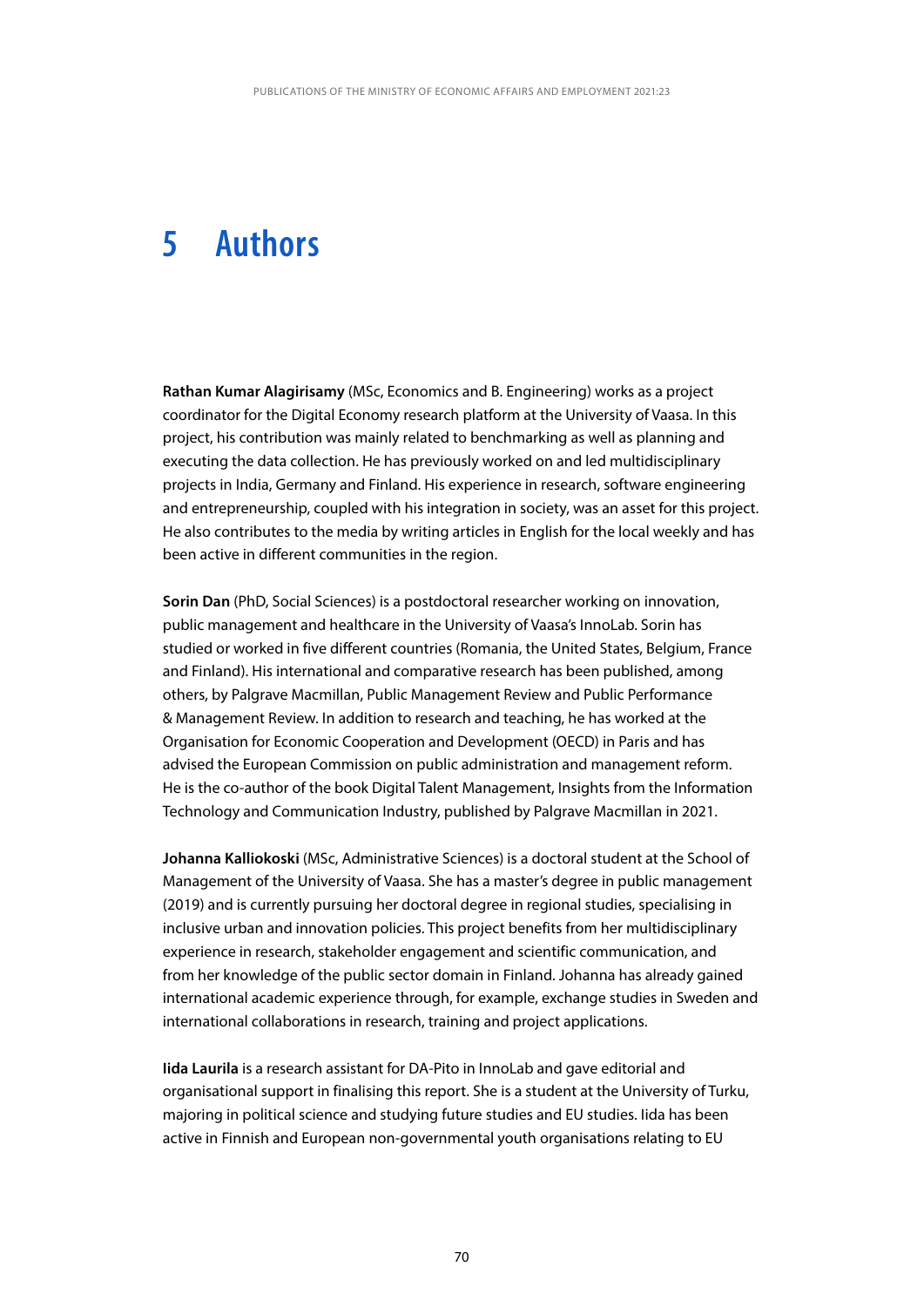# 5 Authors

**Rathan Kumar Alagirisamy** (MSc, Economics and B. Engineering) works as a project coordinator for the Digital Economy research platform at the University of Vaasa. In this project, his contribution was mainly related to benchmarking as well as planning and executing the data collection. He has previously worked on and led multidisciplinary projects in India, Germany and Finland. His experience in research, software engineering and entrepreneurship, coupled with his integration in society, was an asset for this project. He also contributes to the media by writing articles in English for the local weekly and has been active in different communities in the region.

**Sorin Dan** (PhD, Social Sciences) is a postdoctoral researcher working on innovation, public management and healthcare in the University of Vaasa's InnoLab. Sorin has studied or worked in five different countries (Romania, the United States, Belgium, France and Finland). His international and comparative research has been published, among others, by Palgrave Macmillan, Public Management Review and Public Performance & Management Review. In addition to research and teaching, he has worked at the Organisation for Economic Cooperation and Development (OECD) in Paris and has advised the European Commission on public administration and management reform. He is the co-author of the book Digital Talent Management, Insights from the Information Technology and Communication Industry, published by Palgrave Macmillan in 2021.

**Johanna Kalliokoski** (MSc, Administrative Sciences) is a doctoral student at the School of Management of the University of Vaasa. She has a master's degree in public management (2019) and is currently pursuing her doctoral degree in regional studies, specialising in inclusive urban and innovation policies. This project benefits from her multidisciplinary experience in research, stakeholder engagement and scientific communication, and from her knowledge of the public sector domain in Finland. Johanna has already gained international academic experience through, for example, exchange studies in Sweden and international collaborations in research, training and project applications.

**Iida Laurila** is a research assistant for DA-Pito in InnoLab and gave editorial and organisational support in finalising this report. She is a student at the University of Turku, majoring in political science and studying future studies and EU studies. Iida has been active in Finnish and European non-governmental youth organisations relating to EU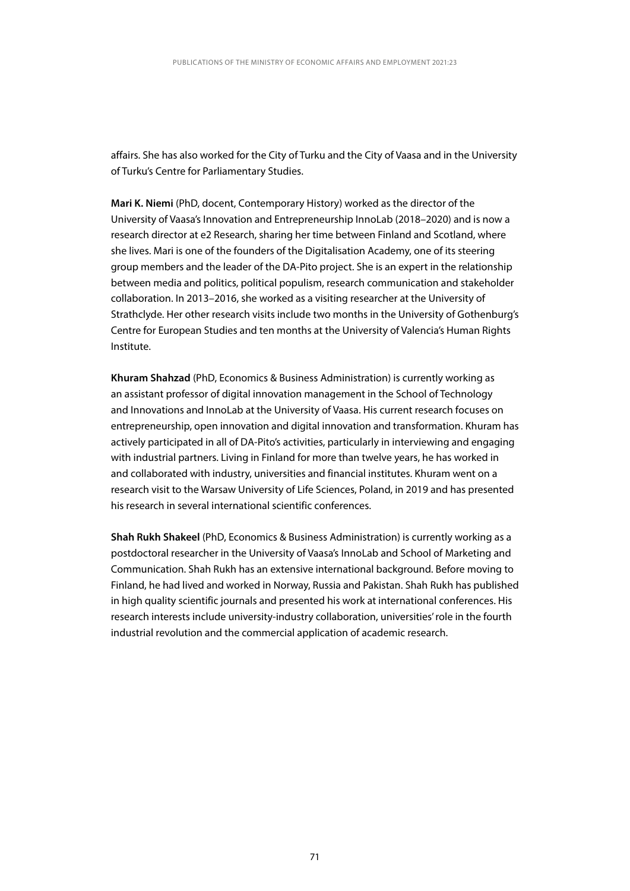affairs. She has also worked for the City of Turku and the City of Vaasa and in the University of Turku's Centre for Parliamentary Studies.

**Mari K. Niemi** (PhD, docent, Contemporary History) worked as the director of the University of Vaasa's Innovation and Entrepreneurship InnoLab (2018–2020) and is now a research director at e2 Research, sharing her time between Finland and Scotland, where she lives. Mari is one of the founders of the Digitalisation Academy, one of its steering group members and the leader of the DA-Pito project. She is an expert in the relationship between media and politics, political populism, research communication and stakeholder collaboration. In 2013–2016, she worked as a visiting researcher at the University of Strathclyde. Her other research visits include two months in the University of Gothenburg's Centre for European Studies and ten months at the University of Valencia's Human Rights Institute.

**Khuram Shahzad** (PhD, Economics & Business Administration) is currently working as an assistant professor of digital innovation management in the School of Technology and Innovations and InnoLab at the University of Vaasa. His current research focuses on entrepreneurship, open innovation and digital innovation and transformation. Khuram has actively participated in all of DA-Pito's activities, particularly in interviewing and engaging with industrial partners. Living in Finland for more than twelve years, he has worked in and collaborated with industry, universities and financial institutes. Khuram went on a research visit to the Warsaw University of Life Sciences, Poland, in 2019 and has presented his research in several international scientific conferences.

**Shah Rukh Shakeel** (PhD, Economics & Business Administration) is currently working as a postdoctoral researcher in the University of Vaasa's InnoLab and School of Marketing and Communication. Shah Rukh has an extensive international background. Before moving to Finland, he had lived and worked in Norway, Russia and Pakistan. Shah Rukh has published in high quality scientific journals and presented his work at international conferences. His research interests include university-industry collaboration, universities' role in the fourth industrial revolution and the commercial application of academic research.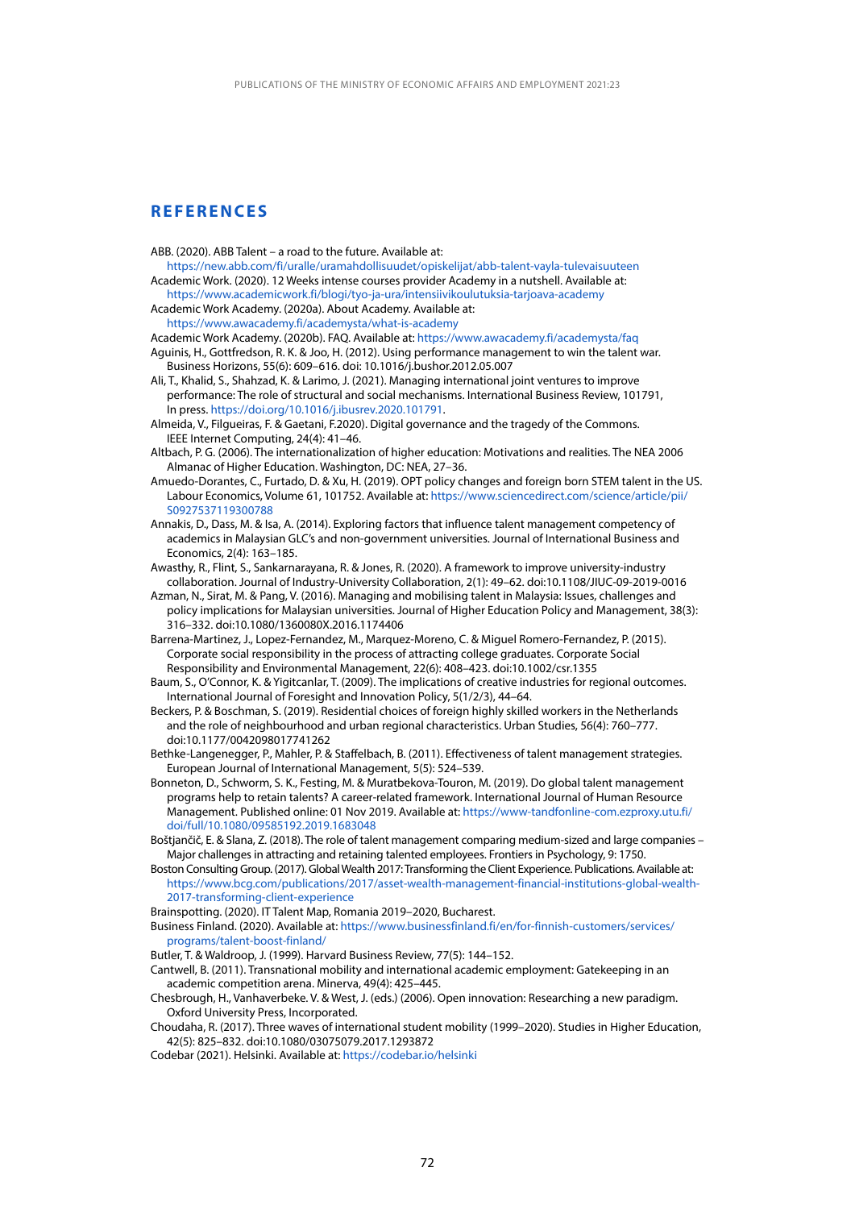## REFERENCES

ABB. (2020). ABB Talent – a road to the future. Available at: https://new.abb.com/fi/uralle/uramahdollisuudet/opiskelijat/abb-talent-vayla-tulevaisuuteen

Academic Work. (2020). 12 Weeks intense courses provider Academy in a nutshell. Available at: https://www.academicwork.fi/blogi/tyo-ja-ura/intensiivikoulutuksia-tarjoava-academy

Academic Work Academy. (2020a). About Academy. Available at: https://www.awacademy.fi/academysta/what-is-academy

Academic Work Academy. (2020b). FAQ. Available at: https://www.awacademy.fi/academysta/faq

Aguinis, H., Gottfredson, R. K. & Joo, H. (2012). Using performance management to win the talent war. Business Horizons, 55(6): 609–616. doi: 10.1016/j.bushor.2012.05.007

Ali, T., Khalid, S., Shahzad, K. & Larimo, J. (2021). Managing international joint ventures to improve performance: The role of structural and social mechanisms. International Business Review, 101791, In press. https://doi.org/10.1016/j.ibusrev.2020.101791.

Almeida, V., Filgueiras, F. & Gaetani, F.2020). Digital governance and the tragedy of the Commons. IEEE Internet Computing, 24(4): 41–46.

Altbach, P. G. (2006). The internationalization of higher education: Motivations and realities. The NEA 2006 Almanac of Higher Education. Washington, DC: NEA, 27–36.

Amuedo-Dorantes, C., Furtado, D. & Xu, H. (2019). OPT policy changes and foreign born STEM talent in the US. Labour Economics, Volume 61, 101752. Available at: https://www.sciencedirect.com/science/article/pii/S0927537119300788

Annakis, D., Dass, M. & Isa, A. (2014). Exploring factors that influence talent management competency of academics in Malaysian GLC's and non-government universities. Journal of International Business and Economics, 2(4): 163–185.

Awasthy, R., Flint, S., Sankarnarayana, R. & Jones, R. (2020). A framework to improve university-industry collaboration. Journal of Industry-University Collaboration, 2(1): 49–62. doi:10.1108/JIUC-09-2019-0016

Azman, N., Sirat, M. & Pang, V. (2016). Managing and mobilising talent in Malaysia: Issues, challenges and policy implications for Malaysian universities. Journal of Higher Education Policy and Management, 38(3): 316–332. doi:10.1080/1360080X.2016.1174406

Barrena-Martinez, J., Lopez-Fernandez, M., Marquez-Moreno, C. & Miguel Romero-Fernandez, P. (2015). Corporate social responsibility in the process of attracting college graduates. Corporate Social Responsibility and Environmental Management, 22(6): 408–423. doi:10.1002/csr.1355

Baum, S., O'Connor, K. & Yigitcanlar, T. (2009). The implications of creative industries for regional outcomes. International Journal of Foresight and Innovation Policy, 5(1/2/3), 44–64.

Beckers, P. & Boschman, S. (2019). Residential choices of foreign highly skilled workers in the Netherlands and the role of neighbourhood and urban regional characteristics. Urban Studies, 56(4): 760–777. doi:10.1177/0042098017741262

Bethke-Langenegger, P., Mahler, P. & Staffelbach, B. (2011). Effectiveness of talent management strategies. European Journal of International Management, 5(5): 524–539.

Bonneton, D., Schworm, S. K., Festing, M. & Muratbekova-Touron, M. (2019). Do global talent management programs help to retain talents? A career-related framework. International Journal of Human Resource Management. Published online: 01 Nov 2019. Available at: https://www-tandfonline-com.ezproxy.utu.fi/doi/full/10.1080/09585192.2019.1683048

Boštjančič, E. & Slana, Z. (2018). The role of talent management comparing medium-sized and large companies – Major challenges in attracting and retaining talented employees. Frontiers in Psychology, 9: 1750.

Boston Consulting Group. (2017). Global Wealth 2017: Transforming the Client Experience. Publications. Available at: https://www.bcg.com/publications/2017/asset-wealth-management-financial-institutions-global-wealth-2017-transforming-client-experience

Brainspotting. (2020). IT Talent Map, Romania 2019–2020, Bucharest.

Business Finland. (2020). Available at: https://www.businessfinland.fi/en/for-finnish-customers/services/programs/talent-boost-finland/

Butler, T. & Waldroop, J. (1999). Harvard Business Review, 77(5): 144–152.

Cantwell, B. (2011). Transnational mobility and international academic employment: Gatekeeping in an academic competition arena. Minerva, 49(4): 425–445.

Chesbrough, H., Vanhaverbeke. V. & West, J. (eds.) (2006). Open innovation: Researching a new paradigm. Oxford University Press, Incorporated.

Choudaha, R. (2017). Three waves of international student mobility (1999–2020). Studies in Higher Education, 42(5): 825–832. doi:10.1080/03075079.2017.1293872

Codebar (2021). Helsinki. Available at: https://codebar.io/helsinki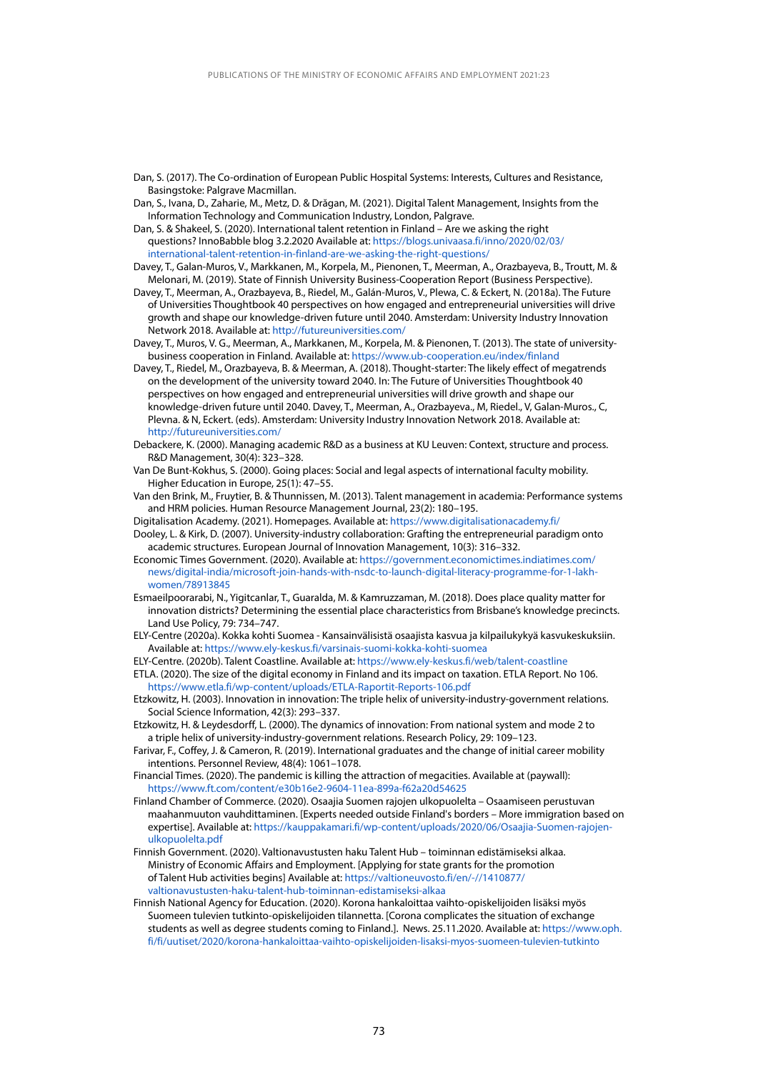Dan, S. (2017). The Co-ordination of European Public Hospital Systems: Interests, Cultures and Resistance, Basingstoke: Palgrave Macmillan.

Dan, S., Ivana, D., Zaharie, M., Metz, D. & Drăgan, M. (2021). Digital Talent Management, Insights from the Information Technology and Communication Industry, London, Palgrave.

Dan, S. & Shakeel, S. (2020). International talent retention in Finland – Are we asking the right questions? InnoBabble blog 3.2.2020 Available at: https://blogs.univaasa.fi/inno/2020/02/03/international-talent-retention-in-finland-are-we-asking-the-right-questions/

Davey, T., Galan-Muros, V., Markkanen, M., Korpela, M., Pienonen, T., Meerman, A., Orazbayeva, B., Troutt, M. & Melonari, M. (2019). State of Finnish University Business-Cooperation Report (Business Perspective).

Davey, T., Meerman, A., Orazbayeva, B., Riedel, M., Galán-Muros, V., Plewa, C. & Eckert, N. (2018a). The Future of Universities Thoughtbook 40 perspectives on how engaged and entrepreneurial universities will drive growth and shape our knowledge-driven future until 2040. Amsterdam: University Industry Innovation Network 2018. Available at: http://futureuniversities.com/

Davey, T., Muros, V. G., Meerman, A., Markkanen, M., Korpela, M. & Pienonen, T. (2013). The state of university-business cooperation in Finland. Available at: https://www.ub-cooperation.eu/index/finland

Davey, T., Riedel, M., Orazbayeva, B. & Meerman, A. (2018). Thought-starter: The likely effect of megatrends on the development of the university toward 2040. In: The Future of Universities Thoughtbook 40 perspectives on how engaged and entrepreneurial universities will drive growth and shape our knowledge-driven future until 2040. Davey, T., Meerman, A., Orazbayeva., M, Riedel., V, Galan-Muros., C, Plevna. & N, Eckert. (eds). Amsterdam: University Industry Innovation Network 2018. Available at: http://futureuniversities.com/

Debackere, K. (2000). Managing academic R&D as a business at KU Leuven: Context, structure and process. R&D Management, 30(4): 323–328.

Van De Bunt-Kokhus, S. (2000). Going places: Social and legal aspects of international faculty mobility. Higher Education in Europe, 25(1): 47–55.

Van den Brink, M., Fruytier, B. & Thunnissen, M. (2013). Talent management in academia: Performance systems and HRM policies. Human Resource Management Journal, 23(2): 180–195.

Digitalisation Academy. (2021). Homepages. Available at: https://www.digitalisationacademy.fi/

Dooley, L. & Kirk, D. (2007). University-industry collaboration: Grafting the entrepreneurial paradigm onto academic structures. European Journal of Innovation Management, 10(3): 316–332.

Economic Times Government. (2020). Available at: https://government.economictimes.indiatimes.com/news/digital-india/microsoft-join-hands-with-nsdc-to-launch-digital-literacy-programme-for-1-lakh-women/78913845

Esmaeilpoorarabi, N., Yigitcanlar, T., Guaralda, M. & Kamruzzaman, M. (2018). Does place quality matter for innovation districts? Determining the essential place characteristics from Brisbane's knowledge precincts. Land Use Policy, 79: 734–747.

ELY-Centre (2020a). Kokka kohti Suomea - Kansainvälisistä osaajista kasvua ja kilpailukykyä kasvukeskuksiin. Available at: https://www.ely-keskus.fi/varsinais-suomi-kokka-kohti-suomea

ELY-Centre. (2020b). Talent Coastline. Available at: https://www.ely-keskus.fi/web/talent-coastline

ETLA. (2020). The size of the digital economy in Finland and its impact on taxation. ETLA Report. No 106. https://www.etla.fi/wp-content/uploads/ETLA-Raportit-Reports-106.pdf

Etzkowitz, H. (2003). Innovation in innovation: The triple helix of university-industry-government relations. Social Science Information, 42(3): 293–337.

Etzkowitz, H. & Leydesdorff, L. (2000). The dynamics of innovation: From national system and mode 2 to a triple helix of university-industry-government relations. Research Policy, 29: 109–123.

Farivar, F., Coffey, J. & Cameron, R. (2019). International graduates and the change of initial career mobility intentions. Personnel Review, 48(4): 1061–1078.

Financial Times. (2020). The pandemic is killing the attraction of megacities. Available at (paywall): https://www.ft.com/content/e30b16e2-9604-11ea-899a-f62a20d54625

Finland Chamber of Commerce. (2020). Osaajia Suomen rajojen ulkopuolelta – Osaamiseen perustuvan maahanmuuton vauhdittaminen. [Experts needed outside Finland's borders – More immigration based on expertise]. Available at: https://kauppakamari.fi/wp-content/uploads/2020/06/Osaajia-Suomen-rajojen-ulkopuolelta.pdf

Finnish Government. (2020). Valtionavustusten haku Talent Hub – toiminnan edistämiseksi alkaa. Ministry of Economic Affairs and Employment. [Applying for state grants for the promotion of Talent Hub activities begins] Available at: https://valtioneuvosto.fi/en/-//1410877/valtionavustusten-haku-talent-hub-toiminnan-edistamiseksi-alkaa

Finnish National Agency for Education. (2020). Korona hankaloittaa vaihto-opiskelijoiden lisäksi myös Suomeen tulevien tutkinto-opiskelijoiden tilannetta. [Corona complicates the situation of exchange students as well as degree students coming to Finland.]. News. 25.11.2020. Available at: https://www.oph.fi/fi/uutiset/2020/korona-hankaloittaa-vaihto-opiskelijoiden-lisaksi-myos-suomeen-tulevien-tutkinto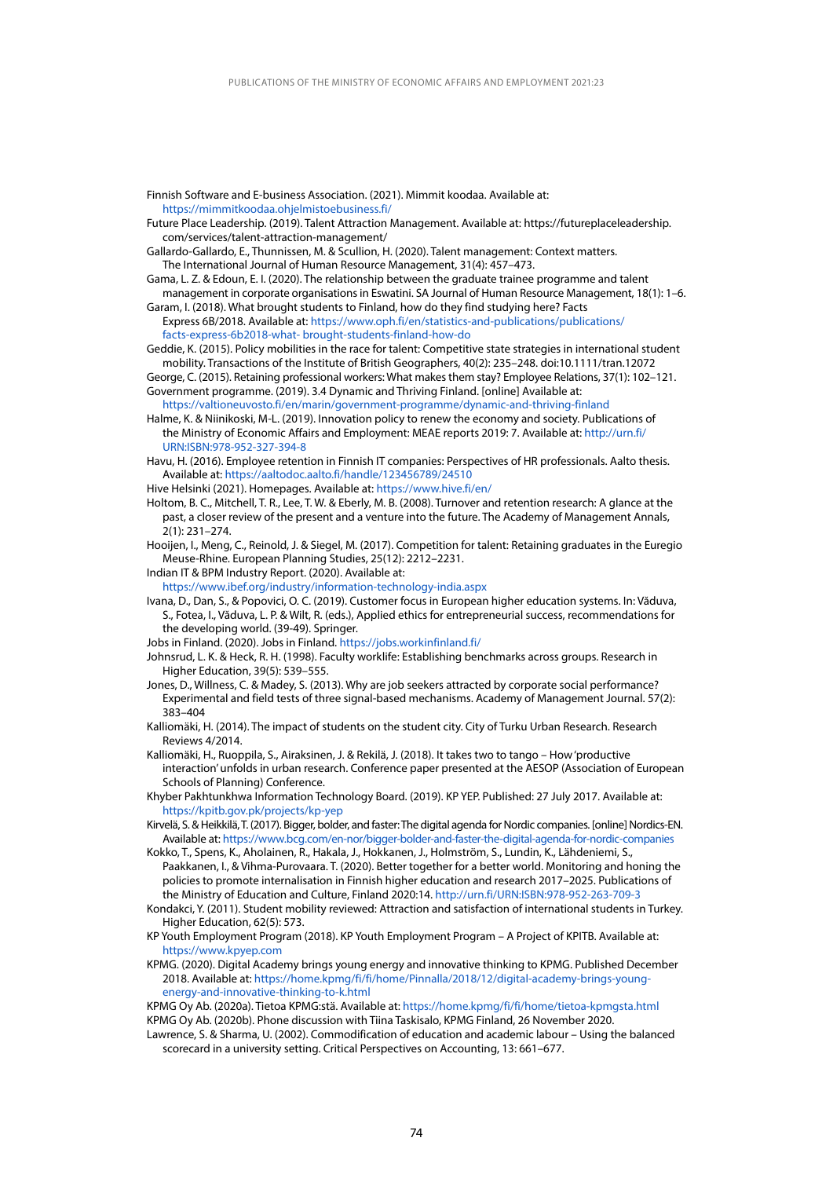Finnish Software and E-business Association. (2021). Mimmit koodaa. Available at: https://mimmitkoodaa.ohjelmistoebusiness.fi/

Future Place Leadership. (2019). Talent Attraction Management. Available at: https://futureplaceleadership.com/services/talent-attraction-management/

Gallardo-Gallardo, E., Thunnissen, M. & Scullion, H. (2020). Talent management: Context matters. The International Journal of Human Resource Management, 31(4): 457–473.

Gama, L. Z. & Edoun, E. I. (2020). The relationship between the graduate trainee programme and talent management in corporate organisations in Eswatini. SA Journal of Human Resource Management, 18(1): 1–6.

Garam, I. (2018). What brought students to Finland, how do they find studying here? Facts Express 6B/2018. Available at: https://www.oph.fi/en/statistics-and-publications/publications/facts-express-6b2018-what- brought-students-finland-how-do

Geddie, K. (2015). Policy mobilities in the race for talent: Competitive state strategies in international student mobility. Transactions of the Institute of British Geographers, 40(2): 235–248. doi:10.1111/tran.12072

George, C. (2015). Retaining professional workers: What makes them stay? Employee Relations, 37(1): 102–121.

Government programme. (2019). 3.4 Dynamic and Thriving Finland. [online] Available at: https://valtioneuvosto.fi/en/marin/government-programme/dynamic-and-thriving-finland

Halme, K. & Niinikoski, M-L. (2019). Innovation policy to renew the economy and society. Publications of the Ministry of Economic Affairs and Employment: MEAE reports 2019: 7. Available at: http://urn.fi/URN:ISBN:978-952-327-394-8

Havu, H. (2016). Employee retention in Finnish IT companies: Perspectives of HR professionals. Aalto thesis. Available at: https://aaltodoc.aalto.fi/handle/123456789/24510

Hive Helsinki (2021). Homepages. Available at: https://www.hive.fi/en/

Holtom, B. C., Mitchell, T. R., Lee, T. W. & Eberly, M. B. (2008). Turnover and retention research: A glance at the past, a closer review of the present and a venture into the future. The Academy of Management Annals, 2(1): 231–274.

Hooijen, I., Meng, C., Reinold, J. & Siegel, M. (2017). Competition for talent: Retaining graduates in the Euregio Meuse-Rhine. European Planning Studies, 25(12): 2212–2231.

Indian IT & BPM Industry Report. (2020). Available at: https://www.ibef.org/industry/information-technology-india.aspx

Ivana, D., Dan, S., & Popovici, O. C. (2019). Customer focus in European higher education systems. In: Văduva, S., Fotea, I., Văduva, L. P. & Wilt, R. (eds.), Applied ethics for entrepreneurial success, recommendations for the developing world. (39-49). Springer.

Jobs in Finland. (2020). Jobs in Finland. https://jobs.workinfinland.fi/

Johnsrud, L. K. & Heck, R. H. (1998). Faculty worklife: Establishing benchmarks across groups. Research in Higher Education, 39(5): 539–555.

Jones, D., Willness, C. & Madey, S. (2013). Why are job seekers attracted by corporate social performance? Experimental and field tests of three signal-based mechanisms. Academy of Management Journal. 57(2): 383–404

Kalliomäki, H. (2014). The impact of students on the student city. City of Turku Urban Research. Research Reviews 4/2014.

Kalliomäki, H., Ruoppila, S., Airaksinen, J. & Rekilä, J. (2018). It takes two to tango – How 'productive interaction' unfolds in urban research. Conference paper presented at the AESOP (Association of European Schools of Planning) Conference.

Khyber Pakhtunkhwa Information Technology Board. (2019). KP YEP. Published: 27 July 2017. Available at: https://kpitb.gov.pk/projects/kp-yep

Kirvelä, S. & Heikkilä, T. (2017). Bigger, bolder, and faster: The digital agenda for Nordic companies. [online] Nordics-EN. Available at: https://www.bcg.com/en-nor/bigger-bolder-and-faster-the-digital-agenda-for-nordic-companies

Kokko, T., Spens, K., Aholainen, R., Hakala, J., Hokkanen, J., Holmström, S., Lundin, K., Lähdeniemi, S., Paakkanen, I., & Vihma-Purovaara. T. (2020). Better together for a better world. Monitoring and honing the policies to promote internalisation in Finnish higher education and research 2017–2025. Publications of the Ministry of Education and Culture, Finland 2020:14. http://urn.fi/URN:ISBN:978-952-263-709-3

Kondakci, Y. (2011). Student mobility reviewed: Attraction and satisfaction of international students in Turkey. Higher Education, 62(5): 573.

KP Youth Employment Program (2018). KP Youth Employment Program – A Project of KPITB. Available at: https://www.kpyep.com

KPMG. (2020). Digital Academy brings young energy and innovative thinking to KPMG. Published December 2018. Available at: https://home.kpmg/fi/fi/home/Pinnalla/2018/12/digital-academy-brings-young-energy-and-innovative-thinking-to-k.html

KPMG Oy Ab. (2020a). Tietoa KPMG:stä. Available at: https://home.kpmg/fi/fi/home/tietoa-kpmgsta.html

KPMG Oy Ab. (2020b). Phone discussion with Tiina Taskisalo, KPMG Finland, 26 November 2020.

Lawrence, S. & Sharma, U. (2002). Commodification of education and academic labour – Using the balanced scorecard in a university setting. Critical Perspectives on Accounting, 13: 661–677.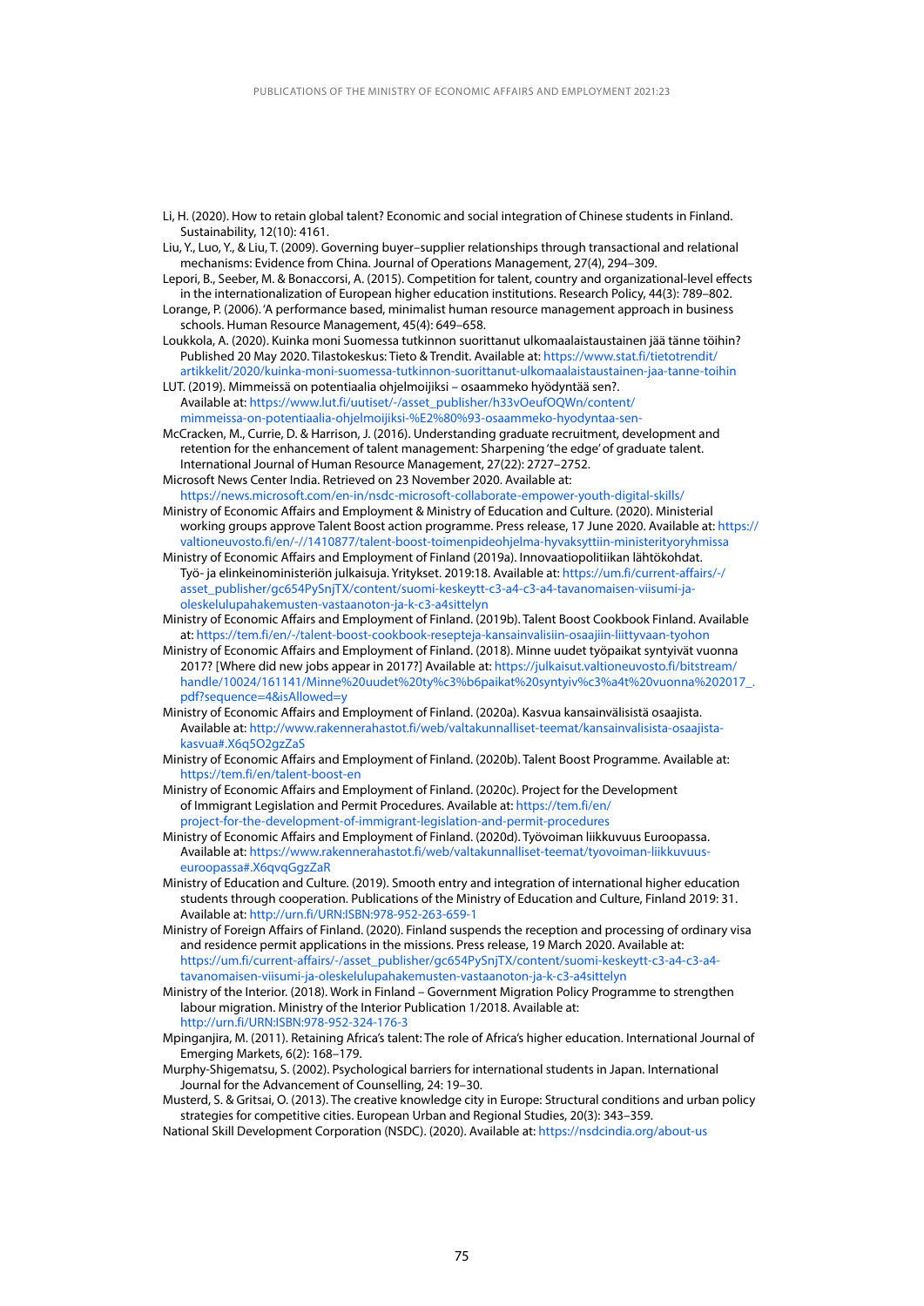Li, H. (2020). How to retain global talent? Economic and social integration of Chinese students in Finland. Sustainability, 12(10): 4161.

Liu, Y., Luo, Y., & Liu, T. (2009). Governing buyer–supplier relationships through transactional and relational mechanisms: Evidence from China. Journal of Operations Management, 27(4), 294–309.

Lepori, B., Seeber, M. & Bonaccorsi, A. (2015). Competition for talent, country and organizational-level effects in the internationalization of European higher education institutions. Research Policy, 44(3): 789–802.

Lorange, P. (2006). 'A performance based, minimalist human resource management approach in business schools. Human Resource Management, 45(4): 649–658.

Loukkola, A. (2020). Kuinka moni Suomessa tutkinnon suorittanut ulkomaalaistaustainen jää tänne töihin? Published 20 May 2020. Tilastokeskus: Tieto & Trendit. Available at: https://www.stat.fi/tietotrendit/artikkelit/2020/kuinka-moni-suomessa-tutkinnon-suorittanut-ulkomaalaistaustainen-jaa-tanne-toihin

LUT. (2019). Mimmeissä on potentiaalia ohjelmoijiksi – osaammeko hyödyntää sen?. Available at: https://www.lut.fi/uutiset/-/asset_publisher/h33vOeufOQWn/content/mimmeissa-on-potentiaalia-ohjelmoijiksi-%E2%80%93-osaammeko-hyodyntaa-sen-

McCracken, M., Currie, D. & Harrison, J. (2016). Understanding graduate recruitment, development and retention for the enhancement of talent management: Sharpening 'the edge' of graduate talent. International Journal of Human Resource Management, 27(22): 2727–2752.

Microsoft News Center India. Retrieved on 23 November 2020. Available at: https://news.microsoft.com/en-in/nsdc-microsoft-collaborate-empower-youth-digital-skills/

Ministry of Economic Affairs and Employment & Ministry of Education and Culture. (2020). Ministerial working groups approve Talent Boost action programme. Press release, 17 June 2020. Available at: https://valtioneuvosto.fi/en/-//1410877/talent-boost-toimenpideohjelma-hyvaksyttiin-ministerityoryhmissa

Ministry of Economic Affairs and Employment of Finland (2019a). Innovaatiopolitiikan lähtökohdat. Työ- ja elinkeinoministeriön julkaisuja. Yritykset. 2019:18. Available at: https://um.fi/current-affairs/-/asset_publisher/gc654PySnjTX/content/suomi-keskeytt-c3-a4-c3-a4-tavanomaisen-viisumi-ja-oleskelulupahakemusten-vastaanoton-ja-k-c3-a4sittelyn

Ministry of Economic Affairs and Employment of Finland. (2019b). Talent Boost Cookbook Finland. Available at: https://tem.fi/en/-/talent-boost-cookbook-resepteja-kansainvalisiin-osaajiin-liittyvaan-tyohon

Ministry of Economic Affairs and Employment of Finland. (2018). Minne uudet työpaikat syntyivät vuonna 2017? [Where did new jobs appear in 2017?] Available at: https://julkaisut.valtioneuvosto.fi/bitstream/handle/10024/161141/Minne%20uudet%20ty%c3%b6paikat%20syntyiv%c3%a4t%20vuonna%202017_.pdf?sequence=4&isAllowed=y

Ministry of Economic Affairs and Employment of Finland. (2020a). Kasvua kansainvälisistä osaajista. Available at: http://www.rakennerahastot.fi/web/valtakunnalliset-teemat/kansainvalisista-osaajista-kasvua#.X6q5O2gzZaS

Ministry of Economic Affairs and Employment of Finland. (2020b). Talent Boost Programme. Available at: https://tem.fi/en/talent-boost-en

Ministry of Economic Affairs and Employment of Finland. (2020c). Project for the Development of Immigrant Legislation and Permit Procedures. Available at: https://tem.fi/en/project-for-the-development-of-immigrant-legislation-and-permit-procedures

Ministry of Economic Affairs and Employment of Finland. (2020d). Työvoiman liikkuvuus Euroopassa. Available at: https://www.rakennerahastot.fi/web/valtakunnalliset-teemat/tyovoiman-liikkuvuus-euroopassa#.X6qvqGgzZaR

Ministry of Education and Culture. (2019). Smooth entry and integration of international higher education students through cooperation. Publications of the Ministry of Education and Culture, Finland 2019: 31. Available at: http://urn.fi/URN:ISBN:978-952-263-659-1

Ministry of Foreign Affairs of Finland. (2020). Finland suspends the reception and processing of ordinary visa and residence permit applications in the missions. Press release, 19 March 2020. Available at: https://um.fi/current-affairs/-/asset_publisher/gc654PySnjTX/content/suomi-keskeytt-c3-a4-c3-a4-tavanomaisen-viisumi-ja-oleskelulupahakemusten-vastaanoton-ja-k-c3-a4sittelyn

Ministry of the Interior. (2018). Work in Finland – Government Migration Policy Programme to strengthen labour migration. Ministry of the Interior Publication 1/2018. Available at: http://urn.fi/URN:ISBN:978-952-324-176-3

Mpinganjira, M. (2011). Retaining Africa's talent: The role of Africa's higher education. International Journal of Emerging Markets, 6(2): 168–179.

Murphy-Shigematsu, S. (2002). Psychological barriers for international students in Japan. International Journal for the Advancement of Counselling, 24: 19–30.

Musterd, S. & Gritsai, O. (2013). The creative knowledge city in Europe: Structural conditions and urban policy strategies for competitive cities. European Urban and Regional Studies, 20(3): 343–359.

National Skill Development Corporation (NSDC). (2020). Available at: https://nsdcindia.org/about-us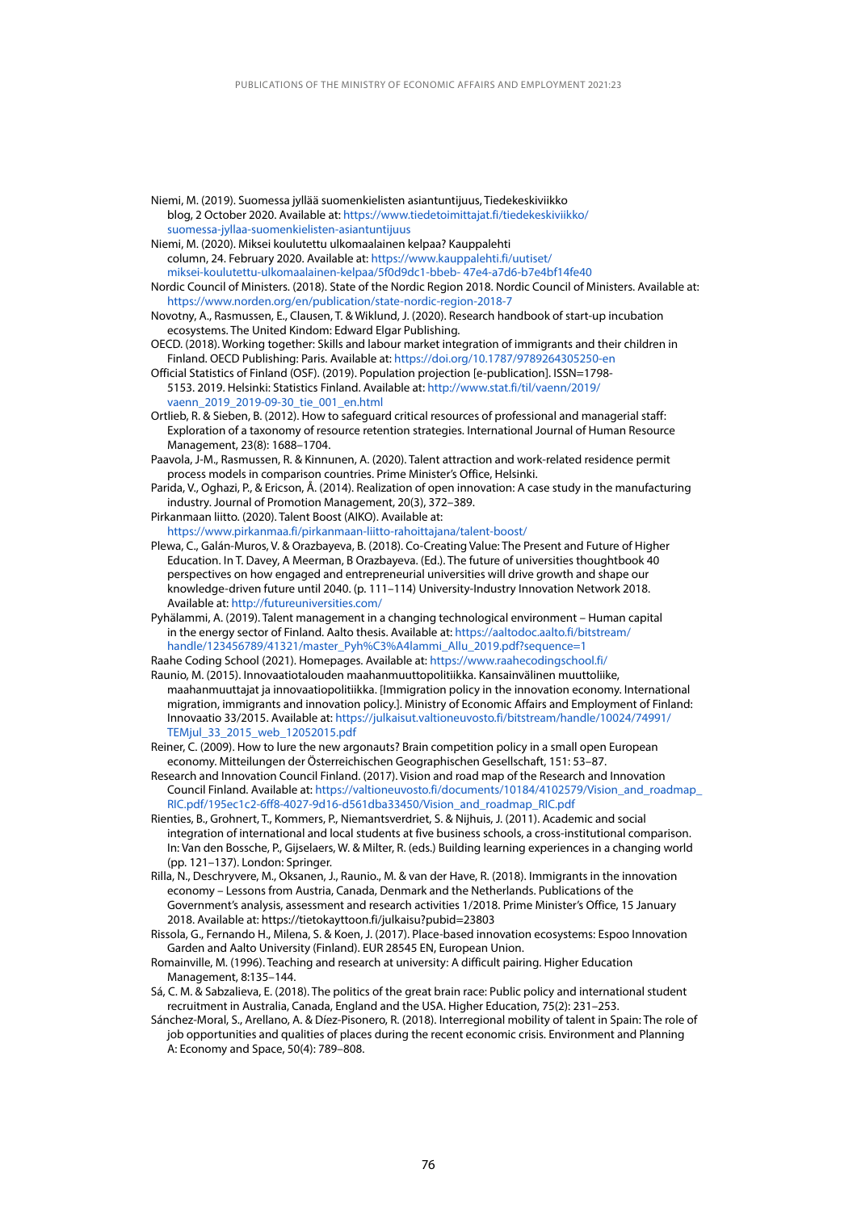Niemi, M. (2019). Suomessa jyllää suomenkielisten asiantuntijuus, Tiedekeskiviikko blog, 2 October 2020. Available at: https://www.tiedetoimittajat.fi/tiedekeskiviikko/suomessa-jyllaa-suomenkielisten-asiantuntijuus

Niemi, M. (2020). Miksei koulutettu ulkomaalainen kelpaa? Kauppalehti column, 24. February 2020. Available at: https://www.kauppalehti.fi/uutiset/miksei-koulutettu-ulkomaalainen-kelpaa/5f0d9dc1-bbeb- 47e4-a7d6-b7e4bf14fe40

Nordic Council of Ministers. (2018). State of the Nordic Region 2018. Nordic Council of Ministers. Available at: https://www.norden.org/en/publication/state-nordic-region-2018-7

Novotny, A., Rasmussen, E., Clausen, T. & Wiklund, J. (2020). Research handbook of start-up incubation ecosystems. The United Kindom: Edward Elgar Publishing.

OECD. (2018). Working together: Skills and labour market integration of immigrants and their children in Finland. OECD Publishing: Paris. Available at: https://doi.org/10.1787/9789264305250-en

Official Statistics of Finland (OSF). (2019). Population projection [e-publication]. ISSN=1798-5153. 2019. Helsinki: Statistics Finland. Available at: http://www.stat.fi/til/vaenn/2019/vaenn_2019_2019-09-30_tie_001_en.html

Ortlieb, R. & Sieben, B. (2012). How to safeguard critical resources of professional and managerial staff: Exploration of a taxonomy of resource retention strategies. International Journal of Human Resource Management, 23(8): 1688–1704.

Paavola, J-M., Rasmussen, R. & Kinnunen, A. (2020). Talent attraction and work-related residence permit process models in comparison countries. Prime Minister's Office, Helsinki.

Parida, V., Oghazi, P., & Ericson, Å. (2014). Realization of open innovation: A case study in the manufacturing industry. Journal of Promotion Management, 20(3), 372–389.

Pirkanmaan liitto. (2020). Talent Boost (AIKO). Available at: https://www.pirkanmaa.fi/pirkanmaan-liitto-rahoittajana/talent-boost/

Plewa, C., Galán-Muros, V. & Orazbayeva, B. (2018). Co-Creating Value: The Present and Future of Higher Education. In T. Davey, A Meerman, B Orazbayeva. (Ed.). The future of universities thoughtbook 40 perspectives on how engaged and entrepreneurial universities will drive growth and shape our knowledge-driven future until 2040. (p. 111–114) University-Industry Innovation Network 2018. Available at: http://futureuniversities.com/

Pyhälammi, A. (2019). Talent management in a changing technological environment – Human capital in the energy sector of Finland. Aalto thesis. Available at: https://aaltodoc.aalto.fi/bitstream/handle/123456789/41321/master_Pyh%C3%A4lammi_Allu_2019.pdf?sequence=1

Raahe Coding School (2021). Homepages. Available at: https://www.raahecodingschool.fi/

Raunio, M. (2015). Innovaatiotalouden maahanmuuttopolitiikka. Kansainvälinen muuttoliike, maahanmuuttajat ja innovaatiopolitiikka. [Immigration policy in the innovation economy. International migration, immigrants and innovation policy.]. Ministry of Economic Affairs and Employment of Finland: Innovaatio 33/2015. Available at: https://julkaisut.valtioneuvosto.fi/bitstream/handle/10024/74991/TEMjul_33_2015_web_12052015.pdf

Reiner, C. (2009). How to lure the new argonauts? Brain competition policy in a small open European economy. Mitteilungen der Österreichischen Geographischen Gesellschaft, 151: 53–87.

Research and Innovation Council Finland. (2017). Vision and road map of the Research and Innovation Council Finland. Available at: https://valtioneuvosto.fi/documents/10184/4102579/Vision_and_roadmap_RIC.pdf/195ec1c2-6ff8-4027-9d16-d561dba33450/Vision_and_roadmap_RIC.pdf

Rienties, B., Grohnert, T., Kommers, P., Niemantsverdriet, S. & Nijhuis, J. (2011). Academic and social integration of international and local students at five business schools, a cross-institutional comparison. In: Van den Bossche, P., Gijselaers, W. & Milter, R. (eds.) Building learning experiences in a changing world (pp. 121–137). London: Springer.

Rilla, N., Deschryvere, M., Oksanen, J., Raunio., M. & van der Have, R. (2018). Immigrants in the innovation economy – Lessons from Austria, Canada, Denmark and the Netherlands. Publications of the Government's analysis, assessment and research activities 1/2018. Prime Minister's Office, 15 January 2018. Available at: https://tietokayttoon.fi/julkaisu?pubid=23803

Rissola, G., Fernando H., Milena, S. & Koen, J. (2017). Place-based innovation ecosystems: Espoo Innovation Garden and Aalto University (Finland). EUR 28545 EN, European Union.

Romainville, M. (1996). Teaching and research at university: A difficult pairing. Higher Education Management, 8:135–144.

Sá, C. M. & Sabzalieva, E. (2018). The politics of the great brain race: Public policy and international student recruitment in Australia, Canada, England and the USA. Higher Education, 75(2): 231–253.

Sánchez-Moral, S., Arellano, A. & Díez-Pisonero, R. (2018). Interregional mobility of talent in Spain: The role of job opportunities and qualities of places during the recent economic crisis. Environment and Planning A: Economy and Space, 50(4): 789–808.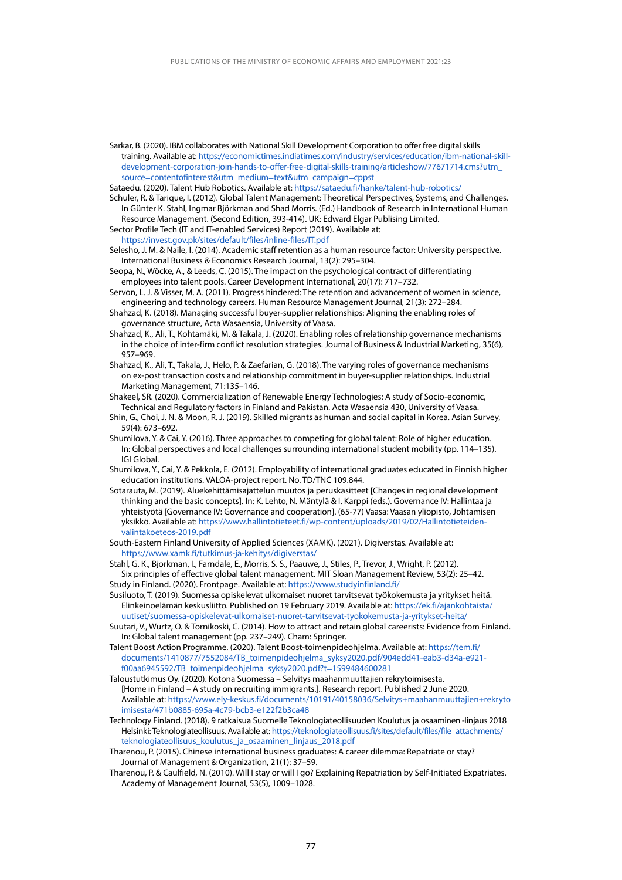Sarkar, B. (2020). IBM collaborates with National Skill Development Corporation to offer free digital skills training. Available at: https://economictimes.indiatimes.com/industry/services/education/ibm-national-skill-development-corporation-join-hands-to-offer-free-digital-skills-training/articleshow/77671714.cms?utm_source=contentofinterest&utm_medium=text&utm_campaign=cppst

Sataedu. (2020). Talent Hub Robotics. Available at: https://sataedu.fi/hanke/talent-hub-robotics/

Schuler, R. & Tarique, I. (2012). Global Talent Management: Theoretical Perspectives, Systems, and Challenges. In Günter K. Stahl, Ingmar Björkman and Shad Morris. (Ed.) Handbook of Research in International Human Resource Management. (Second Edition, 393-414). UK: Edward Elgar Publising Limited.

Sector Profile Tech (IT and IT-enabled Services) Report (2019). Available at: https://invest.gov.pk/sites/default/files/inline-files/IT.pdf

Selesho, J. M. & Naile, I. (2014). Academic staff retention as a human resource factor: University perspective. International Business & Economics Research Journal, 13(2): 295–304.

Seopa, N., Wöcke, A., & Leeds, C. (2015). The impact on the psychological contract of differentiating employees into talent pools. Career Development International, 20(17): 717–732.

Servon, L. J. & Visser, M. A. (2011). Progress hindered: The retention and advancement of women in science, engineering and technology careers. Human Resource Management Journal, 21(3): 272–284.

Shahzad, K. (2018). Managing successful buyer-supplier relationships: Aligning the enabling roles of governance structure, Acta Wasaensia, University of Vaasa.

Shahzad, K., Ali, T., Kohtamäki, M. & Takala, J. (2020). Enabling roles of relationship governance mechanisms in the choice of inter-firm conflict resolution strategies. Journal of Business & Industrial Marketing, 35(6), 957–969.

Shahzad, K., Ali, T., Takala, J., Helo, P. & Zaefarian, G. (2018). The varying roles of governance mechanisms on ex-post transaction costs and relationship commitment in buyer-supplier relationships. Industrial Marketing Management, 71:135–146.

Shakeel, SR. (2020). Commercialization of Renewable Energy Technologies: A study of Socio-economic, Technical and Regulatory factors in Finland and Pakistan. Acta Wasaensia 430, University of Vaasa.

Shin, G., Choi, J. N. & Moon, R. J. (2019). Skilled migrants as human and social capital in Korea. Asian Survey, 59(4): 673–692.

Shumilova, Y. & Cai, Y. (2016). Three approaches to competing for global talent: Role of higher education. In: Global perspectives and local challenges surrounding international student mobility (pp. 114–135). IGI Global.

Shumilova, Y., Cai, Y. & Pekkola, E. (2012). Employability of international graduates educated in Finnish higher education institutions. VALOA-project report. No. TD/TNC 109.844.

Sotarauta, M. (2019). Aluekehittämisajattelun muutos ja peruskäsitteet [Changes in regional development thinking and the basic concepts]. In: K. Lehto, N. Mäntylä & I. Karppi (eds.). Governance IV: Hallintaa ja yhteistyötä [Governance IV: Governance and cooperation]. (65-77) Vaasa: Vaasan yliopisto, Johtamisen yksikkö. Available at: https://www.hallintotieteet.fi/wp-content/uploads/2019/02/Hallintotieteiden-valintakoeteos-2019.pdf

South-Eastern Finland University of Applied Sciences (XAMK). (2021). Digiverstas. Available at: https://www.xamk.fi/tutkimus-ja-kehitys/digiverstas/

Stahl, G. K., Bjorkman, I., Farndale, E., Morris, S. S., Paauwe, J., Stiles, P., Trevor, J., Wright, P. (2012). Six principles of effective global talent management. MIT Sloan Management Review, 53(2): 25–42.

Study in Finland. (2020). Frontpage. Available at: https://www.studyinfinland.fi/

Susiluoto, T. (2019). Suomessa opiskelevat ulkomaiset nuoret tarvitsevat työkokemusta ja yritykset heitä. Elinkeinoelämän keskusliitto. Published on 19 February 2019. Available at: https://ek.fi/ajankohtaista/uutiset/suomessa-opiskelevat-ulkomaiset-nuoret-tarvitsevat-tyokokemusta-ja-yritykset-heita/

Suutari, V., Wurtz, O. & Tornikoski, C. (2014). How to attract and retain global careerists: Evidence from Finland. In: Global talent management (pp. 237–249). Cham: Springer.

Talent Boost Action Programme. (2020). Talent Boost-toimenpideohjelma. Available at: https://tem.fi/documents/1410877/7552084/TB_toimenpideohjelma_syksy2020.pdf/904edd41-eab3-d34a-e921-f00aa6945592/TB_toimenpideohjelma_syksy2020.pdf?t=1599484600281

Taloustutkimus Oy. (2020). Kotona Suomessa – Selvitys maahanmuuttajien rekrytoimisesta. [Home in Finland – A study on recruiting immigrants.]. Research report. Published 2 June 2020. Available at: https://www.ely-keskus.fi/documents/10191/40158036/Selvitys+maahanmuuttajien+rekrytoimisesta/471b0885-695a-4c79-bcb3-e122f2b3ca48

Technology Finland. (2018). 9 ratkaisua Suomelle Teknologiateollisuuden Koulutus ja osaaminen -linjaus 2018 Helsinki: Teknologiateollisuus. Available at: https://teknologiateollisuus.fi/sites/default/files/file_attachments/teknologiateollisuus_koulutus_ja_osaaminen_linjaus_2018.pdf

Tharenou, P. (2015). Chinese international business graduates: A career dilemma: Repatriate or stay? Journal of Management & Organization, 21(1): 37–59.

Tharenou, P. & Caulfield, N. (2010). Will I stay or will I go? Explaining Repatriation by Self-Initiated Expatriates. Academy of Management Journal, 53(5), 1009–1028.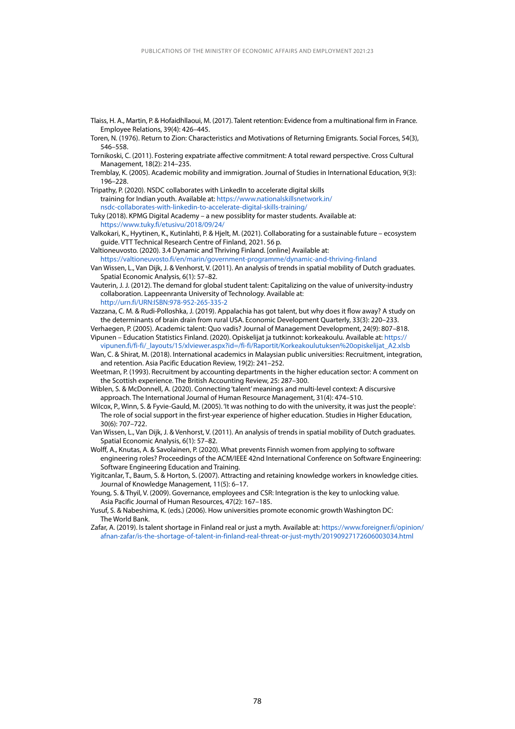Tlaiss, H. A., Martin, P. & Hofaidhllaoui, M. (2017). Talent retention: Evidence from a multinational firm in France. Employee Relations, 39(4): 426–445.

Toren, N. (1976). Return to Zion: Characteristics and Motivations of Returning Emigrants. Social Forces, 54(3), 546–558.

Tornikoski, C. (2011). Fostering expatriate affective commitment: A total reward perspective. Cross Cultural Management, 18(2): 214–235.

Tremblay, K. (2005). Academic mobility and immigration. Journal of Studies in International Education, 9(3): 196–228.

Tripathy, P. (2020). NSDC collaborates with LinkedIn to accelerate digital skills training for Indian youth. Available at: https://www.nationalskillsnetwork.in/nsdc-collaborates-with-linkedin-to-accelerate-digital-skills-training/

Tuky (2018). KPMG Digital Academy – a new possiblity for master students. Available at: https://www.tuky.fi/etusivu/2018/09/24/

Valkokari, K., Hyytinen, K., Kutinlahti, P. & Hjelt, M. (2021). Collaborating for a sustainable future – ecosystem guide. VTT Technical Research Centre of Finland, 2021. 56 p.

Valtioneuvosto. (2020). 3.4 Dynamic and Thriving Finland. [online] Available at: https://valtioneuvosto.fi/en/marin/government-programme/dynamic-and-thriving-finland

Van Wissen, L., Van Dijk, J. & Venhorst, V. (2011). An analysis of trends in spatial mobility of Dutch graduates. Spatial Economic Analysis, 6(1): 57–82.

Vauterin, J. J. (2012). The demand for global student talent: Capitalizing on the value of university-industry collaboration. Lappeenranta University of Technology. Available at: http://urn.fi/URN:ISBN:978-952-265-335-2

Vazzana, C. M. & Rudi-Polloshka, J. (2019). Appalachia has got talent, but why does it flow away? A study on the determinants of brain drain from rural USA. Economic Development Quarterly, 33(3): 220–233.

Verhaegen, P. (2005). Academic talent: Quo vadis? Journal of Management Development, 24(9): 807–818.

Vipunen – Education Statistics Finland. (2020). Opiskelijat ja tutkinnot: korkeakoulu. Available at: https://vipunen.fi/fi-fi/_layouts/15/xlviewer.aspx?id=/fi-fi/Raportit/Korkeakoulutuksen%20opiskelijat_A2.xlsb

Wan, C. & Shirat, M. (2018). International academics in Malaysian public universities: Recruitment, integration, and retention. Asia Pacific Education Review, 19(2): 241–252.

Weetman, P. (1993). Recruitment by accounting departments in the higher education sector: A comment on the Scottish experience. The British Accounting Review, 25: 287–300.

Wiblen, S. & McDonnell, A. (2020). Connecting 'talent' meanings and multi-level context: A discursive approach. The International Journal of Human Resource Management, 31(4): 474–510.

Wilcox, P., Winn, S. & Fyvie-Gauld, M. (2005). 'It was nothing to do with the university, it was just the people': The role of social support in the first-year experience of higher education. Studies in Higher Education, 30(6): 707–722.

Van Wissen, L., Van Dijk, J. & Venhorst, V. (2011). An analysis of trends in spatial mobility of Dutch graduates. Spatial Economic Analysis, 6(1): 57–82.

Wolff, A., Knutas, A. & Savolainen, P. (2020). What prevents Finnish women from applying to software engineering roles? Proceedings of the ACM/IEEE 42nd International Conference on Software Engineering: Software Engineering Education and Training.

Yigitcanlar, T., Baum, S. & Horton, S. (2007). Attracting and retaining knowledge workers in knowledge cities. Journal of Knowledge Management, 11(5): 6–17.

Young, S. & Thyil, V. (2009). Governance, employees and CSR: Integration is the key to unlocking value. Asia Pacific Journal of Human Resources, 47(2): 167–185.

Yusuf, S. & Nabeshima, K. (eds.) (2006). How universities promote economic growth Washington DC: The World Bank.

Zafar, A. (2019). Is talent shortage in Finland real or just a myth. Available at: https://www.foreigner.fi/opinion/afnan-zafar/is-the-shortage-of-talent-in-finland-real-threat-or-just-myth/20190927172606003034.html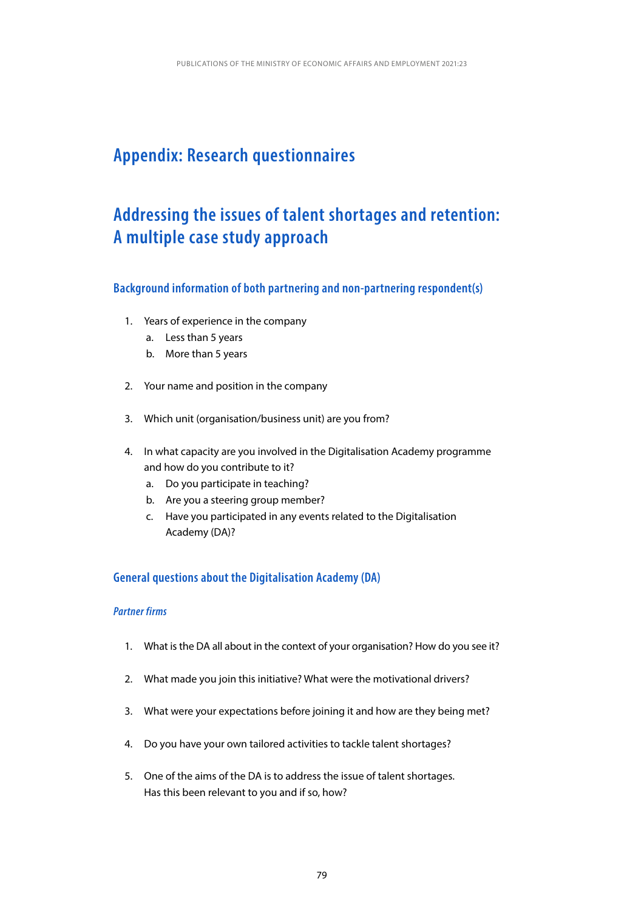# Appendix: Research questionnaires

## Addressing the issues of talent shortages and retention: A multiple case study approach

### Background information of both partnering and non-partnering respondent(s)

1. Years of experience in the company
   a. Less than 5 years
   b. More than 5 years

2. Your name and position in the company

3. Which unit (organisation/business unit) are you from?

4. In what capacity are you involved in the Digitalisation Academy programme and how do you contribute to it?
   a. Do you participate in teaching?
   b. Are you a steering group member?
   c. Have you participated in any events related to the Digitalisation Academy (DA)?

### General questions about the Digitalisation Academy (DA)

#### *Partner firms*

1. What is the DA all about in the context of your organisation? How do you see it?

2. What made you join this initiative? What were the motivational drivers?

3. What were your expectations before joining it and how are they being met?

4. Do you have your own tailored activities to tackle talent shortages?

5. One of the aims of the DA is to address the issue of talent shortages. Has this been relevant to you and if so, how?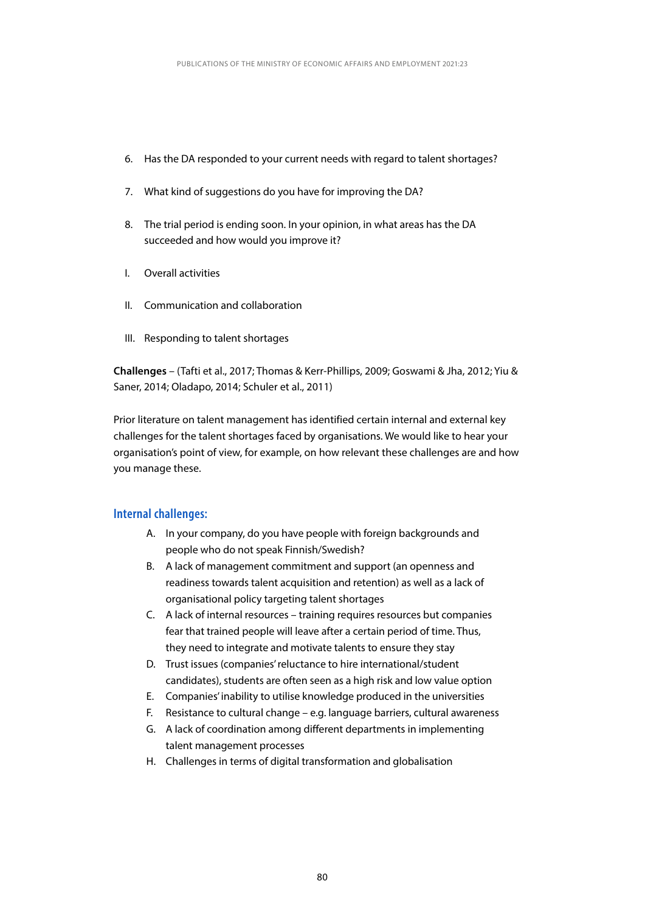6. Has the DA responded to your current needs with regard to talent shortages?

7. What kind of suggestions do you have for improving the DA?

8. The trial period is ending soon. In your opinion, in what areas has the DA succeeded and how would you improve it?

I. Overall activities

II. Communication and collaboration

III. Responding to talent shortages

**Challenges** – (Tafti et al., 2017; Thomas & Kerr-Phillips, 2009; Goswami & Jha, 2012; Yiu & Saner, 2014; Oladapo, 2014; Schuler et al., 2011)

Prior literature on talent management has identified certain internal and external key challenges for the talent shortages faced by organisations. We would like to hear your organisation's point of view, for example, on how relevant these challenges are and how you manage these.

### Internal challenges:

A. In your company, do you have people with foreign backgrounds and people who do not speak Finnish/Swedish?
B. A lack of management commitment and support (an openness and readiness towards talent acquisition and retention) as well as a lack of organisational policy targeting talent shortages
C. A lack of internal resources – training requires resources but companies fear that trained people will leave after a certain period of time. Thus, they need to integrate and motivate talents to ensure they stay
D. Trust issues (companies' reluctance to hire international/student candidates), students are often seen as a high risk and low value option
E. Companies' inability to utilise knowledge produced in the universities
F. Resistance to cultural change – e.g. language barriers, cultural awareness
G. A lack of coordination among different departments in implementing talent management processes
H. Challenges in terms of digital transformation and globalisation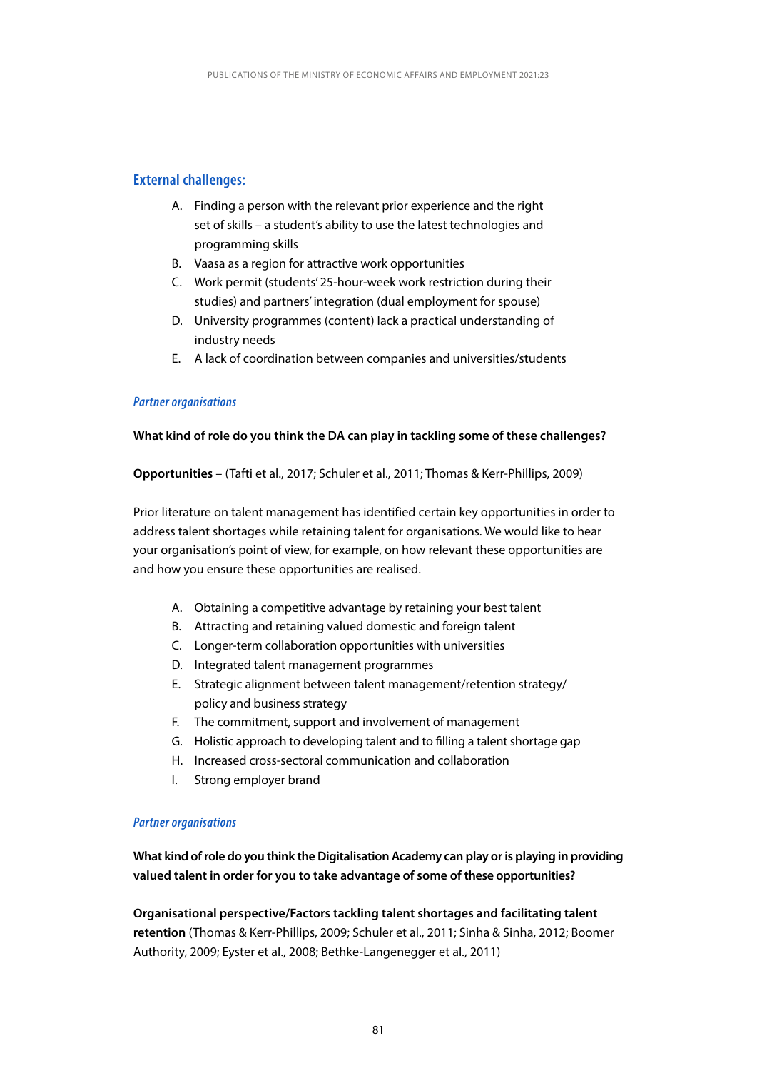### External challenges:

A. Finding a person with the relevant prior experience and the right set of skills – a student's ability to use the latest technologies and programming skills
B. Vaasa as a region for attractive work opportunities
C. Work permit (students' 25-hour-week work restriction during their studies) and partners' integration (dual employment for spouse)
D. University programmes (content) lack a practical understanding of industry needs
E. A lack of coordination between companies and universities/students

*Partner organisations*

**What kind of role do you think the DA can play in tackling some of these challenges?**

**Opportunities** – (Tafti et al., 2017; Schuler et al., 2011; Thomas & Kerr-Phillips, 2009)

Prior literature on talent management has identified certain key opportunities in order to address talent shortages while retaining talent for organisations. We would like to hear your organisation's point of view, for example, on how relevant these opportunities are and how you ensure these opportunities are realised.

A. Obtaining a competitive advantage by retaining your best talent
B. Attracting and retaining valued domestic and foreign talent
C. Longer-term collaboration opportunities with universities
D. Integrated talent management programmes
E. Strategic alignment between talent management/retention strategy/policy and business strategy
F. The commitment, support and involvement of management
G. Holistic approach to developing talent and to filling a talent shortage gap
H. Increased cross-sectoral communication and collaboration
I. Strong employer brand

*Partner organisations*

**What kind of role do you think the Digitalisation Academy can play or is playing in providing valued talent in order for you to take advantage of some of these opportunities?**

**Organisational perspective/Factors tackling talent shortages and facilitating talent retention** (Thomas & Kerr-Phillips, 2009; Schuler et al., 2011; Sinha & Sinha, 2012; Boomer Authority, 2009; Eyster et al., 2008; Bethke-Langenegger et al., 2011)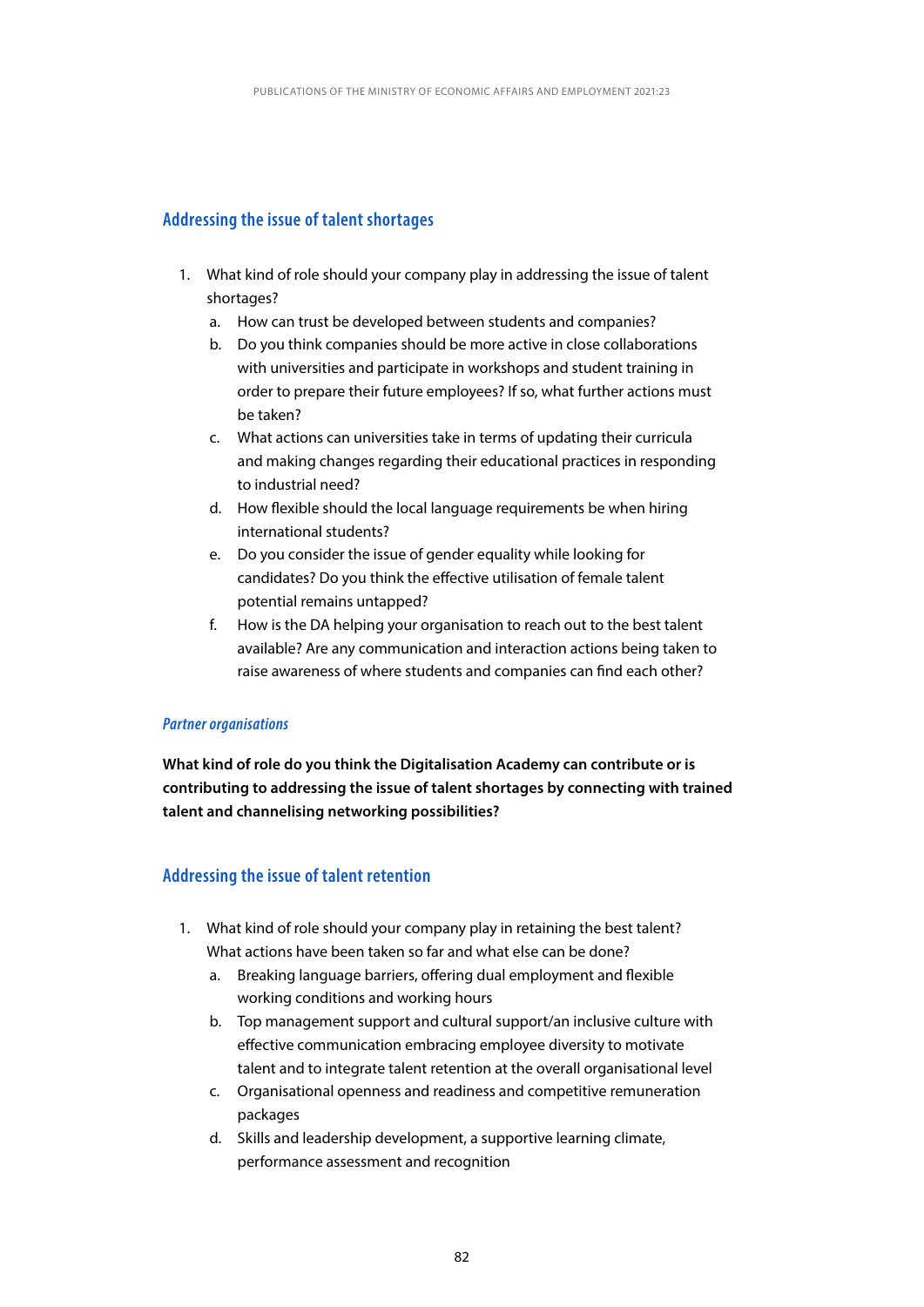## Addressing the issue of talent shortages

1. What kind of role should your company play in addressing the issue of talent shortages?
   a. How can trust be developed between students and companies?
   b. Do you think companies should be more active in close collaborations with universities and participate in workshops and student training in order to prepare their future employees? If so, what further actions must be taken?
   c. What actions can universities take in terms of updating their curricula and making changes regarding their educational practices in responding to industrial need?
   d. How flexible should the local language requirements be when hiring international students?
   e. Do you consider the issue of gender equality while looking for candidates? Do you think the effective utilisation of female talent potential remains untapped?
   f. How is the DA helping your organisation to reach out to the best talent available? Are any communication and interaction actions being taken to raise awareness of where students and companies can find each other?

### *Partner organisations*

**What kind of role do you think the Digitalisation Academy can contribute or is contributing to addressing the issue of talent shortages by connecting with trained talent and channelising networking possibilities?**

## Addressing the issue of talent retention

1. What kind of role should your company play in retaining the best talent? What actions have been taken so far and what else can be done?
   a. Breaking language barriers, offering dual employment and flexible working conditions and working hours
   b. Top management support and cultural support/an inclusive culture with effective communication embracing employee diversity to motivate talent and to integrate talent retention at the overall organisational level
   c. Organisational openness and readiness and competitive remuneration packages
   d. Skills and leadership development, a supportive learning climate, performance assessment and recognition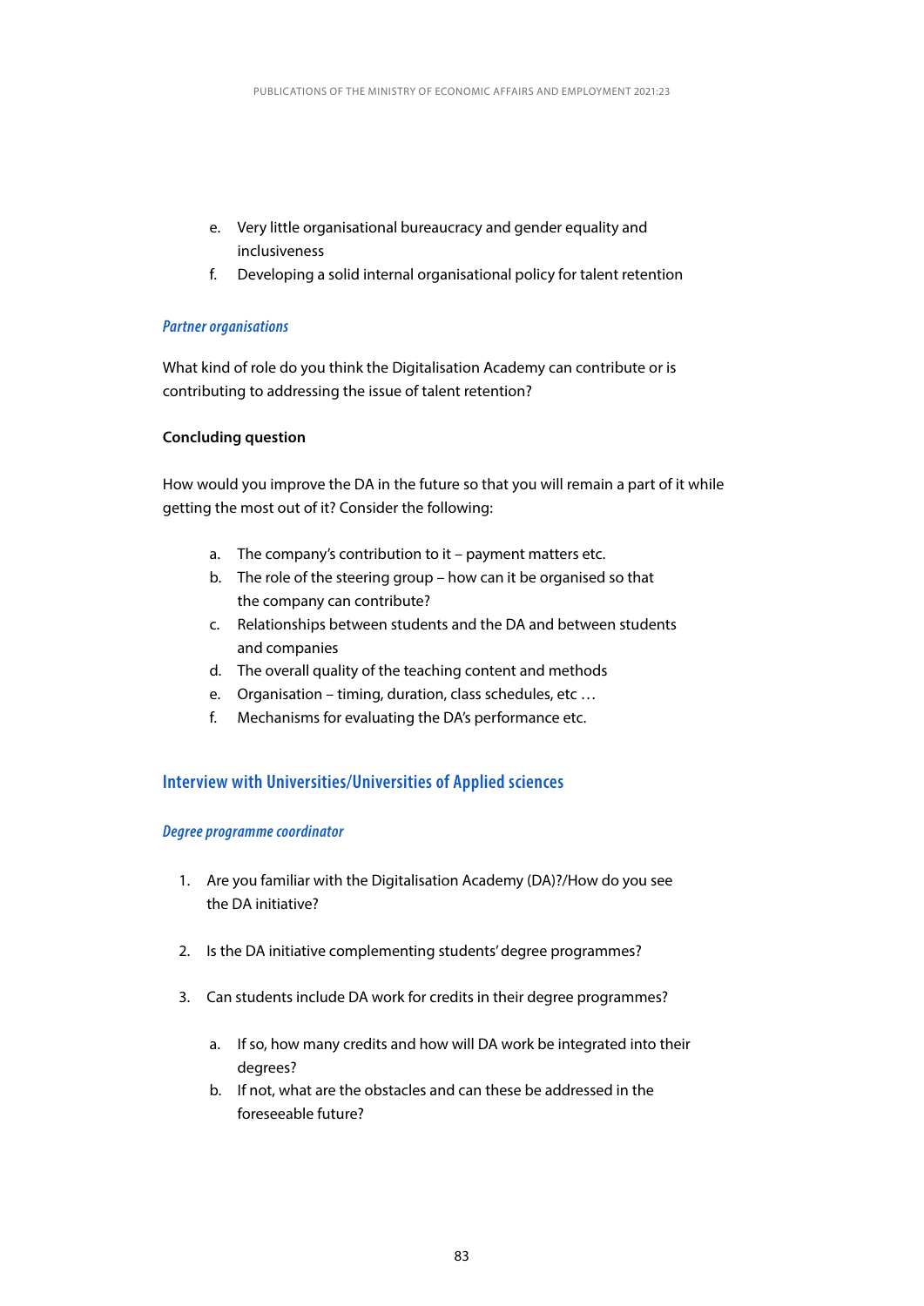e. Very little organisational bureaucracy and gender equality and inclusiveness
f. Developing a solid internal organisational policy for talent retention

#### *Partner organisations*

What kind of role do you think the Digitalisation Academy can contribute or is contributing to addressing the issue of talent retention?

**Concluding question**

How would you improve the DA in the future so that you will remain a part of it while getting the most out of it? Consider the following:

a. The company's contribution to it – payment matters etc.
b. The role of the steering group – how can it be organised so that the company can contribute?
c. Relationships between students and the DA and between students and companies
d. The overall quality of the teaching content and methods
e. Organisation – timing, duration, class schedules, etc …
f. Mechanisms for evaluating the DA's performance etc.

### Interview with Universities/Universities of Applied sciences

#### *Degree programme coordinator*

1. Are you familiar with the Digitalisation Academy (DA)?/How do you see the DA initiative?

2. Is the DA initiative complementing students' degree programmes?

3. Can students include DA work for credits in their degree programmes?

    a. If so, how many credits and how will DA work be integrated into their degrees?
    b. If not, what are the obstacles and can these be addressed in the foreseeable future?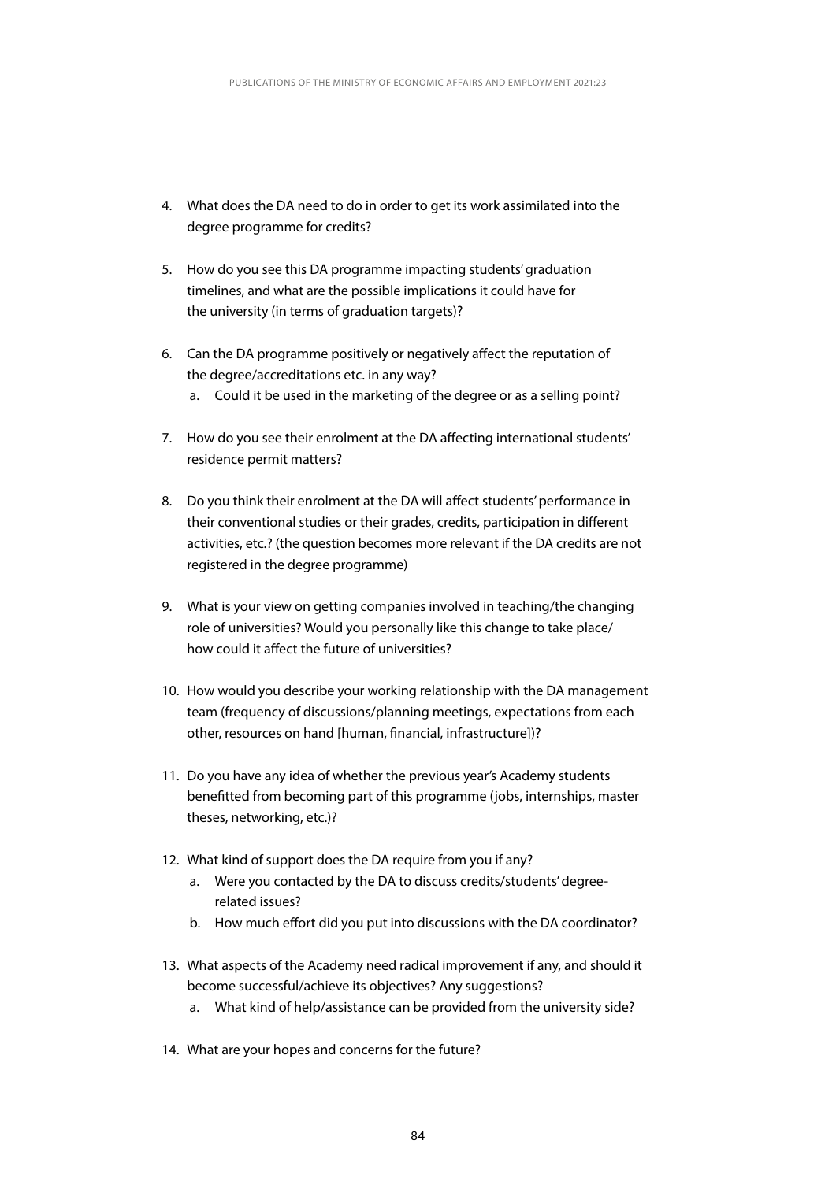4. What does the DA need to do in order to get its work assimilated into the degree programme for credits?

5. How do you see this DA programme impacting students' graduation timelines, and what are the possible implications it could have for the university (in terms of graduation targets)?

6. Can the DA programme positively or negatively affect the reputation of the degree/accreditations etc. in any way?
   a. Could it be used in the marketing of the degree or as a selling point?

7. How do you see their enrolment at the DA affecting international students' residence permit matters?

8. Do you think their enrolment at the DA will affect students' performance in their conventional studies or their grades, credits, participation in different activities, etc.? (the question becomes more relevant if the DA credits are not registered in the degree programme)

9. What is your view on getting companies involved in teaching/the changing role of universities? Would you personally like this change to take place/ how could it affect the future of universities?

10. How would you describe your working relationship with the DA management team (frequency of discussions/planning meetings, expectations from each other, resources on hand [human, financial, infrastructure])?

11. Do you have any idea of whether the previous year's Academy students benefitted from becoming part of this programme (jobs, internships, master theses, networking, etc.)?

12. What kind of support does the DA require from you if any?
    a. Were you contacted by the DA to discuss credits/students' degree-related issues?
    b. How much effort did you put into discussions with the DA coordinator?

13. What aspects of the Academy need radical improvement if any, and should it become successful/achieve its objectives? Any suggestions?
    a. What kind of help/assistance can be provided from the university side?

14. What are your hopes and concerns for the future?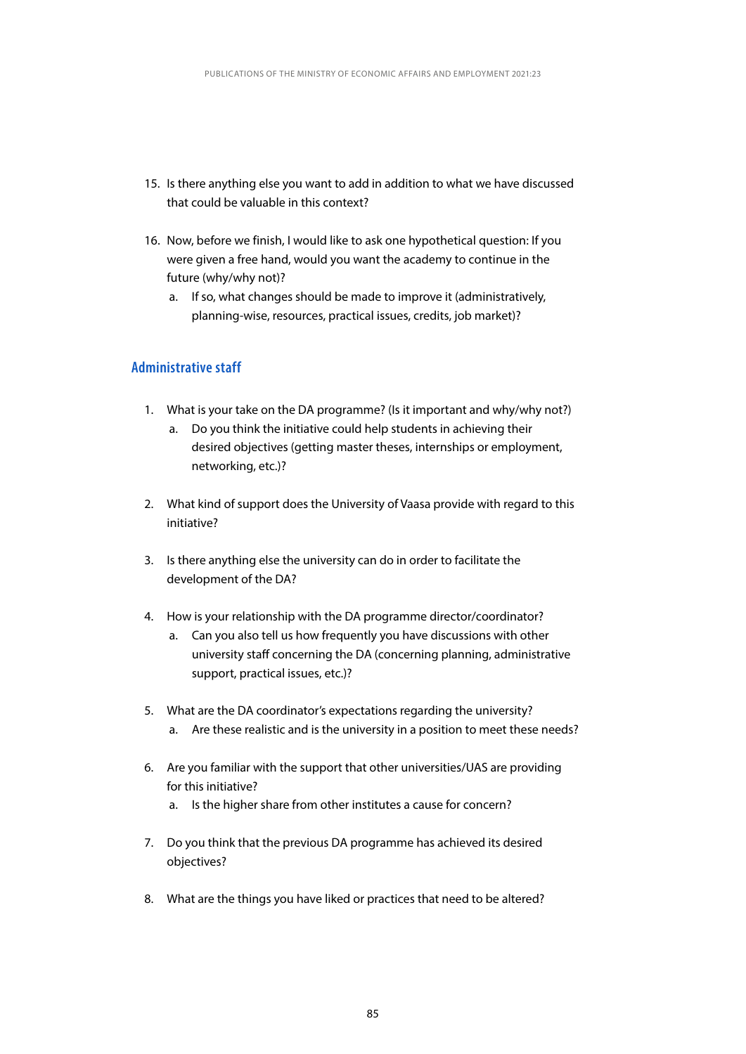15. Is there anything else you want to add in addition to what we have discussed that could be valuable in this context?

16. Now, before we finish, I would like to ask one hypothetical question: If you were given a free hand, would you want the academy to continue in the future (why/why not)?
    a. If so, what changes should be made to improve it (administratively, planning-wise, resources, practical issues, credits, job market)?

### Administrative staff

1. What is your take on the DA programme? (Is it important and why/why not?)
    a. Do you think the initiative could help students in achieving their desired objectives (getting master theses, internships or employment, networking, etc.)?

2. What kind of support does the University of Vaasa provide with regard to this initiative?

3. Is there anything else the university can do in order to facilitate the development of the DA?

4. How is your relationship with the DA programme director/coordinator?
    a. Can you also tell us how frequently you have discussions with other university staff concerning the DA (concerning planning, administrative support, practical issues, etc.)?

5. What are the DA coordinator's expectations regarding the university?
    a. Are these realistic and is the university in a position to meet these needs?

6. Are you familiar with the support that other universities/UAS are providing for this initiative?
    a. Is the higher share from other institutes a cause for concern?

7. Do you think that the previous DA programme has achieved its desired objectives?

8. What are the things you have liked or practices that need to be altered?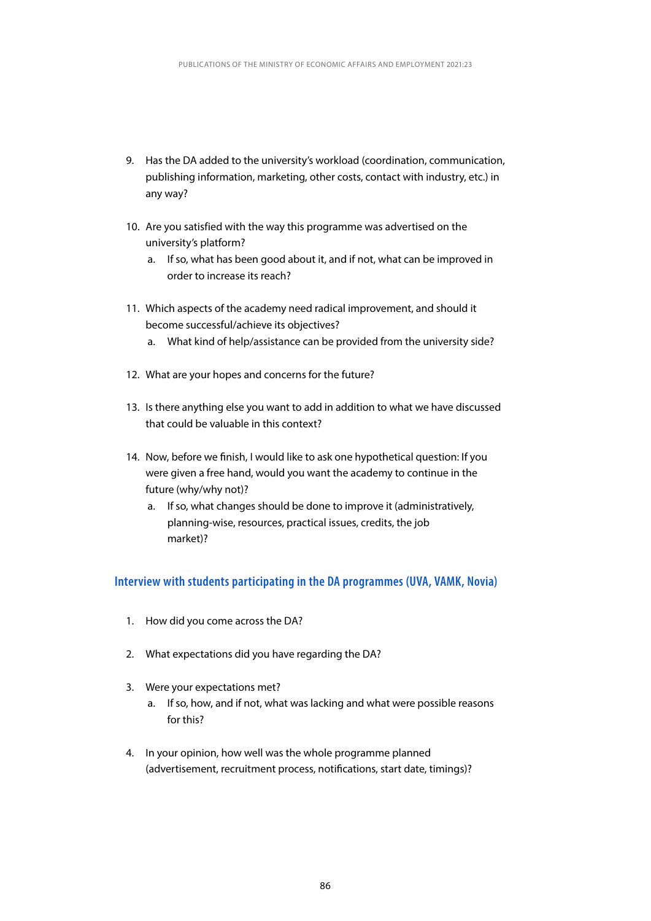9. Has the DA added to the university's workload (coordination, communication, publishing information, marketing, other costs, contact with industry, etc.) in any way?

10. Are you satisfied with the way this programme was advertised on the university's platform?
    a. If so, what has been good about it, and if not, what can be improved in order to increase its reach?

11. Which aspects of the academy need radical improvement, and should it become successful/achieve its objectives?
    a. What kind of help/assistance can be provided from the university side?

12. What are your hopes and concerns for the future?

13. Is there anything else you want to add in addition to what we have discussed that could be valuable in this context?

14. Now, before we finish, I would like to ask one hypothetical question: If you were given a free hand, would you want the academy to continue in the future (why/why not)?
    a. If so, what changes should be done to improve it (administratively, planning-wise, resources, practical issues, credits, the job market)?

### Interview with students participating in the DA programmes (UVA, VAMK, Novia)

1. How did you come across the DA?

2. What expectations did you have regarding the DA?

3. Were your expectations met?
    a. If so, how, and if not, what was lacking and what were possible reasons for this?

4. In your opinion, how well was the whole programme planned (advertisement, recruitment process, notifications, start date, timings)?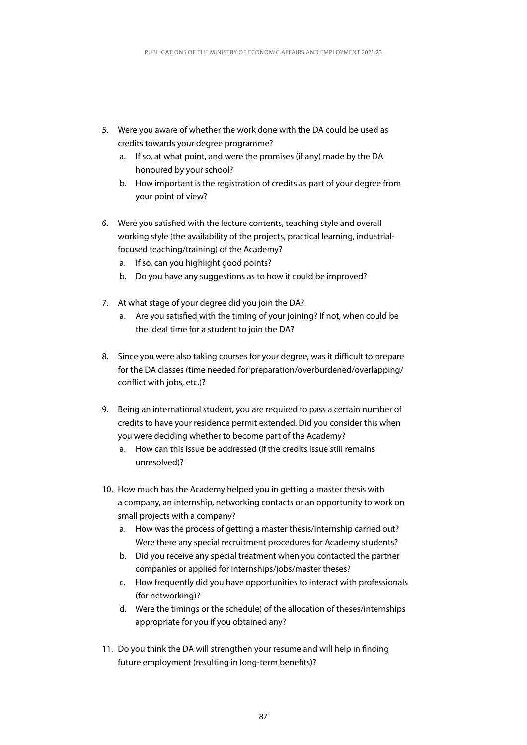5. Were you aware of whether the work done with the DA could be used as credits towards your degree programme?
   a. If so, at what point, and were the promises (if any) made by the DA honoured by your school?
   b. How important is the registration of credits as part of your degree from your point of view?

6. Were you satisfied with the lecture contents, teaching style and overall working style (the availability of the projects, practical learning, industrial-focused teaching/training) of the Academy?
   a. If so, can you highlight good points?
   b. Do you have any suggestions as to how it could be improved?

7. At what stage of your degree did you join the DA?
   a. Are you satisfied with the timing of your joining? If not, when could be the ideal time for a student to join the DA?

8. Since you were also taking courses for your degree, was it difficult to prepare for the DA classes (time needed for preparation/overburdened/overlapping/conflict with jobs, etc.)?

9. Being an international student, you are required to pass a certain number of credits to have your residence permit extended. Did you consider this when you were deciding whether to become part of the Academy?
   a. How can this issue be addressed (if the credits issue still remains unresolved)?

10. How much has the Academy helped you in getting a master thesis with a company, an internship, networking contacts or an opportunity to work on small projects with a company?
    a. How was the process of getting a master thesis/internship carried out? Were there any special recruitment procedures for Academy students?
    b. Did you receive any special treatment when you contacted the partner companies or applied for internships/jobs/master theses?
    c. How frequently did you have opportunities to interact with professionals (for networking)?
    d. Were the timings or the schedule) of the allocation of theses/internships appropriate for you if you obtained any?

11. Do you think the DA will strengthen your resume and will help in finding future employment (resulting in long-term benefits)?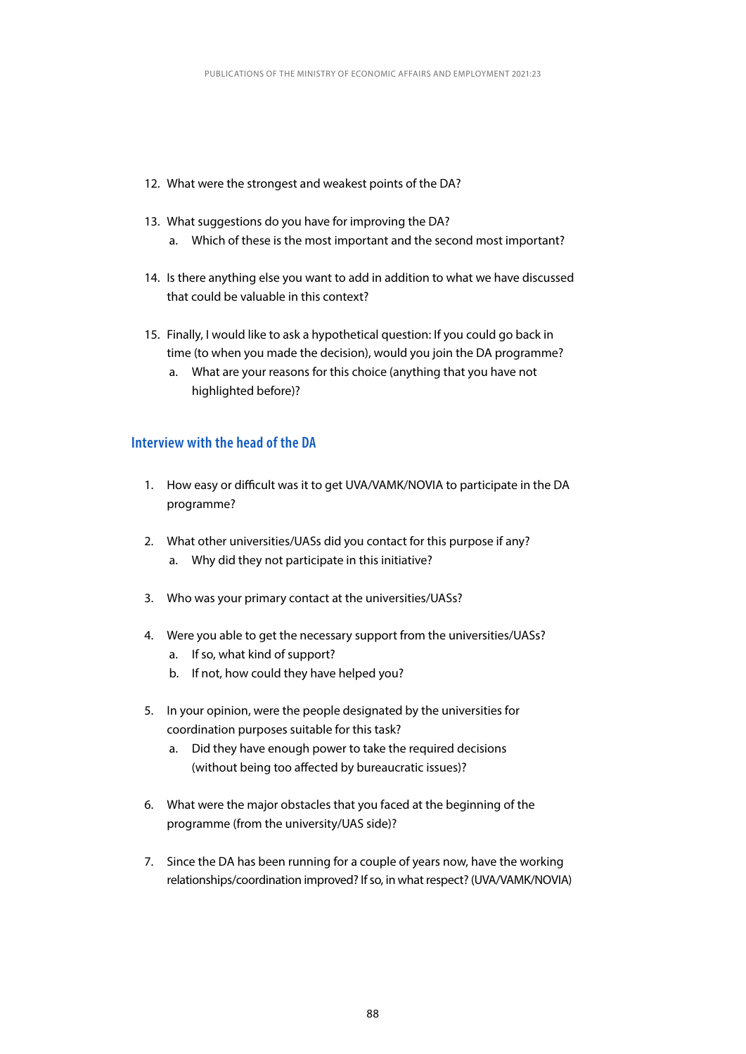12. What were the strongest and weakest points of the DA?

13. What suggestions do you have for improving the DA?
    a. Which of these is the most important and the second most important?

14. Is there anything else you want to add in addition to what we have discussed that could be valuable in this context?

15. Finally, I would like to ask a hypothetical question: If you could go back in time (to when you made the decision), would you join the DA programme?
    a. What are your reasons for this choice (anything that you have not highlighted before)?

### Interview with the head of the DA

1. How easy or difficult was it to get UVA/VAMK/NOVIA to participate in the DA programme?

2. What other universities/UASs did you contact for this purpose if any?
    a. Why did they not participate in this initiative?

3. Who was your primary contact at the universities/UASs?

4. Were you able to get the necessary support from the universities/UASs?
    a. If so, what kind of support?
    b. If not, how could they have helped you?

5. In your opinion, were the people designated by the universities for coordination purposes suitable for this task?
    a. Did they have enough power to take the required decisions (without being too affected by bureaucratic issues)?

6. What were the major obstacles that you faced at the beginning of the programme (from the university/UAS side)?

7. Since the DA has been running for a couple of years now, have the working relationships/coordination improved? If so, in what respect? (UVA/VAMK/NOVIA)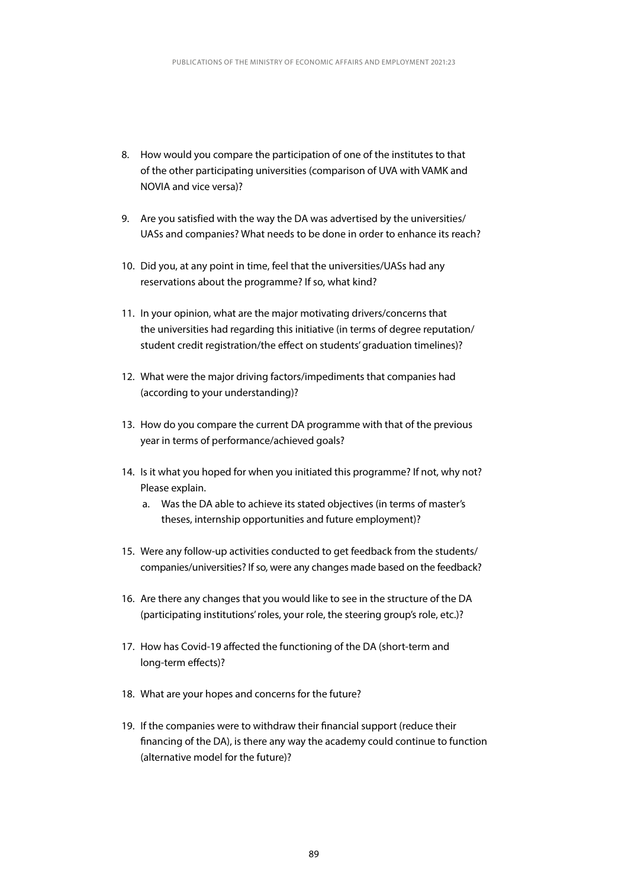8. How would you compare the participation of one of the institutes to that of the other participating universities (comparison of UVA with VAMK and NOVIA and vice versa)?

9. Are you satisfied with the way the DA was advertised by the universities/UASs and companies? What needs to be done in order to enhance its reach?

10. Did you, at any point in time, feel that the universities/UASs had any reservations about the programme? If so, what kind?

11. In your opinion, what are the major motivating drivers/concerns that the universities had regarding this initiative (in terms of degree reputation/student credit registration/the effect on students' graduation timelines)?

12. What were the major driving factors/impediments that companies had (according to your understanding)?

13. How do you compare the current DA programme with that of the previous year in terms of performance/achieved goals?

14. Is it what you hoped for when you initiated this programme? If not, why not? Please explain.
    a. Was the DA able to achieve its stated objectives (in terms of master's theses, internship opportunities and future employment)?

15. Were any follow-up activities conducted to get feedback from the students/companies/universities? If so, were any changes made based on the feedback?

16. Are there any changes that you would like to see in the structure of the DA (participating institutions' roles, your role, the steering group's role, etc.)?

17. How has Covid-19 affected the functioning of the DA (short-term and long-term effects)?

18. What are your hopes and concerns for the future?

19. If the companies were to withdraw their financial support (reduce their financing of the DA), is there any way the academy could continue to function (alternative model for the future)?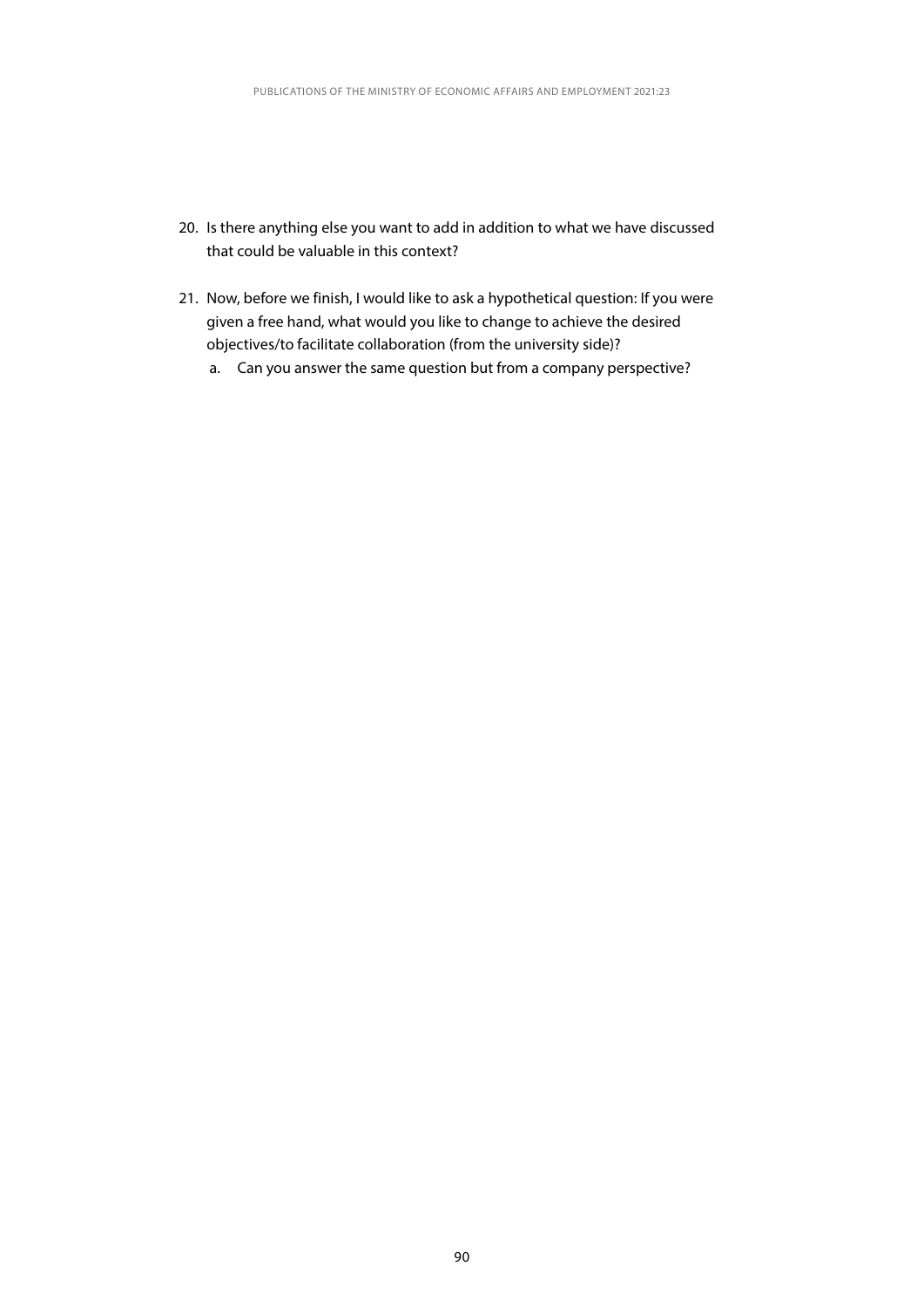20. Is there anything else you want to add in addition to what we have discussed that could be valuable in this context?

21. Now, before we finish, I would like to ask a hypothetical question: If you were given a free hand, what would you like to change to achieve the desired objectives/to facilitate collaboration (from the university side)?
    a. Can you answer the same question but from a company perspective?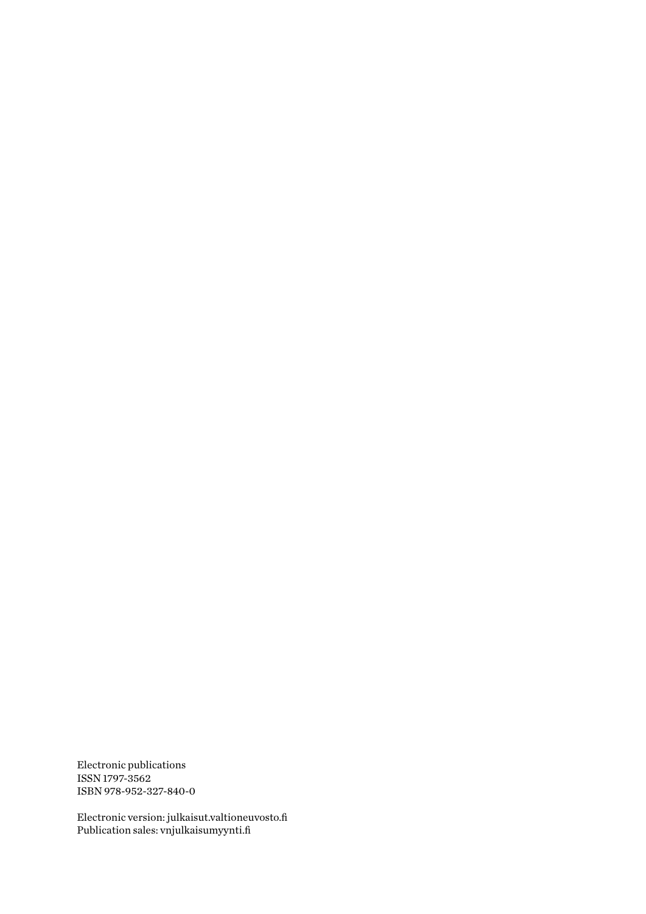Electronic publications
ISSN 1797-3562
ISBN 978-952-327-840-0

Electronic version: julkaisut.valtioneuvosto.fi
Publication sales: vnjulkaisumyynti.fi